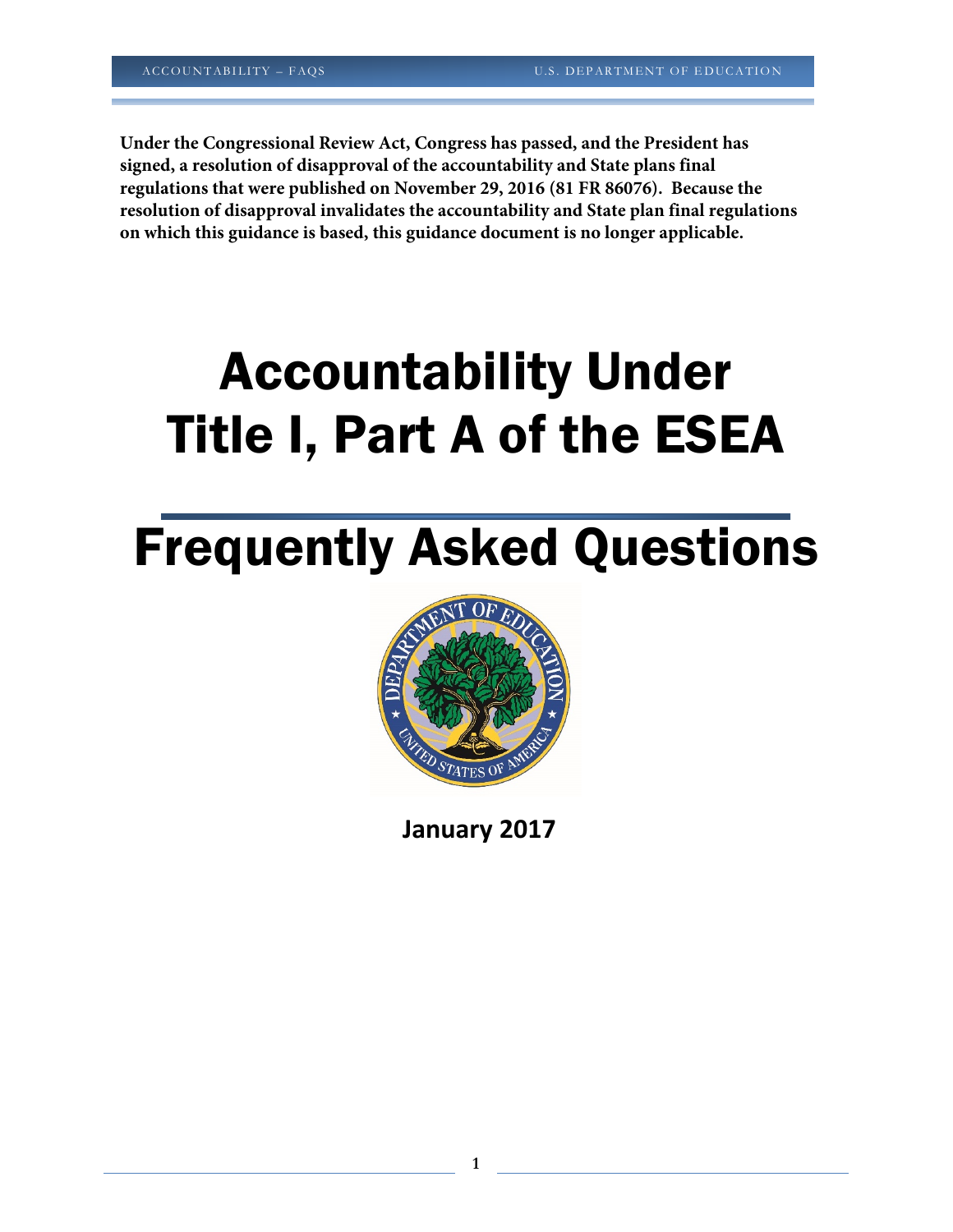**Under the Congressional Review Act, Congress has passed, and the President has signed, a resolution of disapproval of the accountability and State plans final regulations that were published on November 29, 2016 (81 FR 86076). Because the resolution of disapproval invalidates the accountability and State plan final regulations on which this guidance is based, this guidance document is no longer applicable.**

# Accountability Under Title I, Part A of the ESEA

# Frequently Asked Questions

**January 2017**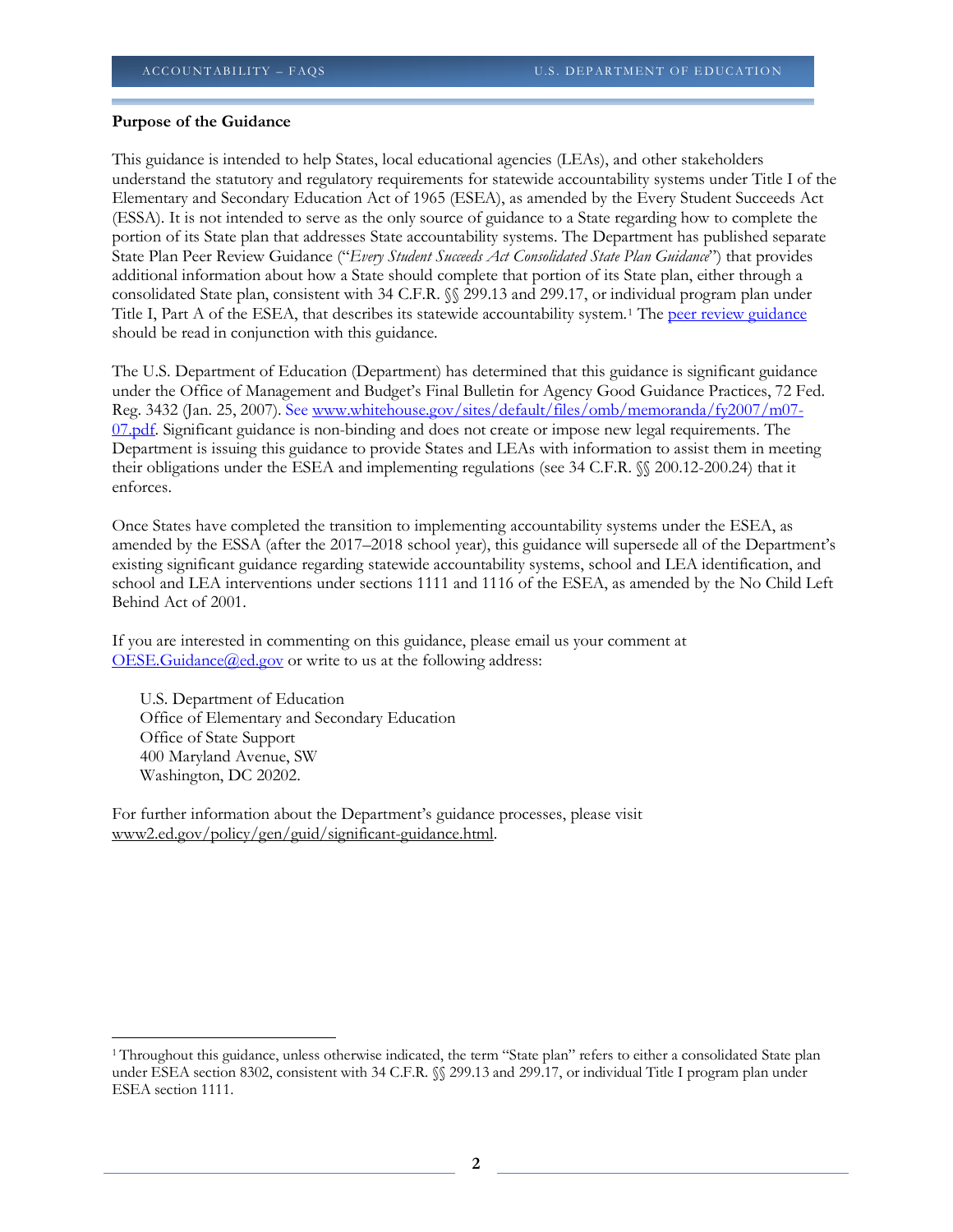**Purpose of the Guidance**

This guidance is intended to help States, local educational agencies (LEAs), and other stakeholders understand the statutory and regulatory requirements for statewide accountability systems under Title I of the Elementary and Secondary Education Act of 1965 (ESEA), as amended by the Every Student Succeeds Act (ESSA). It is not intended to serve as the only source of guidance to a State regarding how to complete the portion of its State plan that addresses State accountability systems. The Department has published separate State Plan Peer Review Guidance ("*Every Student Succeeds Act Consolidated State Plan Guidance*") that provides additional information about how a State should complete that portion of its State plan, either through a consolidated State plan, consistent with 34 C.F.R. §§ 299.13 and 299.17, or individual program plan under Title I, Part A of the ESEA, that describes its statewide accountability system.[1] The peer review guidance should be read in conjunction with this guidance.

The U.S. Department of Education (Department) has determined that this guidance is significant guidance under the Office of Management and Budget's Final Bulletin for Agency Good Guidance Practices, 72 Fed. Reg. 3432 (Jan. 25, 2007). See www.whitehouse.gov/sites/default/files/omb/memoranda/fy2007/m07-07.pdf. Significant guidance is non-binding and does not create or impose new legal requirements. The Department is issuing this guidance to provide States and LEAs with information to assist them in meeting their obligations under the ESEA and implementing regulations (see 34 C.F.R. §§ 200.12-200.24) that it enforces.

Once States have completed the transition to implementing accountability systems under the ESEA, as amended by the ESSA (after the 2017–2018 school year), this guidance will supersede all of the Department's existing significant guidance regarding statewide accountability systems, school and LEA identification, and school and LEA interventions under sections 1111 and 1116 of the ESEA, as amended by the No Child Left Behind Act of 2001.

If you are interested in commenting on this guidance, please email us your comment at OESE.Guidance@ed.gov or write to us at the following address:

U.S. Department of Education
Office of Elementary and Secondary Education
Office of State Support
400 Maryland Avenue, SW
Washington, DC 20202.

For further information about the Department's guidance processes, please visit www2.ed.gov/policy/gen/guid/significant-guidance.html.

---

[1] Throughout this guidance, unless otherwise indicated, the term "State plan" refers to either a consolidated State plan under ESEA section 8302, consistent with 34 C.F.R. §§ 299.13 and 299.17, or individual Title I program plan under ESEA section 1111.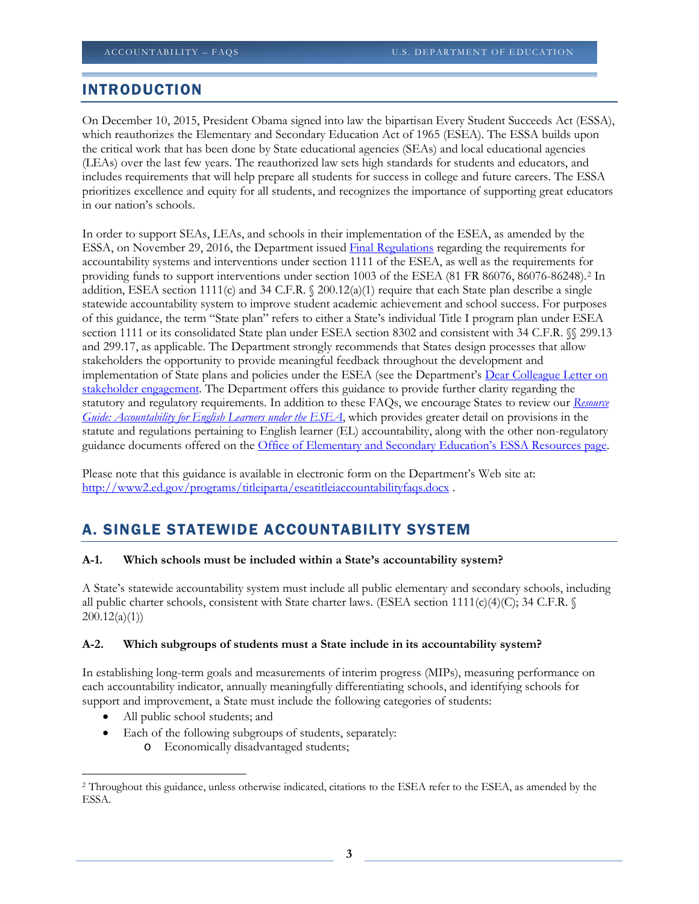## INTRODUCTION

On December 10, 2015, President Obama signed into law the bipartisan Every Student Succeeds Act (ESSA), which reauthorizes the Elementary and Secondary Education Act of 1965 (ESEA). The ESSA builds upon the critical work that has been done by State educational agencies (SEAs) and local educational agencies (LEAs) over the last few years. The reauthorized law sets high standards for students and educators, and includes requirements that will help prepare all students for success in college and future careers. The ESSA prioritizes excellence and equity for all students, and recognizes the importance of supporting great educators in our nation's schools.

In order to support SEAs, LEAs, and schools in their implementation of the ESEA, as amended by the ESSA, on November 29, 2016, the Department issued Final Regulations regarding the requirements for accountability systems and interventions under section 1111 of the ESEA, as well as the requirements for providing funds to support interventions under section 1003 of the ESEA (81 FR 86076, 86076-86248).[2] In addition, ESEA section 1111(c) and 34 C.F.R. § 200.12(a)(1) require that each State plan describe a single statewide accountability system to improve student academic achievement and school success. For purposes of this guidance, the term "State plan" refers to either a State's individual Title I program plan under ESEA section 1111 or its consolidated State plan under ESEA section 8302 and consistent with 34 C.F.R. §§ 299.13 and 299.17, as applicable. The Department strongly recommends that States design processes that allow stakeholders the opportunity to provide meaningful feedback throughout the development and implementation of State plans and policies under the ESEA (see the Department's Dear Colleague Letter on stakeholder engagement. The Department offers this guidance to provide further clarity regarding the statutory and regulatory requirements. In addition to these FAQs, we encourage States to review our *Resource Guide: Accountability for English Learners under the ESEA*, which provides greater detail on provisions in the statute and regulations pertaining to English learner (EL) accountability, along with the other non-regulatory guidance documents offered on the Office of Elementary and Secondary Education's ESSA Resources page.

Please note that this guidance is available in electronic form on the Department's Web site at: http://www2.ed.gov/programs/titleiparta/eseatitleiaccountabilityfaqs.docx .

## A. SINGLE STATEWIDE ACCOUNTABILITY SYSTEM

**A-1. Which schools must be included within a State's accountability system?**

A State's statewide accountability system must include all public elementary and secondary schools, including all public charter schools, consistent with State charter laws. (ESEA section 1111(c)(4)(C); 34 C.F.R. § 200.12(a)(1))

**A-2. Which subgroups of students must a State include in its accountability system?**

In establishing long-term goals and measurements of interim progress (MIPs), measuring performance on each accountability indicator, annually meaningfully differentiating schools, and identifying schools for support and improvement, a State must include the following categories of students:

- All public school students; and
- Each of the following subgroups of students, separately:
  - Economically disadvantaged students;

[2] Throughout this guidance, unless otherwise indicated, citations to the ESEA refer to the ESEA, as amended by the ESSA.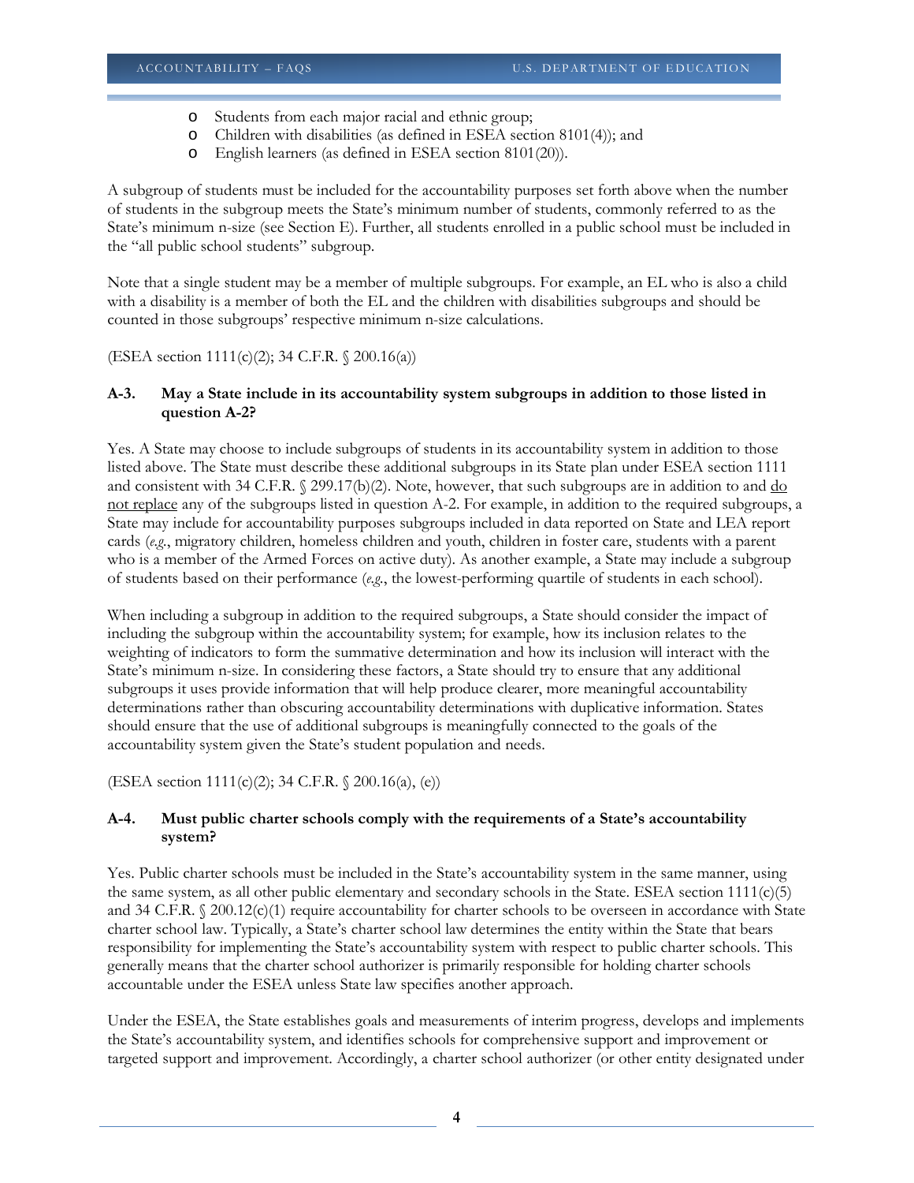- Students from each major racial and ethnic group;
- Children with disabilities (as defined in ESEA section 8101(4)); and
- English learners (as defined in ESEA section 8101(20)).

A subgroup of students must be included for the accountability purposes set forth above when the number of students in the subgroup meets the State's minimum number of students, commonly referred to as the State's minimum n-size (see Section E). Further, all students enrolled in a public school must be included in the "all public school students" subgroup.

Note that a single student may be a member of multiple subgroups. For example, an EL who is also a child with a disability is a member of both the EL and the children with disabilities subgroups and should be counted in those subgroups' respective minimum n-size calculations.

(ESEA section 1111(c)(2); 34 C.F.R. § 200.16(a))

**A-3. May a State include in its accountability system subgroups in addition to those listed in question A-2?**

Yes. A State may choose to include subgroups of students in its accountability system in addition to those listed above. The State must describe these additional subgroups in its State plan under ESEA section 1111 and consistent with 34 C.F.R. § 299.17(b)(2). Note, however, that such subgroups are in addition to and <u>do not replace</u> any of the subgroups listed in question A-2. For example, in addition to the required subgroups, a State may include for accountability purposes subgroups included in data reported on State and LEA report cards (*e.g.*, migratory children, homeless children and youth, children in foster care, students with a parent who is a member of the Armed Forces on active duty). As another example, a State may include a subgroup of students based on their performance (*e.g.*, the lowest-performing quartile of students in each school).

When including a subgroup in addition to the required subgroups, a State should consider the impact of including the subgroup within the accountability system; for example, how its inclusion relates to the weighting of indicators to form the summative determination and how its inclusion will interact with the State's minimum n-size. In considering these factors, a State should try to ensure that any additional subgroups it uses provide information that will help produce clearer, more meaningful accountability determinations rather than obscuring accountability determinations with duplicative information. States should ensure that the use of additional subgroups is meaningfully connected to the goals of the accountability system given the State's student population and needs.

(ESEA section 1111(c)(2); 34 C.F.R. § 200.16(a), (e))

**A-4. Must public charter schools comply with the requirements of a State's accountability system?**

Yes. Public charter schools must be included in the State's accountability system in the same manner, using the same system, as all other public elementary and secondary schools in the State. ESEA section 1111(c)(5) and 34 C.F.R. § 200.12(c)(1) require accountability for charter schools to be overseen in accordance with State charter school law. Typically, a State's charter school law determines the entity within the State that bears responsibility for implementing the State's accountability system with respect to public charter schools. This generally means that the charter school authorizer is primarily responsible for holding charter schools accountable under the ESEA unless State law specifies another approach.

Under the ESEA, the State establishes goals and measurements of interim progress, develops and implements the State's accountability system, and identifies schools for comprehensive support and improvement or targeted support and improvement. Accordingly, a charter school authorizer (or other entity designated under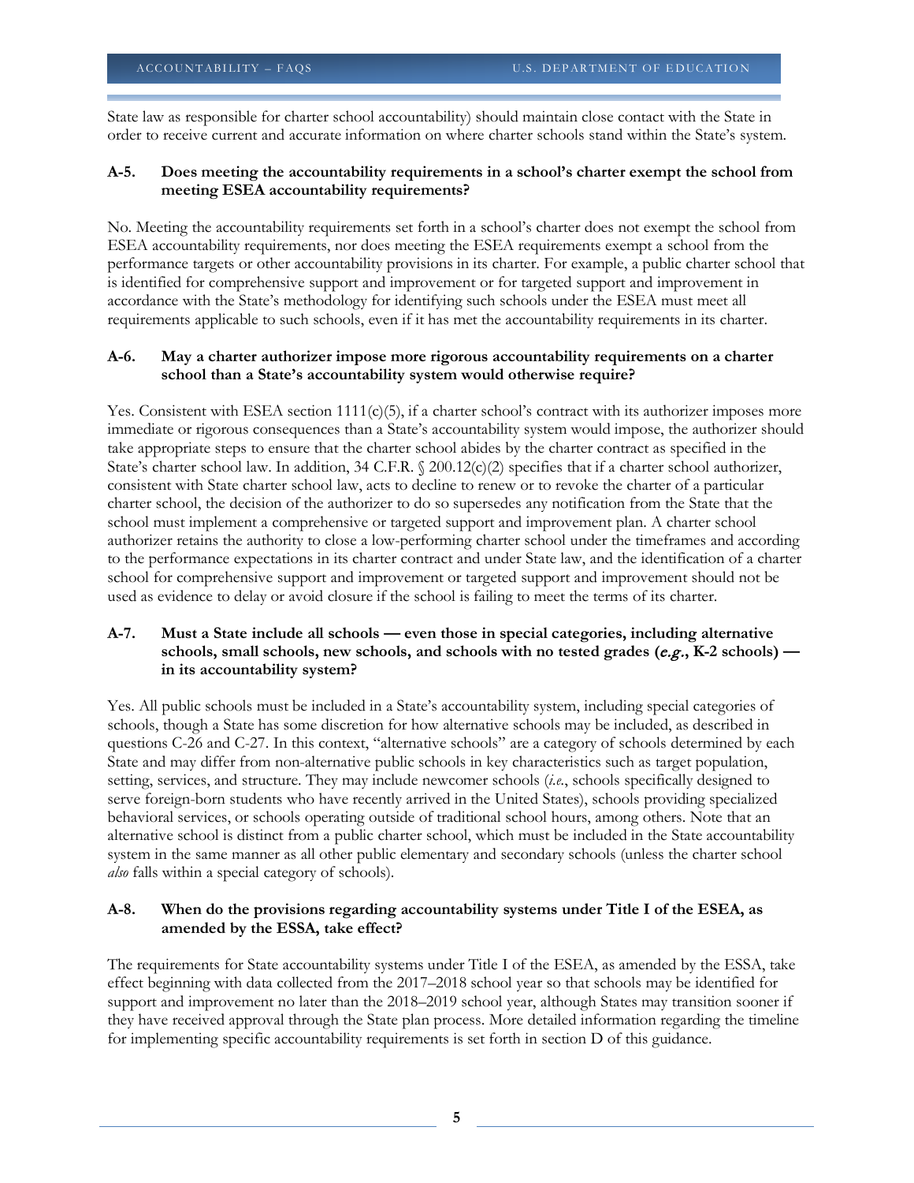State law as responsible for charter school accountability) should maintain close contact with the State in order to receive current and accurate information on where charter schools stand within the State's system.

**A-5. Does meeting the accountability requirements in a school's charter exempt the school from meeting ESEA accountability requirements?**

No. Meeting the accountability requirements set forth in a school's charter does not exempt the school from ESEA accountability requirements, nor does meeting the ESEA requirements exempt a school from the performance targets or other accountability provisions in its charter. For example, a public charter school that is identified for comprehensive support and improvement or for targeted support and improvement in accordance with the State's methodology for identifying such schools under the ESEA must meet all requirements applicable to such schools, even if it has met the accountability requirements in its charter.

**A-6. May a charter authorizer impose more rigorous accountability requirements on a charter school than a State's accountability system would otherwise require?**

Yes. Consistent with ESEA section 1111(c)(5), if a charter school's contract with its authorizer imposes more immediate or rigorous consequences than a State's accountability system would impose, the authorizer should take appropriate steps to ensure that the charter school abides by the charter contract as specified in the State's charter school law. In addition, 34 C.F.R. § 200.12(c)(2) specifies that if a charter school authorizer, consistent with State charter school law, acts to decline to renew or to revoke the charter of a particular charter school, the decision of the authorizer to do so supersedes any notification from the State that the school must implement a comprehensive or targeted support and improvement plan. A charter school authorizer retains the authority to close a low-performing charter school under the timeframes and according to the performance expectations in its charter contract and under State law, and the identification of a charter school for comprehensive support and improvement or targeted support and improvement should not be used as evidence to delay or avoid closure if the school is failing to meet the terms of its charter.

**A-7. Must a State include all schools — even those in special categories, including alternative schools, small schools, new schools, and schools with no tested grades (*e.g.*, K-2 schools) — in its accountability system?**

Yes. All public schools must be included in a State's accountability system, including special categories of schools, though a State has some discretion for how alternative schools may be included, as described in questions C-26 and C-27. In this context, "alternative schools" are a category of schools determined by each State and may differ from non-alternative public schools in key characteristics such as target population, setting, services, and structure. They may include newcomer schools (*i.e.*, schools specifically designed to serve foreign-born students who have recently arrived in the United States), schools providing specialized behavioral services, or schools operating outside of traditional school hours, among others. Note that an alternative school is distinct from a public charter school, which must be included in the State accountability system in the same manner as all other public elementary and secondary schools (unless the charter school *also* falls within a special category of schools).

**A-8. When do the provisions regarding accountability systems under Title I of the ESEA, as amended by the ESSA, take effect?**

The requirements for State accountability systems under Title I of the ESEA, as amended by the ESSA, take effect beginning with data collected from the 2017–2018 school year so that schools may be identified for support and improvement no later than the 2018–2019 school year, although States may transition sooner if they have received approval through the State plan process. More detailed information regarding the timeline for implementing specific accountability requirements is set forth in section D of this guidance.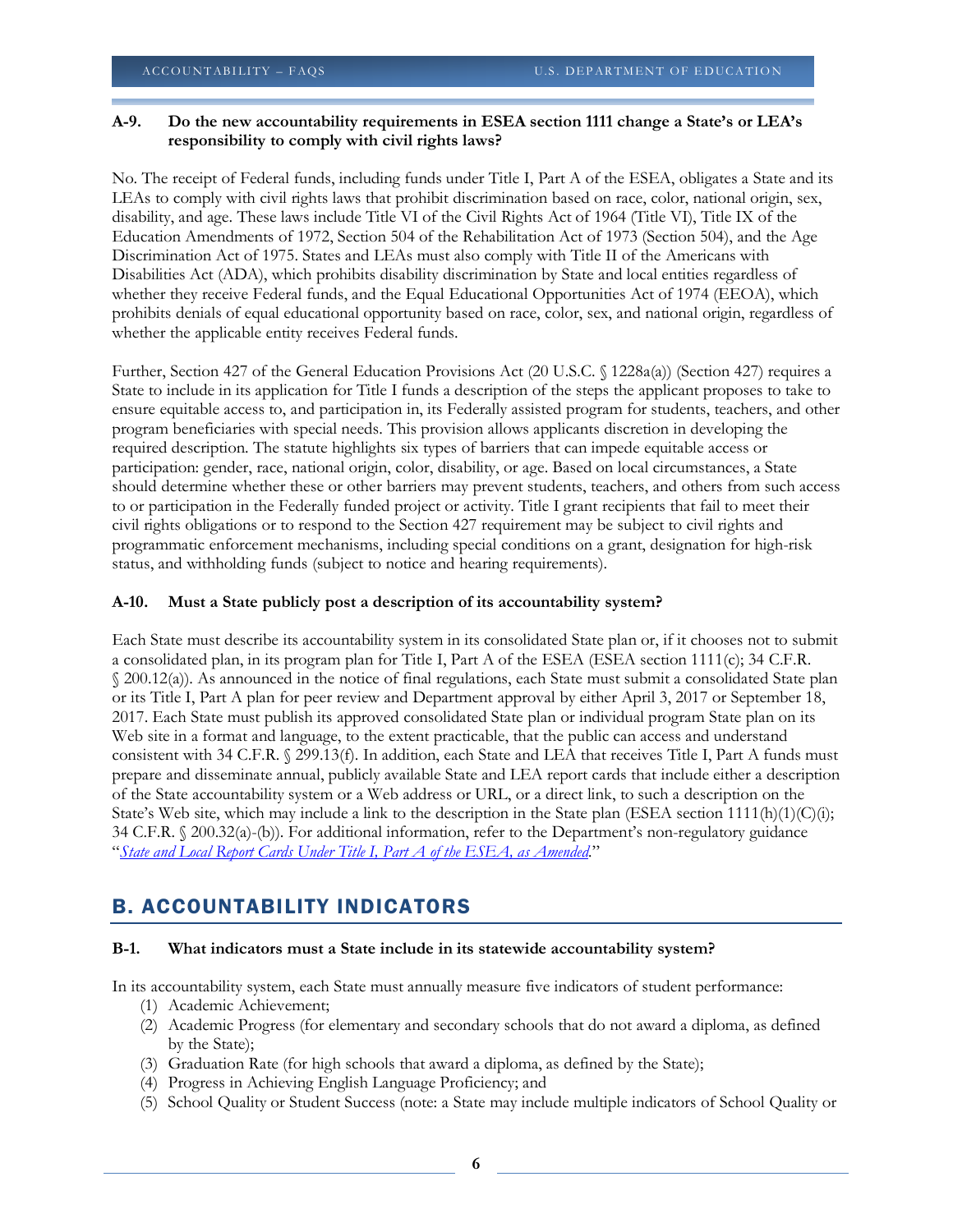**A-9. Do the new accountability requirements in ESEA section 1111 change a State's or LEA's responsibility to comply with civil rights laws?**

No. The receipt of Federal funds, including funds under Title I, Part A of the ESEA, obligates a State and its LEAs to comply with civil rights laws that prohibit discrimination based on race, color, national origin, sex, disability, and age. These laws include Title VI of the Civil Rights Act of 1964 (Title VI), Title IX of the Education Amendments of 1972, Section 504 of the Rehabilitation Act of 1973 (Section 504), and the Age Discrimination Act of 1975. States and LEAs must also comply with Title II of the Americans with Disabilities Act (ADA), which prohibits disability discrimination by State and local entities regardless of whether they receive Federal funds, and the Equal Educational Opportunities Act of 1974 (EEOA), which prohibits denials of equal educational opportunity based on race, color, sex, and national origin, regardless of whether the applicable entity receives Federal funds.

Further, Section 427 of the General Education Provisions Act (20 U.S.C. § 1228a(a)) (Section 427) requires a State to include in its application for Title I funds a description of the steps the applicant proposes to take to ensure equitable access to, and participation in, its Federally assisted program for students, teachers, and other program beneficiaries with special needs. This provision allows applicants discretion in developing the required description. The statute highlights six types of barriers that can impede equitable access or participation: gender, race, national origin, color, disability, or age. Based on local circumstances, a State should determine whether these or other barriers may prevent students, teachers, and others from such access to or participation in the Federally funded project or activity. Title I grant recipients that fail to meet their civil rights obligations or to respond to the Section 427 requirement may be subject to civil rights and programmatic enforcement mechanisms, including special conditions on a grant, designation for high-risk status, and withholding funds (subject to notice and hearing requirements).

**A-10. Must a State publicly post a description of its accountability system?**

Each State must describe its accountability system in its consolidated State plan or, if it chooses not to submit a consolidated plan, in its program plan for Title I, Part A of the ESEA (ESEA section 1111(c); 34 C.F.R. § 200.12(a)). As announced in the notice of final regulations, each State must submit a consolidated State plan or its Title I, Part A plan for peer review and Department approval by either April 3, 2017 or September 18, 2017. Each State must publish its approved consolidated State plan or individual program State plan on its Web site in a format and language, to the extent practicable, that the public can access and understand consistent with 34 C.F.R. § 299.13(f). In addition, each State and LEA that receives Title I, Part A funds must prepare and disseminate annual, publicly available State and LEA report cards that include either a description of the State accountability system or a Web address or URL, or a direct link, to such a description on the State's Web site, which may include a link to the description in the State plan (ESEA section 1111(h)(1)(C)(i); 34 C.F.R. § 200.32(a)-(b)). For additional information, refer to the Department's non-regulatory guidance "*State and Local Report Cards Under Title I, Part A of the ESEA, as Amended*."

## B. ACCOUNTABILITY INDICATORS

**B-1. What indicators must a State include in its statewide accountability system?**

In its accountability system, each State must annually measure five indicators of student performance:

(1) Academic Achievement;
(2) Academic Progress (for elementary and secondary schools that do not award a diploma, as defined by the State);
(3) Graduation Rate (for high schools that award a diploma, as defined by the State);
(4) Progress in Achieving English Language Proficiency; and
(5) School Quality or Student Success (note: a State may include multiple indicators of School Quality or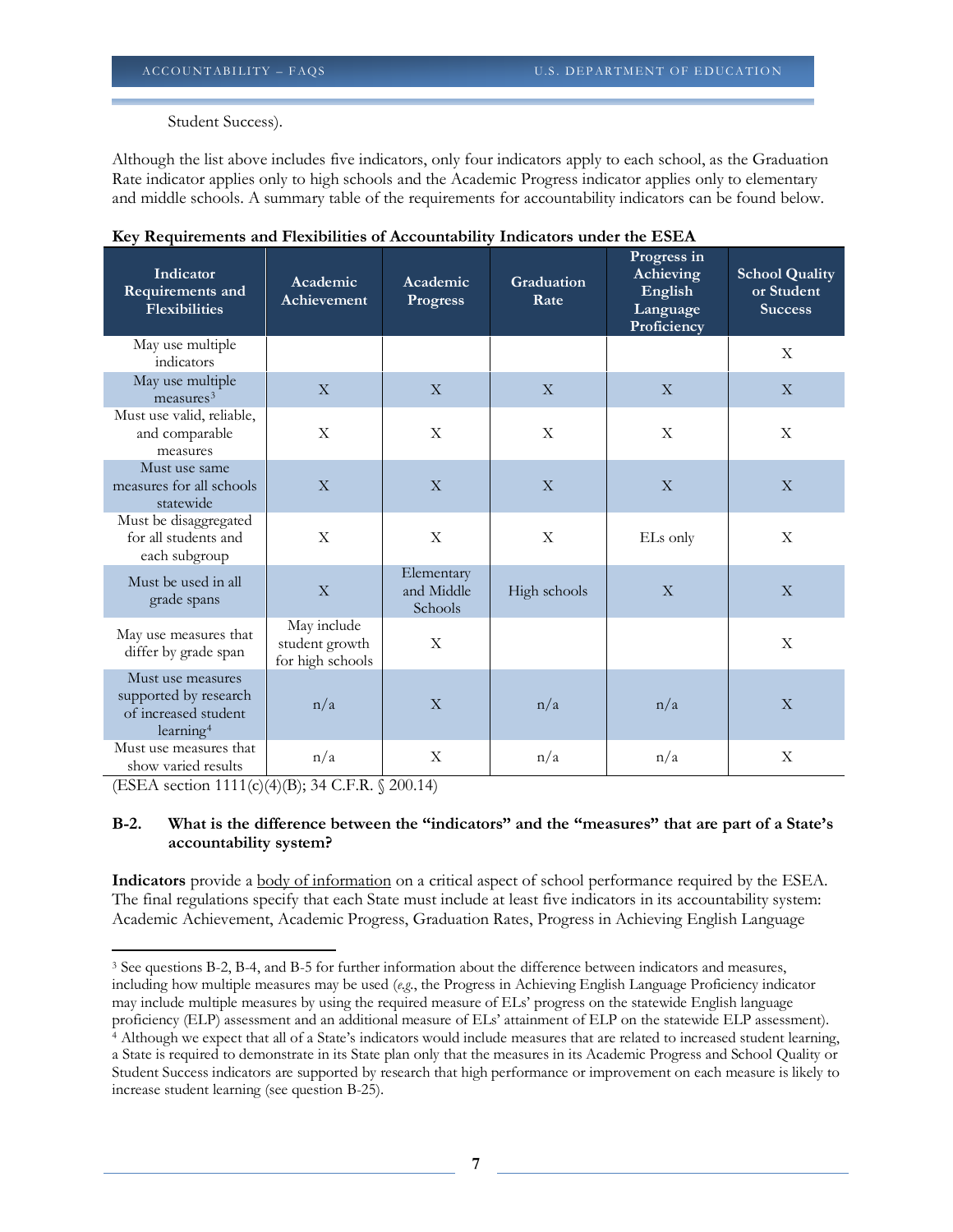Student Success).

Although the list above includes five indicators, only four indicators apply to each school, as the Graduation Rate indicator applies only to high schools and the Academic Progress indicator applies only to elementary and middle schools. A summary table of the requirements for accountability indicators can be found below.

**Key Requirements and Flexibilities of Accountability Indicators under the ESEA**

| Indicator Requirements and Flexibilities | Academic Achievement | Academic Progress | Graduation Rate | Progress in Achieving English Language Proficiency | School Quality or Student Success |
|---|---|---|---|---|---|
| May use multiple indicators | | | | | X |
| May use multiple measures[3] | X | X | X | X | X |
| Must use valid, reliable, and comparable measures | X | X | X | X | X |
| Must use same measures for all schools statewide | X | X | X | X | X |
| Must be disaggregated for all students and each subgroup | X | X | X | ELs only | X |
| Must be used in all grade spans | X | Elementary and Middle Schools | High schools | X | X |
| May use measures that differ by grade span | May include student growth for high schools | X | | | X |
| Must use measures supported by research of increased student learning[4] | n/a | X | n/a | n/a | X |
| Must use measures that show varied results | n/a | X | n/a | n/a | X |

(ESEA section 1111(c)(4)(B); 34 C.F.R. § 200.14)

**B-2. What is the difference between the "indicators" and the "measures" that are part of a State's accountability system?**

**Indicators** provide a body of information on a critical aspect of school performance required by the ESEA. The final regulations specify that each State must include at least five indicators in its accountability system: Academic Achievement, Academic Progress, Graduation Rates, Progress in Achieving English Language

---

[3] See questions B-2, B-4, and B-5 for further information about the difference between indicators and measures, including how multiple measures may be used (*e.g.*, the Progress in Achieving English Language Proficiency indicator may include multiple measures by using the required measure of ELs' progress on the statewide English language proficiency (ELP) assessment and an additional measure of ELs' attainment of ELP on the statewide ELP assessment).

[4] Although we expect that all of a State's indicators would include measures that are related to increased student learning, a State is required to demonstrate in its State plan only that the measures in its Academic Progress and School Quality or Student Success indicators are supported by research that high performance or improvement on each measure is likely to increase student learning (see question B-25).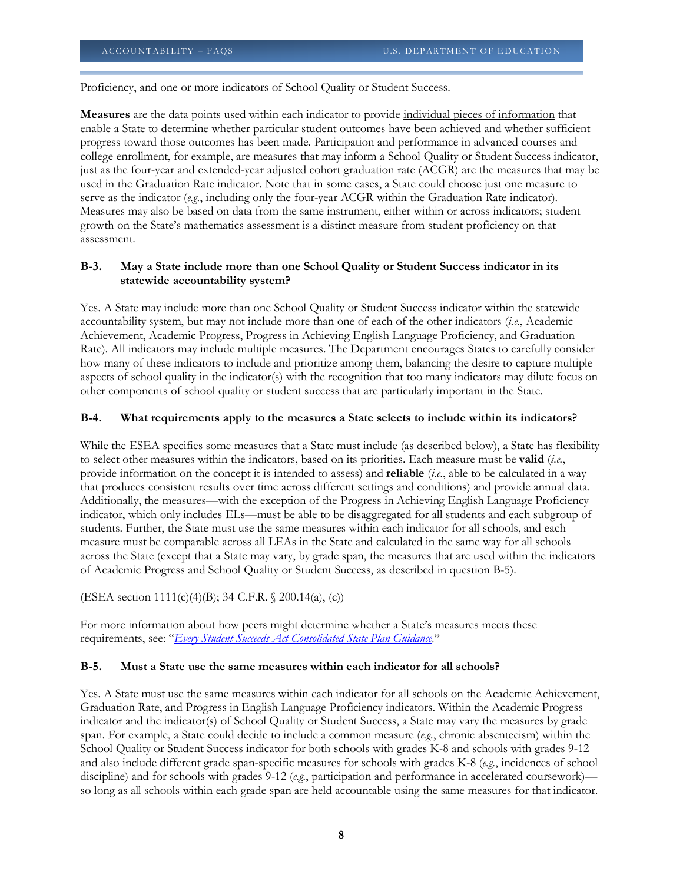Proficiency, and one or more indicators of School Quality or Student Success.

**Measures** are the data points used within each indicator to provide individual pieces of information that enable a State to determine whether particular student outcomes have been achieved and whether sufficient progress toward those outcomes has been made. Participation and performance in advanced courses and college enrollment, for example, are measures that may inform a School Quality or Student Success indicator, just as the four-year and extended-year adjusted cohort graduation rate (ACGR) are the measures that may be used in the Graduation Rate indicator. Note that in some cases, a State could choose just one measure to serve as the indicator (*e.g.*, including only the four-year ACGR within the Graduation Rate indicator). Measures may also be based on data from the same instrument, either within or across indicators; student growth on the State's mathematics assessment is a distinct measure from student proficiency on that assessment.

### B-3. May a State include more than one School Quality or Student Success indicator in its statewide accountability system?

Yes. A State may include more than one School Quality or Student Success indicator within the statewide accountability system, but may not include more than one of each of the other indicators (*i.e.*, Academic Achievement, Academic Progress, Progress in Achieving English Language Proficiency, and Graduation Rate). All indicators may include multiple measures. The Department encourages States to carefully consider how many of these indicators to include and prioritize among them, balancing the desire to capture multiple aspects of school quality in the indicator(s) with the recognition that too many indicators may dilute focus on other components of school quality or student success that are particularly important in the State.

### B-4. What requirements apply to the measures a State selects to include within its indicators?

While the ESEA specifies some measures that a State must include (as described below), a State has flexibility to select other measures within the indicators, based on its priorities. Each measure must be **valid** (*i.e.*, provide information on the concept it is intended to assess) and **reliable** (*i.e.*, able to be calculated in a way that produces consistent results over time across different settings and conditions) and provide annual data. Additionally, the measures—with the exception of the Progress in Achieving English Language Proficiency indicator, which only includes ELs—must be able to be disaggregated for all students and each subgroup of students. Further, the State must use the same measures within each indicator for all schools, and each measure must be comparable across all LEAs in the State and calculated in the same way for all schools across the State (except that a State may vary, by grade span, the measures that are used within the indicators of Academic Progress and School Quality or Student Success, as described in question B-5).

(ESEA section 1111(c)(4)(B); 34 C.F.R. § 200.14(a), (c))

For more information about how peers might determine whether a State's measures meets these requirements, see: "*Every Student Succeeds Act Consolidated State Plan Guidance*."

### B-5. Must a State use the same measures within each indicator for all schools?

Yes. A State must use the same measures within each indicator for all schools on the Academic Achievement, Graduation Rate, and Progress in English Language Proficiency indicators. Within the Academic Progress indicator and the indicator(s) of School Quality or Student Success, a State may vary the measures by grade span. For example, a State could decide to include a common measure (*e.g.*, chronic absenteeism) within the School Quality or Student Success indicator for both schools with grades K-8 and schools with grades 9-12 and also include different grade span-specific measures for schools with grades K-8 (*e.g.*, incidences of school discipline) and for schools with grades 9-12 (*e.g.*, participation and performance in accelerated coursework)—so long as all schools within each grade span are held accountable using the same measures for that indicator.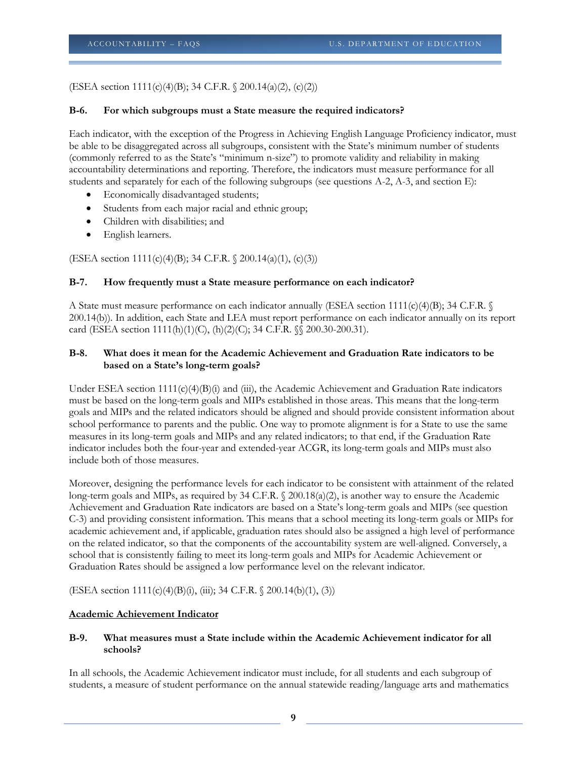(ESEA section 1111(c)(4)(B); 34 C.F.R. § 200.14(a)(2), (c)(2))

**B-6. For which subgroups must a State measure the required indicators?**

Each indicator, with the exception of the Progress in Achieving English Language Proficiency indicator, must be able to be disaggregated across all subgroups, consistent with the State's minimum number of students (commonly referred to as the State's "minimum n-size") to promote validity and reliability in making accountability determinations and reporting. Therefore, the indicators must measure performance for all students and separately for each of the following subgroups (see questions A-2, A-3, and section E):

- Economically disadvantaged students;
- Students from each major racial and ethnic group;
- Children with disabilities; and
- English learners.

(ESEA section 1111(c)(4)(B); 34 C.F.R. § 200.14(a)(1), (c)(3))

**B-7. How frequently must a State measure performance on each indicator?**

A State must measure performance on each indicator annually (ESEA section 1111(c)(4)(B); 34 C.F.R. § 200.14(b)). In addition, each State and LEA must report performance on each indicator annually on its report card (ESEA section 1111(h)(1)(C), (h)(2)(C); 34 C.F.R. §§ 200.30-200.31).

**B-8. What does it mean for the Academic Achievement and Graduation Rate indicators to be based on a State's long-term goals?**

Under ESEA section 1111(c)(4)(B)(i) and (iii), the Academic Achievement and Graduation Rate indicators must be based on the long-term goals and MIPs established in those areas. This means that the long-term goals and MIPs and the related indicators should be aligned and should provide consistent information about school performance to parents and the public. One way to promote alignment is for a State to use the same measures in its long-term goals and MIPs and any related indicators; to that end, if the Graduation Rate indicator includes both the four-year and extended-year ACGR, its long-term goals and MIPs must also include both of those measures.

Moreover, designing the performance levels for each indicator to be consistent with attainment of the related long-term goals and MIPs, as required by 34 C.F.R. § 200.18(a)(2), is another way to ensure the Academic Achievement and Graduation Rate indicators are based on a State's long-term goals and MIPs (see question C-3) and providing consistent information. This means that a school meeting its long-term goals or MIPs for academic achievement and, if applicable, graduation rates should also be assigned a high level of performance on the related indicator, so that the components of the accountability system are well-aligned. Conversely, a school that is consistently failing to meet its long-term goals and MIPs for Academic Achievement or Graduation Rates should be assigned a low performance level on the relevant indicator.

(ESEA section 1111(c)(4)(B)(i), (iii); 34 C.F.R. § 200.14(b)(1), (3))

## <u>Academic Achievement Indicator</u>

**B-9. What measures must a State include within the Academic Achievement indicator for all schools?**

In all schools, the Academic Achievement indicator must include, for all students and each subgroup of students, a measure of student performance on the annual statewide reading/language arts and mathematics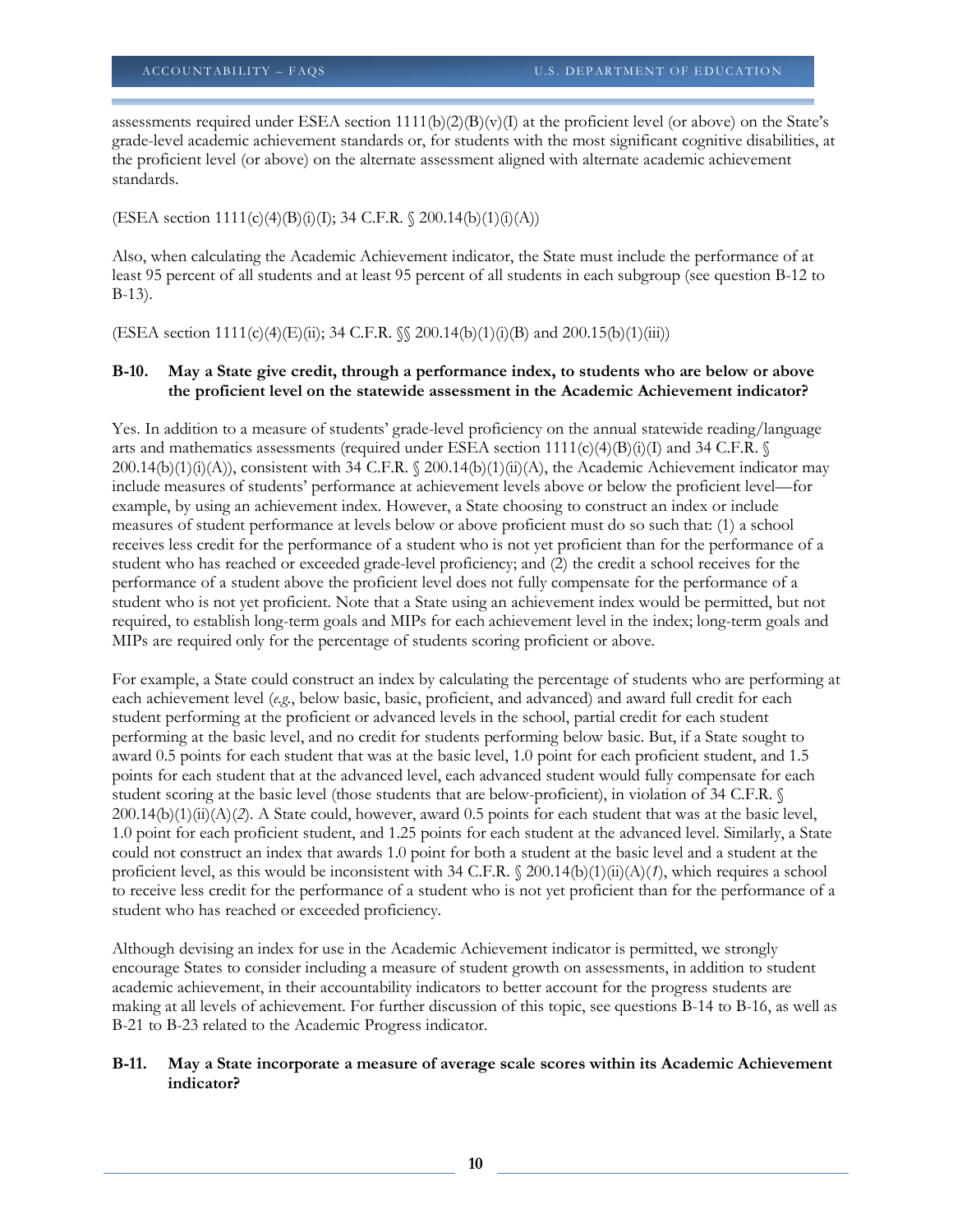assessments required under ESEA section 1111(b)(2)(B)(v)(I) at the proficient level (or above) on the State's grade-level academic achievement standards or, for students with the most significant cognitive disabilities, at the proficient level (or above) on the alternate assessment aligned with alternate academic achievement standards.

(ESEA section 1111(c)(4)(B)(i)(I); 34 C.F.R. § 200.14(b)(1)(i)(A))

Also, when calculating the Academic Achievement indicator, the State must include the performance of at least 95 percent of all students and at least 95 percent of all students in each subgroup (see question B-12 to B-13).

(ESEA section 1111(c)(4)(E)(ii); 34 C.F.R. §§ 200.14(b)(1)(i)(B) and 200.15(b)(1)(iii))

**B-10. May a State give credit, through a performance index, to students who are below or above the proficient level on the statewide assessment in the Academic Achievement indicator?**

Yes. In addition to a measure of students' grade-level proficiency on the annual statewide reading/language arts and mathematics assessments (required under ESEA section 1111(c)(4)(B)(i)(I) and 34 C.F.R. § 200.14(b)(1)(i)(A)), consistent with 34 C.F.R. § 200.14(b)(1)(ii)(A), the Academic Achievement indicator may include measures of students' performance at achievement levels above or below the proficient level—for example, by using an achievement index. However, a State choosing to construct an index or include measures of student performance at levels below or above proficient must do so such that: (1) a school receives less credit for the performance of a student who is not yet proficient than for the performance of a student who has reached or exceeded grade-level proficiency; and (2) the credit a school receives for the performance of a student above the proficient level does not fully compensate for the performance of a student who is not yet proficient. Note that a State using an achievement index would be permitted, but not required, to establish long-term goals and MIPs for each achievement level in the index; long-term goals and MIPs are required only for the percentage of students scoring proficient or above.

For example, a State could construct an index by calculating the percentage of students who are performing at each achievement level (*e.g.*, below basic, basic, proficient, and advanced) and award full credit for each student performing at the proficient or advanced levels in the school, partial credit for each student performing at the basic level, and no credit for students performing below basic. But, if a State sought to award 0.5 points for each student that was at the basic level, 1.0 point for each proficient student, and 1.5 points for each student that at the advanced level, each advanced student would fully compensate for each student scoring at the basic level (those students that are below-proficient), in violation of 34 C.F.R. § 200.14(b)(1)(ii)(A)(*2*). A State could, however, award 0.5 points for each student that was at the basic level, 1.0 point for each proficient student, and 1.25 points for each student at the advanced level. Similarly, a State could not construct an index that awards 1.0 point for both a student at the basic level and a student at the proficient level, as this would be inconsistent with 34 C.F.R. § 200.14(b)(1)(ii)(A)(*1*), which requires a school to receive less credit for the performance of a student who is not yet proficient than for the performance of a student who has reached or exceeded proficiency.

Although devising an index for use in the Academic Achievement indicator is permitted, we strongly encourage States to consider including a measure of student growth on assessments, in addition to student academic achievement, in their accountability indicators to better account for the progress students are making at all levels of achievement. For further discussion of this topic, see questions B-14 to B-16, as well as B-21 to B-23 related to the Academic Progress indicator.

**B-11. May a State incorporate a measure of average scale scores within its Academic Achievement indicator?**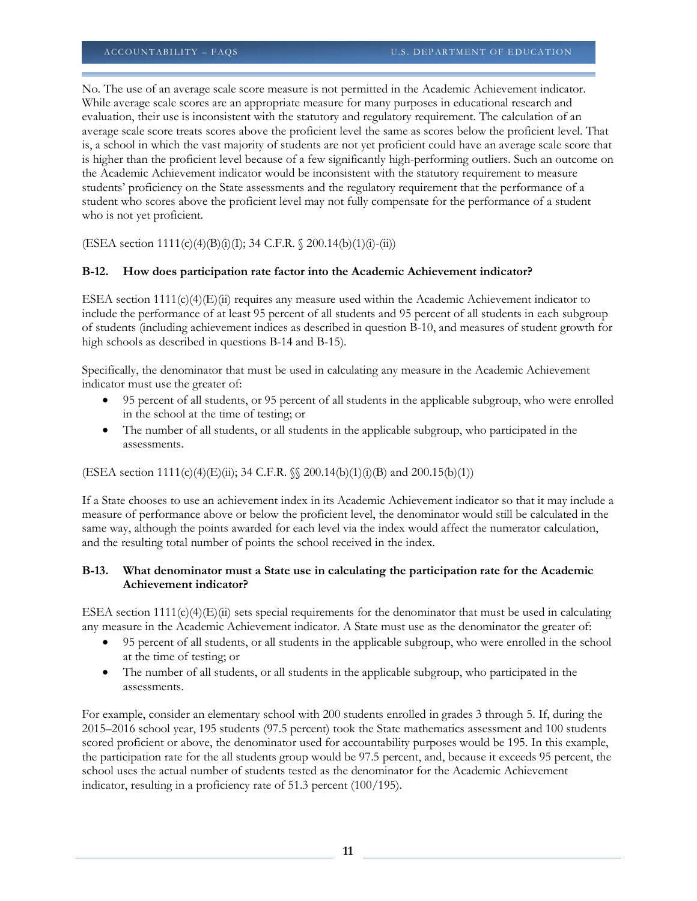No. The use of an average scale score measure is not permitted in the Academic Achievement indicator. While average scale scores are an appropriate measure for many purposes in educational research and evaluation, their use is inconsistent with the statutory and regulatory requirement. The calculation of an average scale score treats scores above the proficient level the same as scores below the proficient level. That is, a school in which the vast majority of students are not yet proficient could have an average scale score that is higher than the proficient level because of a few significantly high-performing outliers. Such an outcome on the Academic Achievement indicator would be inconsistent with the statutory requirement to measure students' proficiency on the State assessments and the regulatory requirement that the performance of a student who scores above the proficient level may not fully compensate for the performance of a student who is not yet proficient.

(ESEA section 1111(c)(4)(B)(i)(I); 34 C.F.R. § 200.14(b)(1)(i)-(ii))

**B-12. How does participation rate factor into the Academic Achievement indicator?**

ESEA section 1111(c)(4)(E)(ii) requires any measure used within the Academic Achievement indicator to include the performance of at least 95 percent of all students and 95 percent of all students in each subgroup of students (including achievement indices as described in question B-10, and measures of student growth for high schools as described in questions B-14 and B-15).

Specifically, the denominator that must be used in calculating any measure in the Academic Achievement indicator must use the greater of:

- 95 percent of all students, or 95 percent of all students in the applicable subgroup, who were enrolled in the school at the time of testing; or
- The number of all students, or all students in the applicable subgroup, who participated in the assessments.

(ESEA section 1111(c)(4)(E)(ii); 34 C.F.R. §§ 200.14(b)(1)(i)(B) and 200.15(b)(1))

If a State chooses to use an achievement index in its Academic Achievement indicator so that it may include a measure of performance above or below the proficient level, the denominator would still be calculated in the same way, although the points awarded for each level via the index would affect the numerator calculation, and the resulting total number of points the school received in the index.

**B-13. What denominator must a State use in calculating the participation rate for the Academic Achievement indicator?**

ESEA section 1111(c)(4)(E)(ii) sets special requirements for the denominator that must be used in calculating any measure in the Academic Achievement indicator. A State must use as the denominator the greater of:

- 95 percent of all students, or all students in the applicable subgroup, who were enrolled in the school at the time of testing; or
- The number of all students, or all students in the applicable subgroup, who participated in the assessments.

For example, consider an elementary school with 200 students enrolled in grades 3 through 5. If, during the 2015–2016 school year, 195 students (97.5 percent) took the State mathematics assessment and 100 students scored proficient or above, the denominator used for accountability purposes would be 195. In this example, the participation rate for the all students group would be 97.5 percent, and, because it exceeds 95 percent, the school uses the actual number of students tested as the denominator for the Academic Achievement indicator, resulting in a proficiency rate of 51.3 percent (100/195).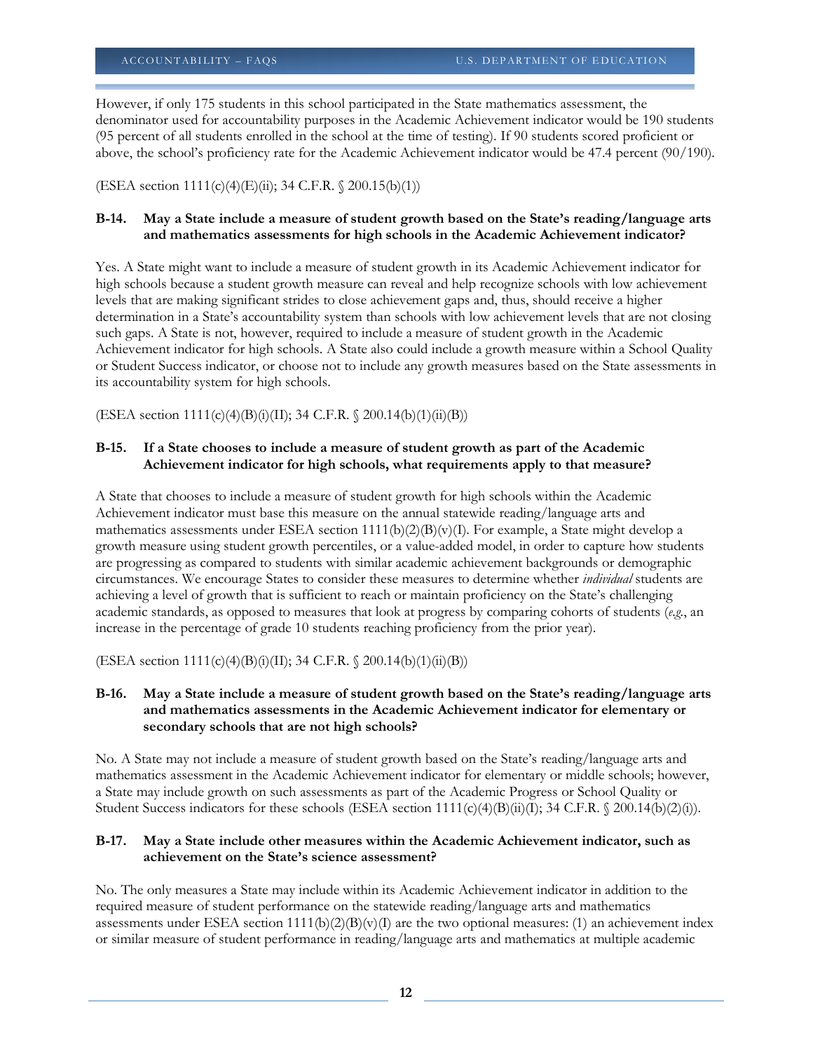However, if only 175 students in this school participated in the State mathematics assessment, the denominator used for accountability purposes in the Academic Achievement indicator would be 190 students (95 percent of all students enrolled in the school at the time of testing). If 90 students scored proficient or above, the school's proficiency rate for the Academic Achievement indicator would be 47.4 percent (90/190).

(ESEA section 1111(c)(4)(E)(ii); 34 C.F.R. § 200.15(b)(1))

### B-14. May a State include a measure of student growth based on the State's reading/language arts and mathematics assessments for high schools in the Academic Achievement indicator?

Yes. A State might want to include a measure of student growth in its Academic Achievement indicator for high schools because a student growth measure can reveal and help recognize schools with low achievement levels that are making significant strides to close achievement gaps and, thus, should receive a higher determination in a State's accountability system than schools with low achievement levels that are not closing such gaps. A State is not, however, required to include a measure of student growth in the Academic Achievement indicator for high schools. A State also could include a growth measure within a School Quality or Student Success indicator, or choose not to include any growth measures based on the State assessments in its accountability system for high schools.

(ESEA section 1111(c)(4)(B)(i)(II); 34 C.F.R. § 200.14(b)(1)(ii)(B))

### B-15. If a State chooses to include a measure of student growth as part of the Academic Achievement indicator for high schools, what requirements apply to that measure?

A State that chooses to include a measure of student growth for high schools within the Academic Achievement indicator must base this measure on the annual statewide reading/language arts and mathematics assessments under ESEA section 1111(b)(2)(B)(v)(I). For example, a State might develop a growth measure using student growth percentiles, or a value-added model, in order to capture how students are progressing as compared to students with similar academic achievement backgrounds or demographic circumstances. We encourage States to consider these measures to determine whether *individual* students are achieving a level of growth that is sufficient to reach or maintain proficiency on the State's challenging academic standards, as opposed to measures that look at progress by comparing cohorts of students (*e.g.*, an increase in the percentage of grade 10 students reaching proficiency from the prior year).

(ESEA section 1111(c)(4)(B)(i)(II); 34 C.F.R. § 200.14(b)(1)(ii)(B))

### B-16. May a State include a measure of student growth based on the State's reading/language arts and mathematics assessments in the Academic Achievement indicator for elementary or secondary schools that are not high schools?

No. A State may not include a measure of student growth based on the State's reading/language arts and mathematics assessment in the Academic Achievement indicator for elementary or middle schools; however, a State may include growth on such assessments as part of the Academic Progress or School Quality or Student Success indicators for these schools (ESEA section 1111(c)(4)(B)(ii)(I); 34 C.F.R. § 200.14(b)(2)(i)).

### B-17. May a State include other measures within the Academic Achievement indicator, such as achievement on the State's science assessment?

No. The only measures a State may include within its Academic Achievement indicator in addition to the required measure of student performance on the statewide reading/language arts and mathematics assessments under ESEA section 1111(b)(2)(B)(v)(I) are the two optional measures: (1) an achievement index or similar measure of student performance in reading/language arts and mathematics at multiple academic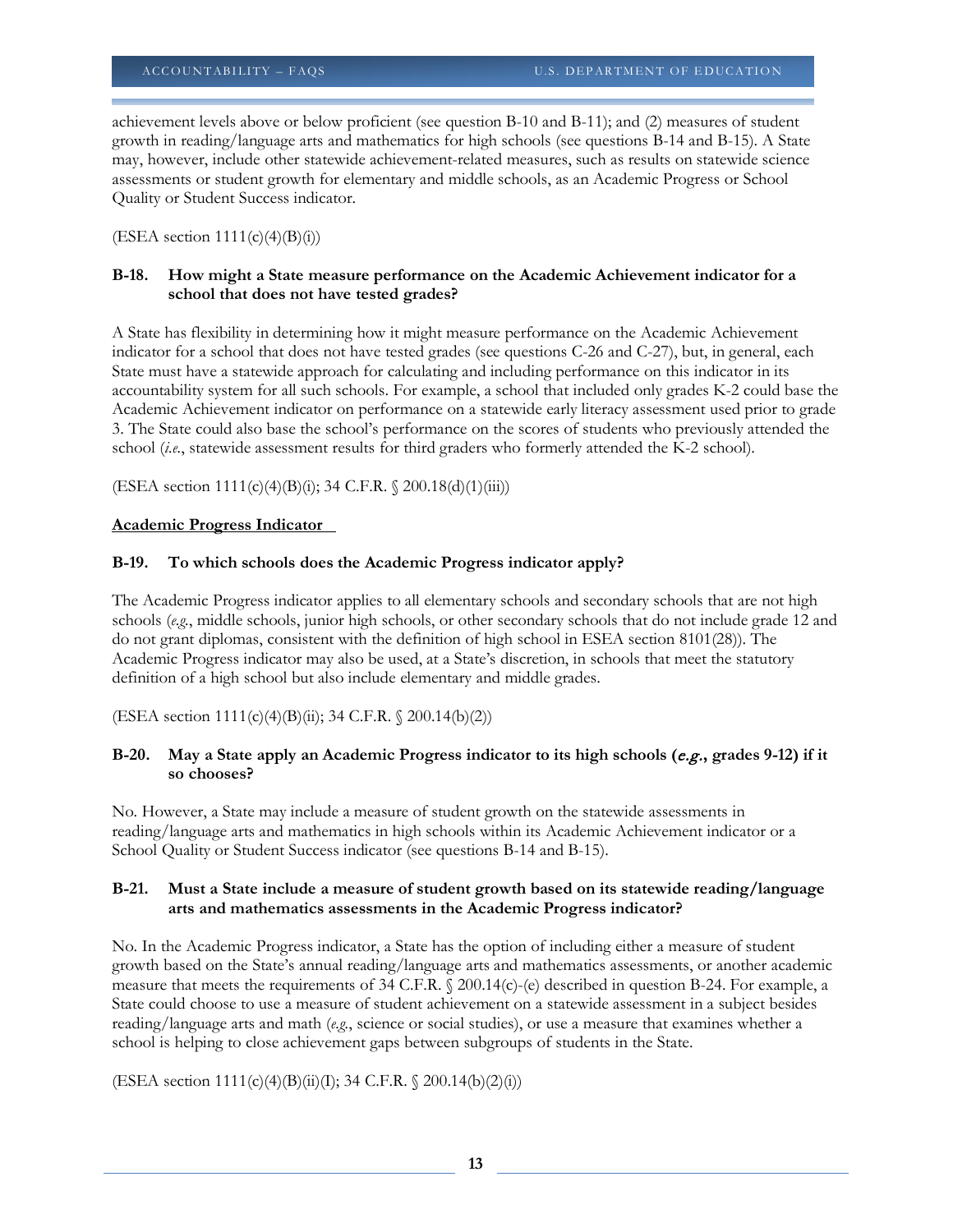achievement levels above or below proficient (see question B-10 and B-11); and (2) measures of student growth in reading/language arts and mathematics for high schools (see questions B-14 and B-15). A State may, however, include other statewide achievement-related measures, such as results on statewide science assessments or student growth for elementary and middle schools, as an Academic Progress or School Quality or Student Success indicator.

(ESEA section 1111(c)(4)(B)(i))

**B-18. How might a State measure performance on the Academic Achievement indicator for a school that does not have tested grades?**

A State has flexibility in determining how it might measure performance on the Academic Achievement indicator for a school that does not have tested grades (see questions C-26 and C-27), but, in general, each State must have a statewide approach for calculating and including performance on this indicator in its accountability system for all such schools. For example, a school that included only grades K-2 could base the Academic Achievement indicator on performance on a statewide early literacy assessment used prior to grade 3. The State could also base the school's performance on the scores of students who previously attended the school (*i.e.*, statewide assessment results for third graders who formerly attended the K-2 school).

(ESEA section 1111(c)(4)(B)(i); 34 C.F.R. § 200.18(d)(1)(iii))

## Academic Progress Indicator

**B-19. To which schools does the Academic Progress indicator apply?**

The Academic Progress indicator applies to all elementary schools and secondary schools that are not high schools (*e.g.*, middle schools, junior high schools, or other secondary schools that do not include grade 12 and do not grant diplomas, consistent with the definition of high school in ESEA section 8101(28)). The Academic Progress indicator may also be used, at a State's discretion, in schools that meet the statutory definition of a high school but also include elementary and middle grades.

(ESEA section 1111(c)(4)(B)(ii); 34 C.F.R. § 200.14(b)(2))

**B-20. May a State apply an Academic Progress indicator to its high schools (*e.g.*, grades 9-12) if it so chooses?**

No. However, a State may include a measure of student growth on the statewide assessments in reading/language arts and mathematics in high schools within its Academic Achievement indicator or a School Quality or Student Success indicator (see questions B-14 and B-15).

**B-21. Must a State include a measure of student growth based on its statewide reading/language arts and mathematics assessments in the Academic Progress indicator?**

No. In the Academic Progress indicator, a State has the option of including either a measure of student growth based on the State's annual reading/language arts and mathematics assessments, or another academic measure that meets the requirements of 34 C.F.R. § 200.14(c)-(e) described in question B-24. For example, a State could choose to use a measure of student achievement on a statewide assessment in a subject besides reading/language arts and math (*e.g.*, science or social studies), or use a measure that examines whether a school is helping to close achievement gaps between subgroups of students in the State.

(ESEA section 1111(c)(4)(B)(ii)(I); 34 C.F.R. § 200.14(b)(2)(i))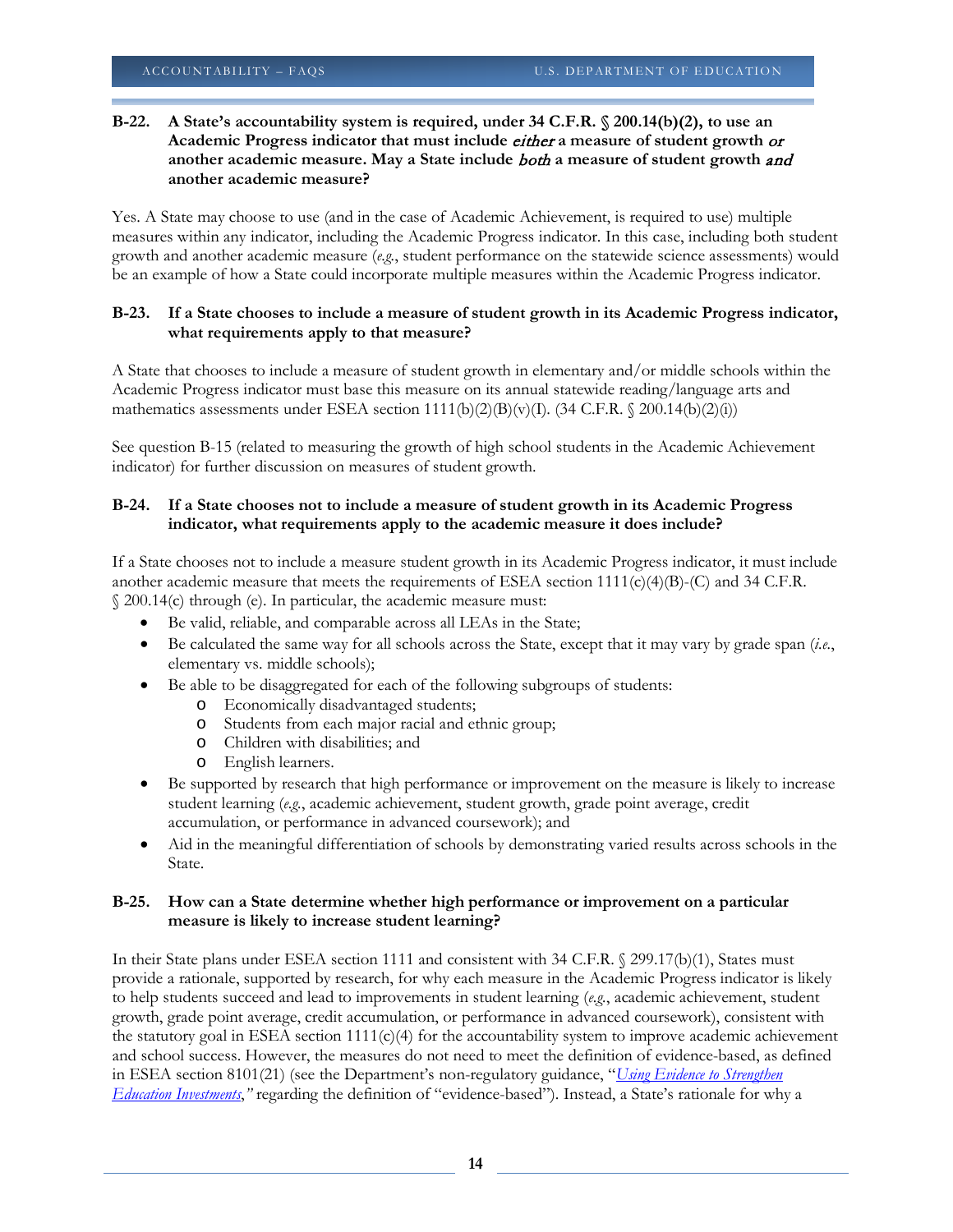**B-22. A State's accountability system is required, under 34 C.F.R. § 200.14(b)(2), to use an Academic Progress indicator that must include *either* a measure of student growth *or* another academic measure. May a State include *both* a measure of student growth *and* another academic measure?**

Yes. A State may choose to use (and in the case of Academic Achievement, is required to use) multiple measures within any indicator, including the Academic Progress indicator. In this case, including both student growth and another academic measure (*e.g.*, student performance on the statewide science assessments) would be an example of how a State could incorporate multiple measures within the Academic Progress indicator.

**B-23. If a State chooses to include a measure of student growth in its Academic Progress indicator, what requirements apply to that measure?**

A State that chooses to include a measure of student growth in elementary and/or middle schools within the Academic Progress indicator must base this measure on its annual statewide reading/language arts and mathematics assessments under ESEA section 1111(b)(2)(B)(v)(I). (34 C.F.R. § 200.14(b)(2)(i))

See question B-15 (related to measuring the growth of high school students in the Academic Achievement indicator) for further discussion on measures of student growth.

**B-24. If a State chooses not to include a measure of student growth in its Academic Progress indicator, what requirements apply to the academic measure it does include?**

If a State chooses not to include a measure student growth in its Academic Progress indicator, it must include another academic measure that meets the requirements of ESEA section 1111(c)(4)(B)-(C) and 34 C.F.R. § 200.14(c) through (e). In particular, the academic measure must:

- Be valid, reliable, and comparable across all LEAs in the State;
- Be calculated the same way for all schools across the State, except that it may vary by grade span (*i.e.*, elementary vs. middle schools);
- Be able to be disaggregated for each of the following subgroups of students:
  - Economically disadvantaged students;
  - Students from each major racial and ethnic group;
  - Children with disabilities; and
  - English learners.
- Be supported by research that high performance or improvement on the measure is likely to increase student learning (*e.g.*, academic achievement, student growth, grade point average, credit accumulation, or performance in advanced coursework); and
- Aid in the meaningful differentiation of schools by demonstrating varied results across schools in the State.

**B-25. How can a State determine whether high performance or improvement on a particular measure is likely to increase student learning?**

In their State plans under ESEA section 1111 and consistent with 34 C.F.R. § 299.17(b)(1), States must provide a rationale, supported by research, for why each measure in the Academic Progress indicator is likely to help students succeed and lead to improvements in student learning (*e.g.*, academic achievement, student growth, grade point average, credit accumulation, or performance in advanced coursework), consistent with the statutory goal in ESEA section 1111(c)(4) for the accountability system to improve academic achievement and school success. However, the measures do not need to meet the definition of evidence-based, as defined in ESEA section 8101(21) (see the Department's non-regulatory guidance, "*Using Evidence to Strengthen Education Investments*," regarding the definition of "evidence-based"). Instead, a State's rationale for why a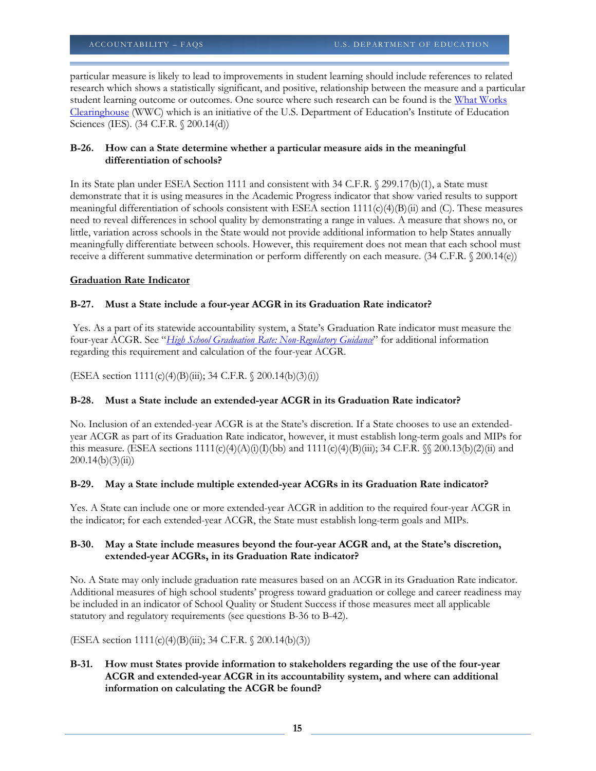particular measure is likely to lead to improvements in student learning should include references to related research which shows a statistically significant, and positive, relationship between the measure and a particular student learning outcome or outcomes. One source where such research can be found is the [What Works Clearinghouse](#) (WWC) which is an initiative of the U.S. Department of Education's Institute of Education Sciences (IES). (34 C.F.R. § 200.14(d))

**B-26. How can a State determine whether a particular measure aids in the meaningful differentiation of schools?**

In its State plan under ESEA Section 1111 and consistent with 34 C.F.R. § 299.17(b)(1), a State must demonstrate that it is using measures in the Academic Progress indicator that show varied results to support meaningful differentiation of schools consistent with ESEA section 1111(c)(4)(B)(ii) and (C). These measures need to reveal differences in school quality by demonstrating a range in values. A measure that shows no, or little, variation across schools in the State would not provide additional information to help States annually meaningfully differentiate between schools. However, this requirement does not mean that each school must receive a different summative determination or perform differently on each measure. (34 C.F.R. § 200.14(e))

## Graduation Rate Indicator

**B-27. Must a State include a four-year ACGR in its Graduation Rate indicator?**

Yes. As a part of its statewide accountability system, a State's Graduation Rate indicator must measure the four-year ACGR. See "*[High School Graduation Rate: Non-Regulatory Guidance](#)*" for additional information regarding this requirement and calculation of the four-year ACGR.

(ESEA section 1111(c)(4)(B)(iii); 34 C.F.R. § 200.14(b)(3)(i))

**B-28. Must a State include an extended-year ACGR in its Graduation Rate indicator?**

No. Inclusion of an extended-year ACGR is at the State's discretion. If a State chooses to use an extended-year ACGR as part of its Graduation Rate indicator, however, it must establish long-term goals and MIPs for this measure. (ESEA sections 1111(c)(4)(A)(i)(I)(bb) and 1111(c)(4)(B)(iii); 34 C.F.R. §§ 200.13(b)(2)(ii) and 200.14(b)(3)(ii))

**B-29. May a State include multiple extended-year ACGRs in its Graduation Rate indicator?**

Yes. A State can include one or more extended-year ACGR in addition to the required four-year ACGR in the indicator; for each extended-year ACGR, the State must establish long-term goals and MIPs.

**B-30. May a State include measures beyond the four-year ACGR and, at the State's discretion, extended-year ACGRs, in its Graduation Rate indicator?**

No. A State may only include graduation rate measures based on an ACGR in its Graduation Rate indicator. Additional measures of high school students' progress toward graduation or college and career readiness may be included in an indicator of School Quality or Student Success if those measures meet all applicable statutory and regulatory requirements (see questions B-36 to B-42).

(ESEA section 1111(c)(4)(B)(iii); 34 C.F.R. § 200.14(b)(3))

**B-31. How must States provide information to stakeholders regarding the use of the four-year ACGR and extended-year ACGR in its accountability system, and where can additional information on calculating the ACGR be found?**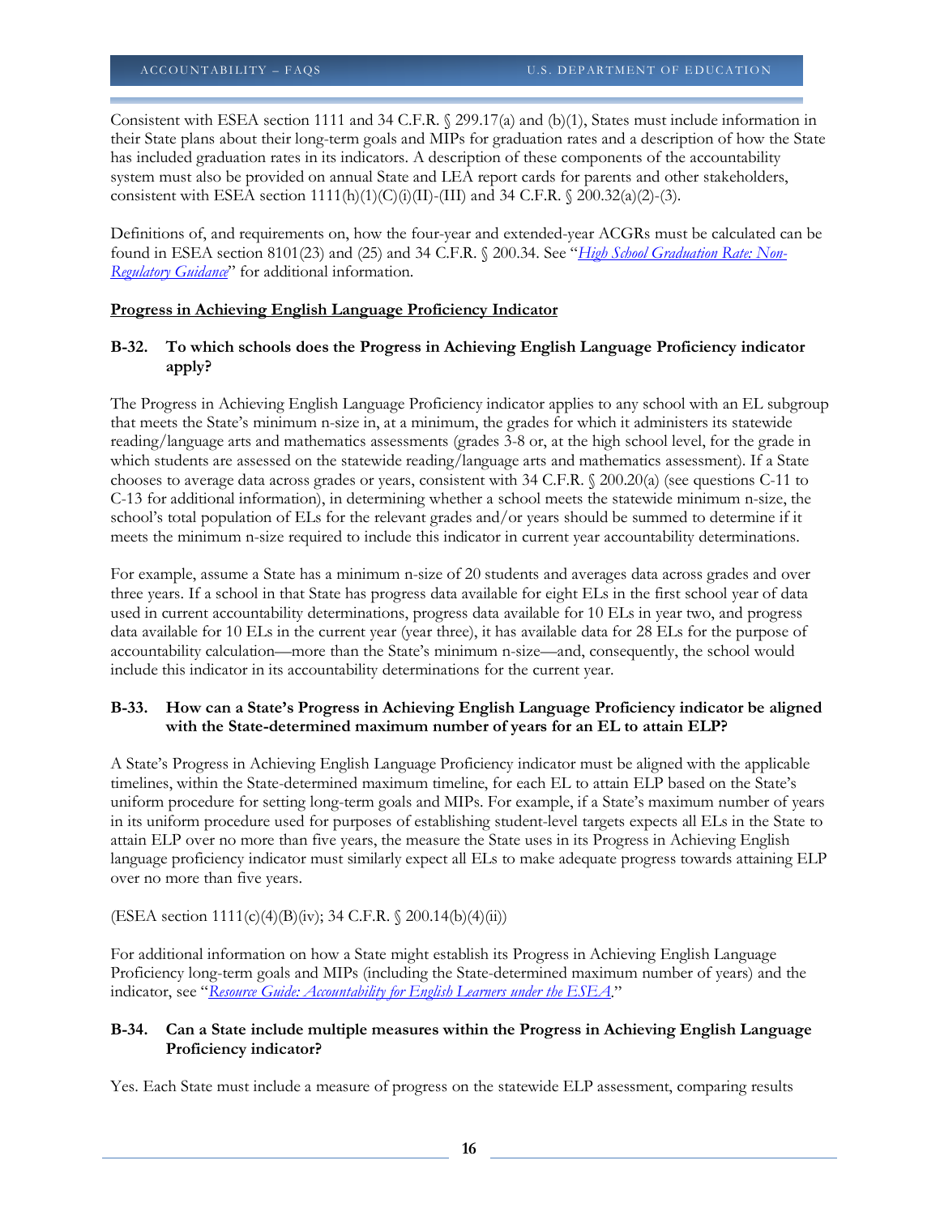Consistent with ESEA section 1111 and 34 C.F.R. § 299.17(a) and (b)(1), States must include information in their State plans about their long-term goals and MIPs for graduation rates and a description of how the State has included graduation rates in its indicators. A description of these components of the accountability system must also be provided on annual State and LEA report cards for parents and other stakeholders, consistent with ESEA section 1111(h)(1)(C)(i)(II)-(III) and 34 C.F.R. § 200.32(a)(2)-(3).

Definitions of, and requirements on, how the four-year and extended-year ACGRs must be calculated can be found in ESEA section 8101(23) and (25) and 34 C.F.R. § 200.34. See "*High School Graduation Rate: Non-Regulatory Guidance*" for additional information.

**Progress in Achieving English Language Proficiency Indicator**

**B-32. To which schools does the Progress in Achieving English Language Proficiency indicator apply?**

The Progress in Achieving English Language Proficiency indicator applies to any school with an EL subgroup that meets the State's minimum n-size in, at a minimum, the grades for which it administers its statewide reading/language arts and mathematics assessments (grades 3-8 or, at the high school level, for the grade in which students are assessed on the statewide reading/language arts and mathematics assessment). If a State chooses to average data across grades or years, consistent with 34 C.F.R. § 200.20(a) (see questions C-11 to C-13 for additional information), in determining whether a school meets the statewide minimum n-size, the school's total population of ELs for the relevant grades and/or years should be summed to determine if it meets the minimum n-size required to include this indicator in current year accountability determinations.

For example, assume a State has a minimum n-size of 20 students and averages data across grades and over three years. If a school in that State has progress data available for eight ELs in the first school year of data used in current accountability determinations, progress data available for 10 ELs in year two, and progress data available for 10 ELs in the current year (year three), it has available data for 28 ELs for the purpose of accountability calculation—more than the State's minimum n-size—and, consequently, the school would include this indicator in its accountability determinations for the current year.

**B-33. How can a State's Progress in Achieving English Language Proficiency indicator be aligned with the State-determined maximum number of years for an EL to attain ELP?**

A State's Progress in Achieving English Language Proficiency indicator must be aligned with the applicable timelines, within the State-determined maximum timeline, for each EL to attain ELP based on the State's uniform procedure for setting long-term goals and MIPs. For example, if a State's maximum number of years in its uniform procedure used for purposes of establishing student-level targets expects all ELs in the State to attain ELP over no more than five years, the measure the State uses in its Progress in Achieving English language proficiency indicator must similarly expect all ELs to make adequate progress towards attaining ELP over no more than five years.

(ESEA section 1111(c)(4)(B)(iv); 34 C.F.R. § 200.14(b)(4)(ii))

For additional information on how a State might establish its Progress in Achieving English Language Proficiency long-term goals and MIPs (including the State-determined maximum number of years) and the indicator, see "*Resource Guide: Accountability for English Learners under the ESEA*."

**B-34. Can a State include multiple measures within the Progress in Achieving English Language Proficiency indicator?**

Yes. Each State must include a measure of progress on the statewide ELP assessment, comparing results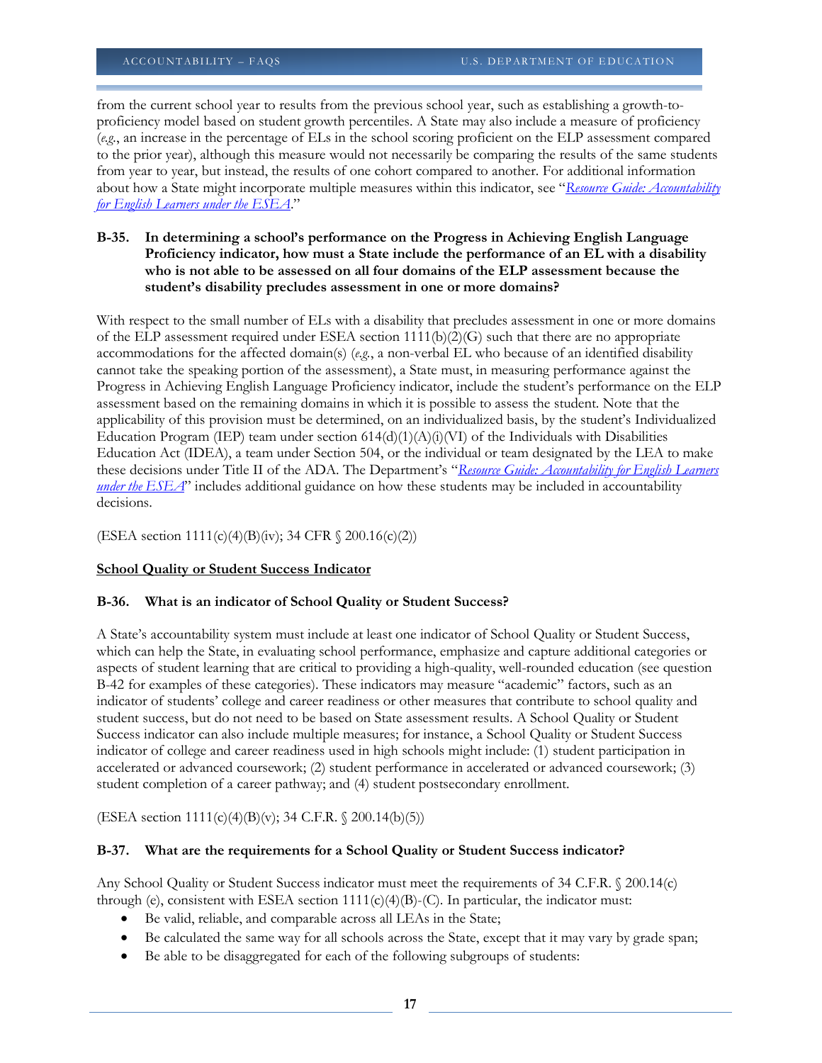from the current school year to results from the previous school year, such as establishing a growth-to-proficiency model based on student growth percentiles. A State may also include a measure of proficiency (*e.g.*, an increase in the percentage of ELs in the school scoring proficient on the ELP assessment compared to the prior year), although this measure would not necessarily be comparing the results of the same students from year to year, but instead, the results of one cohort compared to another. For additional information about how a State might incorporate multiple measures within this indicator, see "*Resource Guide: Accountability for English Learners under the ESEA*."

**B-35. In determining a school's performance on the Progress in Achieving English Language Proficiency indicator, how must a State include the performance of an EL with a disability who is not able to be assessed on all four domains of the ELP assessment because the student's disability precludes assessment in one or more domains?**

With respect to the small number of ELs with a disability that precludes assessment in one or more domains of the ELP assessment required under ESEA section 1111(b)(2)(G) such that there are no appropriate accommodations for the affected domain(s) (*e.g.*, a non-verbal EL who because of an identified disability cannot take the speaking portion of the assessment), a State must, in measuring performance against the Progress in Achieving English Language Proficiency indicator, include the student's performance on the ELP assessment based on the remaining domains in which it is possible to assess the student. Note that the applicability of this provision must be determined, on an individualized basis, by the student's Individualized Education Program (IEP) team under section 614(d)(1)(A)(i)(VI) of the Individuals with Disabilities Education Act (IDEA), a team under Section 504, or the individual or team designated by the LEA to make these decisions under Title II of the ADA. The Department's "*Resource Guide: Accountability for English Learners under the ESEA*" includes additional guidance on how these students may be included in accountability decisions.

(ESEA section 1111(c)(4)(B)(iv); 34 CFR § 200.16(c)(2))

**School Quality or Student Success Indicator**

**B-36. What is an indicator of School Quality or Student Success?**

A State's accountability system must include at least one indicator of School Quality or Student Success, which can help the State, in evaluating school performance, emphasize and capture additional categories or aspects of student learning that are critical to providing a high-quality, well-rounded education (see question B-42 for examples of these categories). These indicators may measure "academic" factors, such as an indicator of students' college and career readiness or other measures that contribute to school quality and student success, but do not need to be based on State assessment results. A School Quality or Student Success indicator can also include multiple measures; for instance, a School Quality or Student Success indicator of college and career readiness used in high schools might include: (1) student participation in accelerated or advanced coursework; (2) student performance in accelerated or advanced coursework; (3) student completion of a career pathway; and (4) student postsecondary enrollment.

(ESEA section 1111(c)(4)(B)(v); 34 C.F.R. § 200.14(b)(5))

**B-37. What are the requirements for a School Quality or Student Success indicator?**

Any School Quality or Student Success indicator must meet the requirements of 34 C.F.R. § 200.14(c) through (e), consistent with ESEA section 1111(c)(4)(B)-(C). In particular, the indicator must:

- Be valid, reliable, and comparable across all LEAs in the State;
- Be calculated the same way for all schools across the State, except that it may vary by grade span;
- Be able to be disaggregated for each of the following subgroups of students: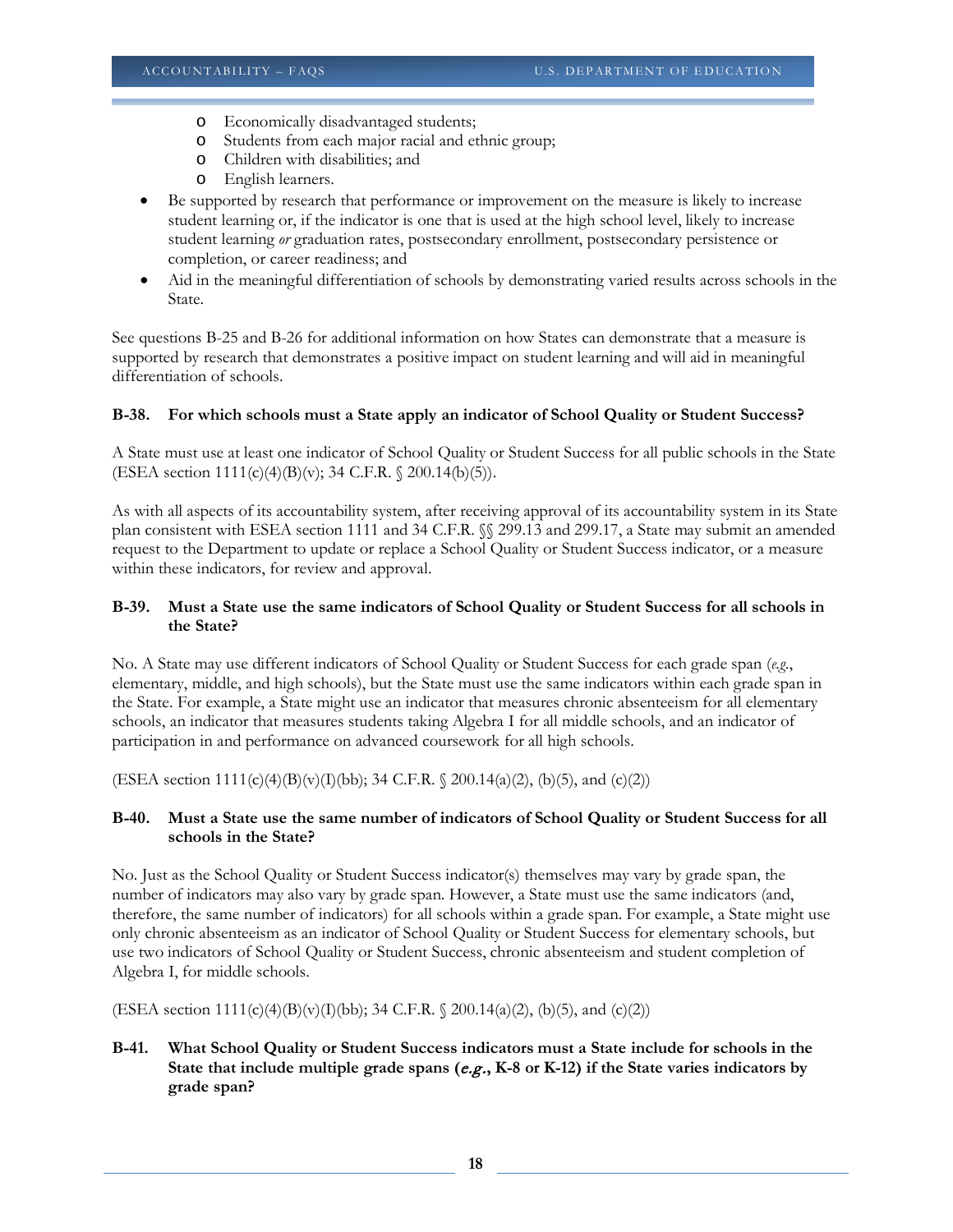- Economically disadvantaged students;
  - Students from each major racial and ethnic group;
  - Children with disabilities; and
  - English learners.
- Be supported by research that performance or improvement on the measure is likely to increase student learning or, if the indicator is one that is used at the high school level, likely to increase student learning *or* graduation rates, postsecondary enrollment, postsecondary persistence or completion, or career readiness; and
- Aid in the meaningful differentiation of schools by demonstrating varied results across schools in the State.

See questions B-25 and B-26 for additional information on how States can demonstrate that a measure is supported by research that demonstrates a positive impact on student learning and will aid in meaningful differentiation of schools.

**B-38. For which schools must a State apply an indicator of School Quality or Student Success?**

A State must use at least one indicator of School Quality or Student Success for all public schools in the State (ESEA section 1111(c)(4)(B)(v); 34 C.F.R. § 200.14(b)(5)).

As with all aspects of its accountability system, after receiving approval of its accountability system in its State plan consistent with ESEA section 1111 and 34 C.F.R. §§ 299.13 and 299.17, a State may submit an amended request to the Department to update or replace a School Quality or Student Success indicator, or a measure within these indicators, for review and approval.

**B-39. Must a State use the same indicators of School Quality or Student Success for all schools in the State?**

No. A State may use different indicators of School Quality or Student Success for each grade span (*e.g.*, elementary, middle, and high schools), but the State must use the same indicators within each grade span in the State. For example, a State might use an indicator that measures chronic absenteeism for all elementary schools, an indicator that measures students taking Algebra I for all middle schools, and an indicator of participation in and performance on advanced coursework for all high schools.

(ESEA section 1111(c)(4)(B)(v)(I)(bb); 34 C.F.R. § 200.14(a)(2), (b)(5), and (c)(2))

**B-40. Must a State use the same number of indicators of School Quality or Student Success for all schools in the State?**

No. Just as the School Quality or Student Success indicator(s) themselves may vary by grade span, the number of indicators may also vary by grade span. However, a State must use the same indicators (and, therefore, the same number of indicators) for all schools within a grade span. For example, a State might use only chronic absenteeism as an indicator of School Quality or Student Success for elementary schools, but use two indicators of School Quality or Student Success, chronic absenteeism and student completion of Algebra I, for middle schools.

(ESEA section 1111(c)(4)(B)(v)(I)(bb); 34 C.F.R. § 200.14(a)(2), (b)(5), and (c)(2))

**B-41. What School Quality or Student Success indicators must a State include for schools in the State that include multiple grade spans (*e.g.*, K-8 or K-12) if the State varies indicators by grade span?**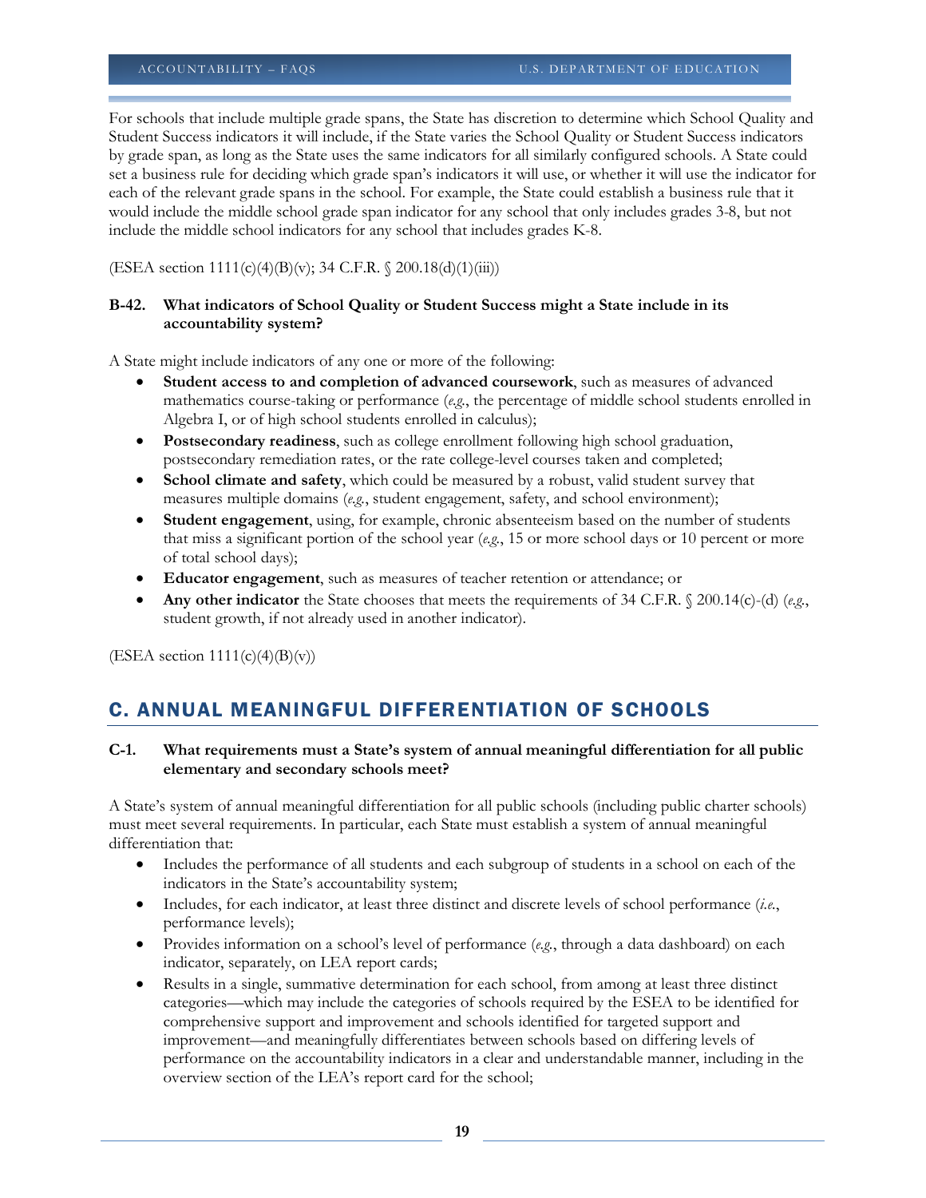For schools that include multiple grade spans, the State has discretion to determine which School Quality and Student Success indicators it will include, if the State varies the School Quality or Student Success indicators by grade span, as long as the State uses the same indicators for all similarly configured schools. A State could set a business rule for deciding which grade span's indicators it will use, or whether it will use the indicator for each of the relevant grade spans in the school. For example, the State could establish a business rule that it would include the middle school grade span indicator for any school that only includes grades 3-8, but not include the middle school indicators for any school that includes grades K-8.

(ESEA section 1111(c)(4)(B)(v); 34 C.F.R. § 200.18(d)(1)(iii))

**B-42. What indicators of School Quality or Student Success might a State include in its accountability system?**

A State might include indicators of any one or more of the following:

- **Student access to and completion of advanced coursework**, such as measures of advanced mathematics course-taking or performance (*e.g.*, the percentage of middle school students enrolled in Algebra I, or of high school students enrolled in calculus);
- **Postsecondary readiness**, such as college enrollment following high school graduation, postsecondary remediation rates, or the rate college-level courses taken and completed;
- **School climate and safety**, which could be measured by a robust, valid student survey that measures multiple domains (*e.g.*, student engagement, safety, and school environment);
- **Student engagement**, using, for example, chronic absenteeism based on the number of students that miss a significant portion of the school year (*e.g.*, 15 or more school days or 10 percent or more of total school days);
- **Educator engagement**, such as measures of teacher retention or attendance; or
- **Any other indicator** the State chooses that meets the requirements of 34 C.F.R. § 200.14(c)-(d) (*e.g.*, student growth, if not already used in another indicator).

(ESEA section 1111(c)(4)(B)(v))

## C. ANNUAL MEANINGFUL DIFFERENTIATION OF SCHOOLS

**C-1. What requirements must a State's system of annual meaningful differentiation for all public elementary and secondary schools meet?**

A State's system of annual meaningful differentiation for all public schools (including public charter schools) must meet several requirements. In particular, each State must establish a system of annual meaningful differentiation that:

- Includes the performance of all students and each subgroup of students in a school on each of the indicators in the State's accountability system;
- Includes, for each indicator, at least three distinct and discrete levels of school performance (*i.e.*, performance levels);
- Provides information on a school's level of performance (*e.g.*, through a data dashboard) on each indicator, separately, on LEA report cards;
- Results in a single, summative determination for each school, from among at least three distinct categories—which may include the categories of schools required by the ESEA to be identified for comprehensive support and improvement and schools identified for targeted support and improvement—and meaningfully differentiates between schools based on differing levels of performance on the accountability indicators in a clear and understandable manner, including in the overview section of the LEA's report card for the school;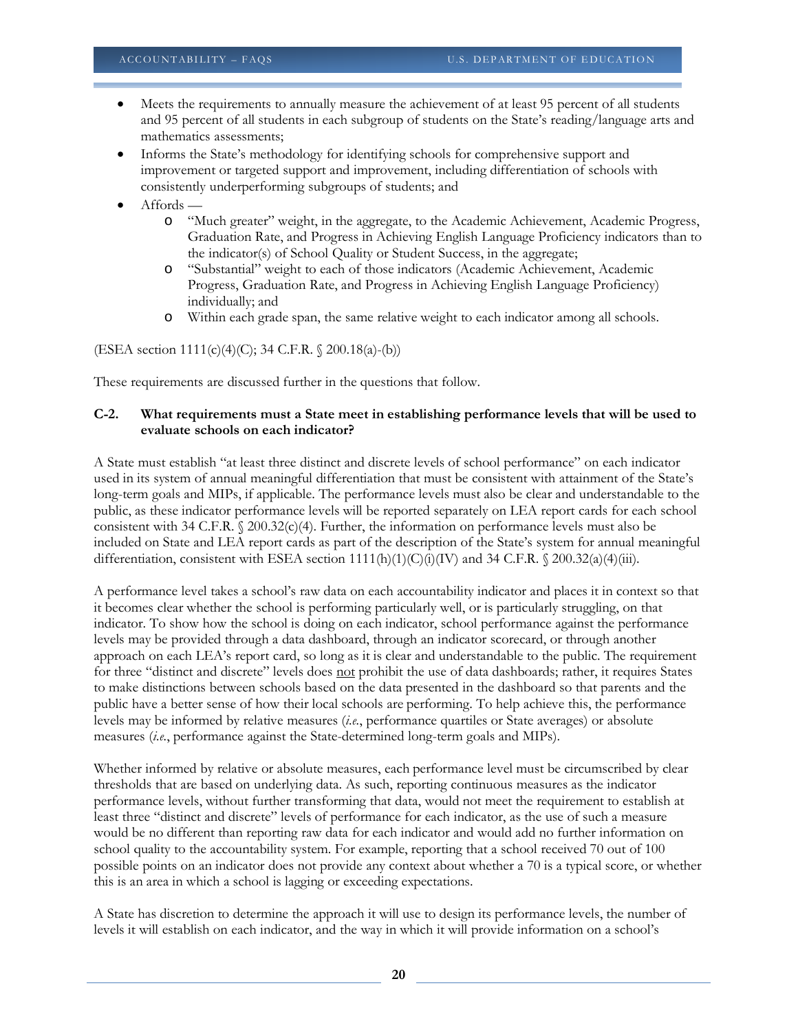- Meets the requirements to annually measure the achievement of at least 95 percent of all students and 95 percent of all students in each subgroup of students on the State's reading/language arts and mathematics assessments;
- Informs the State's methodology for identifying schools for comprehensive support and improvement or targeted support and improvement, including differentiation of schools with consistently underperforming subgroups of students; and
- Affords —
  - "Much greater" weight, in the aggregate, to the Academic Achievement, Academic Progress, Graduation Rate, and Progress in Achieving English Language Proficiency indicators than to the indicator(s) of School Quality or Student Success, in the aggregate;
  - "Substantial" weight to each of those indicators (Academic Achievement, Academic Progress, Graduation Rate, and Progress in Achieving English Language Proficiency) individually; and
  - Within each grade span, the same relative weight to each indicator among all schools.

(ESEA section 1111(c)(4)(C); 34 C.F.R. § 200.18(a)-(b))

These requirements are discussed further in the questions that follow.

**C-2. What requirements must a State meet in establishing performance levels that will be used to evaluate schools on each indicator?**

A State must establish "at least three distinct and discrete levels of school performance" on each indicator used in its system of annual meaningful differentiation that must be consistent with attainment of the State's long-term goals and MIPs, if applicable. The performance levels must also be clear and understandable to the public, as these indicator performance levels will be reported separately on LEA report cards for each school consistent with 34 C.F.R. § 200.32(c)(4). Further, the information on performance levels must also be included on State and LEA report cards as part of the description of the State's system for annual meaningful differentiation, consistent with ESEA section 1111(h)(1)(C)(i)(IV) and 34 C.F.R. § 200.32(a)(4)(iii).

A performance level takes a school's raw data on each accountability indicator and places it in context so that it becomes clear whether the school is performing particularly well, or is particularly struggling, on that indicator. To show how the school is doing on each indicator, school performance against the performance levels may be provided through a data dashboard, through an indicator scorecard, or through another approach on each LEA's report card, so long as it is clear and understandable to the public. The requirement for three "distinct and discrete" levels does not prohibit the use of data dashboards; rather, it requires States to make distinctions between schools based on the data presented in the dashboard so that parents and the public have a better sense of how their local schools are performing. To help achieve this, the performance levels may be informed by relative measures (*i.e.*, performance quartiles or State averages) or absolute measures (*i.e.*, performance against the State-determined long-term goals and MIPs).

Whether informed by relative or absolute measures, each performance level must be circumscribed by clear thresholds that are based on underlying data. As such, reporting continuous measures as the indicator performance levels, without further transforming that data, would not meet the requirement to establish at least three "distinct and discrete" levels of performance for each indicator, as the use of such a measure would be no different than reporting raw data for each indicator and would add no further information on school quality to the accountability system. For example, reporting that a school received 70 out of 100 possible points on an indicator does not provide any context about whether a 70 is a typical score, or whether this is an area in which a school is lagging or exceeding expectations.

A State has discretion to determine the approach it will use to design its performance levels, the number of levels it will establish on each indicator, and the way in which it will provide information on a school's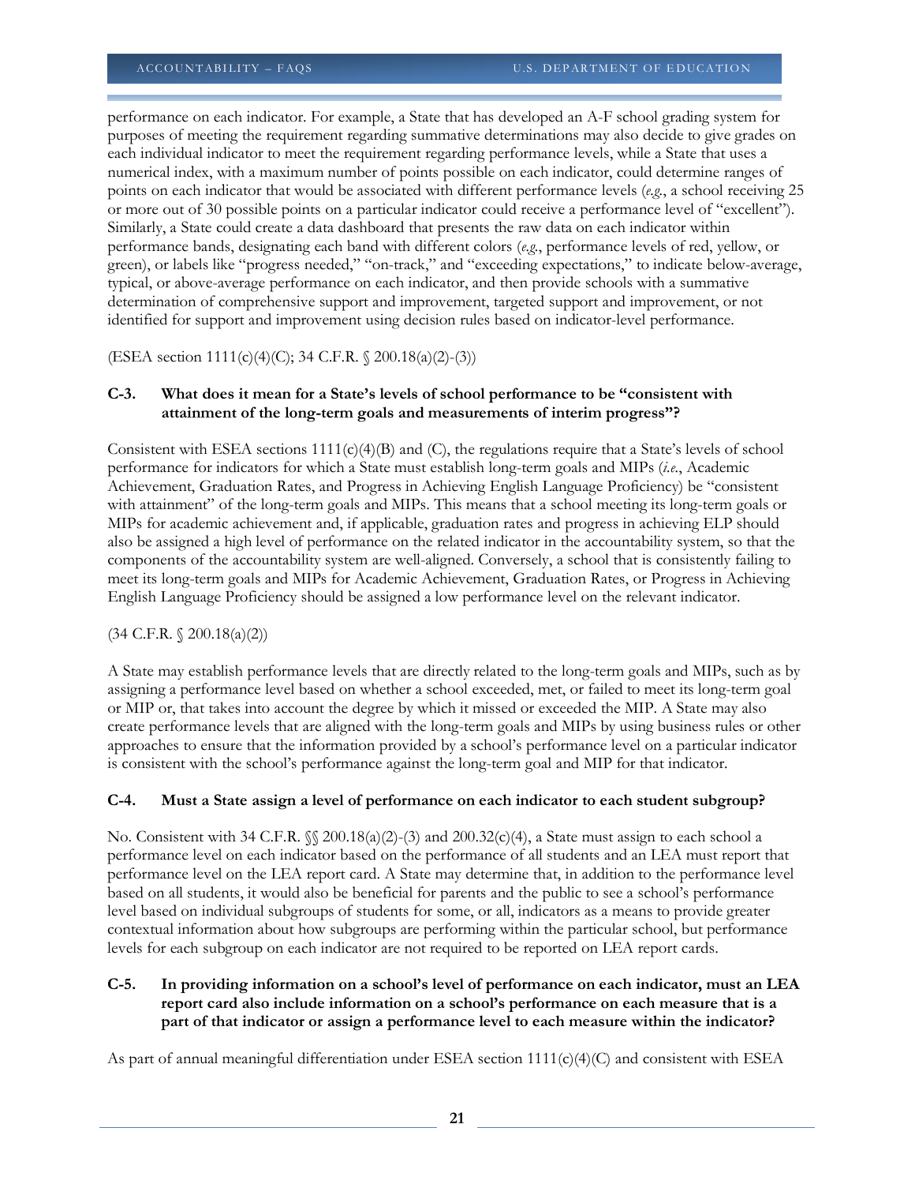performance on each indicator. For example, a State that has developed an A-F school grading system for purposes of meeting the requirement regarding summative determinations may also decide to give grades on each individual indicator to meet the requirement regarding performance levels, while a State that uses a numerical index, with a maximum number of points possible on each indicator, could determine ranges of points on each indicator that would be associated with different performance levels (*e.g.*, a school receiving 25 or more out of 30 possible points on a particular indicator could receive a performance level of "excellent"). Similarly, a State could create a data dashboard that presents the raw data on each indicator within performance bands, designating each band with different colors (*e.g.*, performance levels of red, yellow, or green), or labels like "progress needed," "on-track," and "exceeding expectations," to indicate below-average, typical, or above-average performance on each indicator, and then provide schools with a summative determination of comprehensive support and improvement, targeted support and improvement, or not identified for support and improvement using decision rules based on indicator-level performance.

(ESEA section 1111(c)(4)(C); 34 C.F.R. § 200.18(a)(2)-(3))

**C-3. What does it mean for a State's levels of school performance to be "consistent with attainment of the long-term goals and measurements of interim progress"?**

Consistent with ESEA sections 1111(c)(4)(B) and (C), the regulations require that a State's levels of school performance for indicators for which a State must establish long-term goals and MIPs (*i.e.*, Academic Achievement, Graduation Rates, and Progress in Achieving English Language Proficiency) be "consistent with attainment" of the long-term goals and MIPs. This means that a school meeting its long-term goals or MIPs for academic achievement and, if applicable, graduation rates and progress in achieving ELP should also be assigned a high level of performance on the related indicator in the accountability system, so that the components of the accountability system are well-aligned. Conversely, a school that is consistently failing to meet its long-term goals and MIPs for Academic Achievement, Graduation Rates, or Progress in Achieving English Language Proficiency should be assigned a low performance level on the relevant indicator.

(34 C.F.R. § 200.18(a)(2))

A State may establish performance levels that are directly related to the long-term goals and MIPs, such as by assigning a performance level based on whether a school exceeded, met, or failed to meet its long-term goal or MIP or, that takes into account the degree by which it missed or exceeded the MIP. A State may also create performance levels that are aligned with the long-term goals and MIPs by using business rules or other approaches to ensure that the information provided by a school's performance level on a particular indicator is consistent with the school's performance against the long-term goal and MIP for that indicator.

**C-4. Must a State assign a level of performance on each indicator to each student subgroup?**

No. Consistent with 34 C.F.R. §§ 200.18(a)(2)-(3) and 200.32(c)(4), a State must assign to each school a performance level on each indicator based on the performance of all students and an LEA must report that performance level on the LEA report card. A State may determine that, in addition to the performance level based on all students, it would also be beneficial for parents and the public to see a school's performance level based on individual subgroups of students for some, or all, indicators as a means to provide greater contextual information about how subgroups are performing within the particular school, but performance levels for each subgroup on each indicator are not required to be reported on LEA report cards.

**C-5. In providing information on a school's level of performance on each indicator, must an LEA report card also include information on a school's performance on each measure that is a part of that indicator or assign a performance level to each measure within the indicator?**

As part of annual meaningful differentiation under ESEA section 1111(c)(4)(C) and consistent with ESEA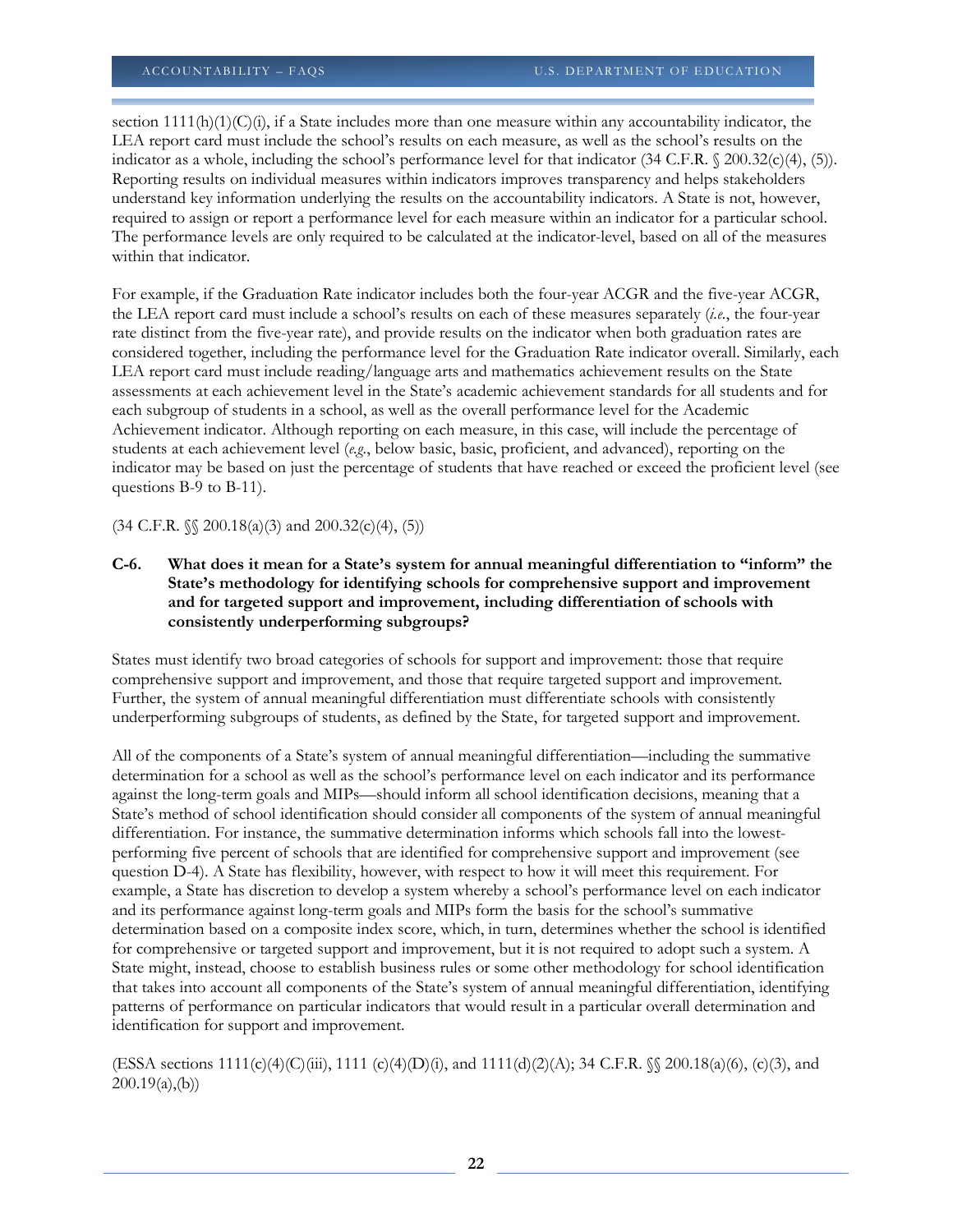section 1111(h)(1)(C)(i), if a State includes more than one measure within any accountability indicator, the LEA report card must include the school's results on each measure, as well as the school's results on the indicator as a whole, including the school's performance level for that indicator (34 C.F.R. § 200.32(c)(4), (5)). Reporting results on individual measures within indicators improves transparency and helps stakeholders understand key information underlying the results on the accountability indicators. A State is not, however, required to assign or report a performance level for each measure within an indicator for a particular school. The performance levels are only required to be calculated at the indicator-level, based on all of the measures within that indicator.

For example, if the Graduation Rate indicator includes both the four-year ACGR and the five-year ACGR, the LEA report card must include a school's results on each of these measures separately (*i.e.*, the four-year rate distinct from the five-year rate), and provide results on the indicator when both graduation rates are considered together, including the performance level for the Graduation Rate indicator overall. Similarly, each LEA report card must include reading/language arts and mathematics achievement results on the State assessments at each achievement level in the State's academic achievement standards for all students and for each subgroup of students in a school, as well as the overall performance level for the Academic Achievement indicator. Although reporting on each measure, in this case, will include the percentage of students at each achievement level (*e.g.*, below basic, basic, proficient, and advanced), reporting on the indicator may be based on just the percentage of students that have reached or exceed the proficient level (see questions B-9 to B-11).

(34 C.F.R. §§ 200.18(a)(3) and 200.32(c)(4), (5))

**C-6. What does it mean for a State's system for annual meaningful differentiation to "inform" the State's methodology for identifying schools for comprehensive support and improvement and for targeted support and improvement, including differentiation of schools with consistently underperforming subgroups?**

States must identify two broad categories of schools for support and improvement: those that require comprehensive support and improvement, and those that require targeted support and improvement. Further, the system of annual meaningful differentiation must differentiate schools with consistently underperforming subgroups of students, as defined by the State, for targeted support and improvement.

All of the components of a State's system of annual meaningful differentiation—including the summative determination for a school as well as the school's performance level on each indicator and its performance against the long-term goals and MIPs—should inform all school identification decisions, meaning that a State's method of school identification should consider all components of the system of annual meaningful differentiation. For instance, the summative determination informs which schools fall into the lowest-performing five percent of schools that are identified for comprehensive support and improvement (see question D-4). A State has flexibility, however, with respect to how it will meet this requirement. For example, a State has discretion to develop a system whereby a school's performance level on each indicator and its performance against long-term goals and MIPs form the basis for the school's summative determination based on a composite index score, which, in turn, determines whether the school is identified for comprehensive or targeted support and improvement, but it is not required to adopt such a system. A State might, instead, choose to establish business rules or some other methodology for school identification that takes into account all components of the State's system of annual meaningful differentiation, identifying patterns of performance on particular indicators that would result in a particular overall determination and identification for support and improvement.

(ESSA sections 1111(c)(4)(C)(iii), 1111 (c)(4)(D)(i), and 1111(d)(2)(A); 34 C.F.R. §§ 200.18(a)(6), (c)(3), and 200.19(a),(b))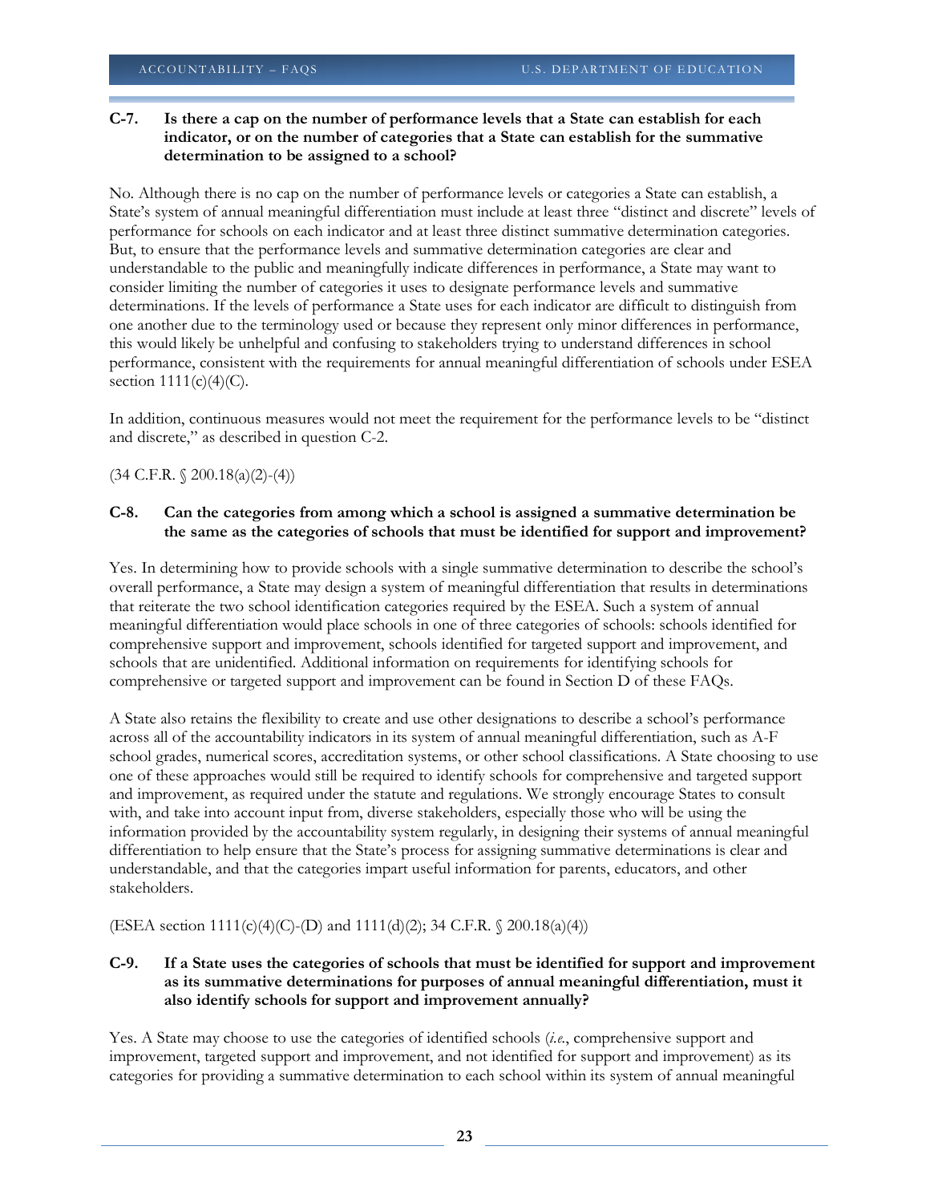**C-7. Is there a cap on the number of performance levels that a State can establish for each indicator, or on the number of categories that a State can establish for the summative determination to be assigned to a school?**

No. Although there is no cap on the number of performance levels or categories a State can establish, a State's system of annual meaningful differentiation must include at least three "distinct and discrete" levels of performance for schools on each indicator and at least three distinct summative determination categories. But, to ensure that the performance levels and summative determination categories are clear and understandable to the public and meaningfully indicate differences in performance, a State may want to consider limiting the number of categories it uses to designate performance levels and summative determinations. If the levels of performance a State uses for each indicator are difficult to distinguish from one another due to the terminology used or because they represent only minor differences in performance, this would likely be unhelpful and confusing to stakeholders trying to understand differences in school performance, consistent with the requirements for annual meaningful differentiation of schools under ESEA section 1111(c)(4)(C).

In addition, continuous measures would not meet the requirement for the performance levels to be "distinct and discrete," as described in question C-2.

(34 C.F.R. § 200.18(a)(2)-(4))

**C-8. Can the categories from among which a school is assigned a summative determination be the same as the categories of schools that must be identified for support and improvement?**

Yes. In determining how to provide schools with a single summative determination to describe the school's overall performance, a State may design a system of meaningful differentiation that results in determinations that reiterate the two school identification categories required by the ESEA. Such a system of annual meaningful differentiation would place schools in one of three categories of schools: schools identified for comprehensive support and improvement, schools identified for targeted support and improvement, and schools that are unidentified. Additional information on requirements for identifying schools for comprehensive or targeted support and improvement can be found in Section D of these FAQs.

A State also retains the flexibility to create and use other designations to describe a school's performance across all of the accountability indicators in its system of annual meaningful differentiation, such as A-F school grades, numerical scores, accreditation systems, or other school classifications. A State choosing to use one of these approaches would still be required to identify schools for comprehensive and targeted support and improvement, as required under the statute and regulations. We strongly encourage States to consult with, and take into account input from, diverse stakeholders, especially those who will be using the information provided by the accountability system regularly, in designing their systems of annual meaningful differentiation to help ensure that the State's process for assigning summative determinations is clear and understandable, and that the categories impart useful information for parents, educators, and other stakeholders.

(ESEA section 1111(c)(4)(C)-(D) and 1111(d)(2); 34 C.F.R. § 200.18(a)(4))

**C-9. If a State uses the categories of schools that must be identified for support and improvement as its summative determinations for purposes of annual meaningful differentiation, must it also identify schools for support and improvement annually?**

Yes. A State may choose to use the categories of identified schools (*i.e.*, comprehensive support and improvement, targeted support and improvement, and not identified for support and improvement) as its categories for providing a summative determination to each school within its system of annual meaningful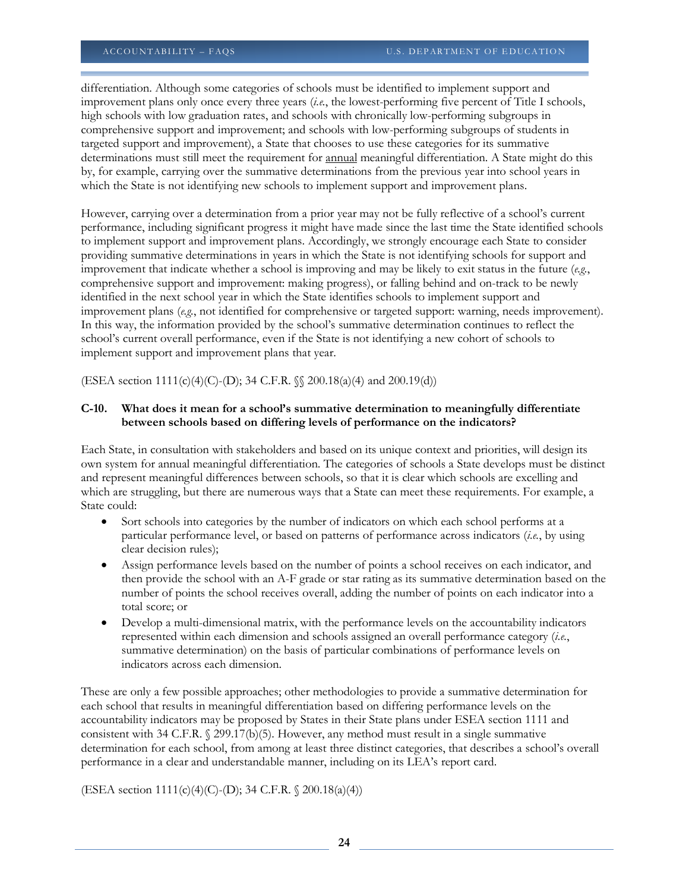differentiation. Although some categories of schools must be identified to implement support and improvement plans only once every three years (*i.e.*, the lowest-performing five percent of Title I schools, high schools with low graduation rates, and schools with chronically low-performing subgroups in comprehensive support and improvement; and schools with low-performing subgroups of students in targeted support and improvement), a State that chooses to use these categories for its summative determinations must still meet the requirement for annual meaningful differentiation. A State might do this by, for example, carrying over the summative determinations from the previous year into school years in which the State is not identifying new schools to implement support and improvement plans.

However, carrying over a determination from a prior year may not be fully reflective of a school's current performance, including significant progress it might have made since the last time the State identified schools to implement support and improvement plans. Accordingly, we strongly encourage each State to consider providing summative determinations in years in which the State is not identifying schools for support and improvement that indicate whether a school is improving and may be likely to exit status in the future (*e.g.*, comprehensive support and improvement: making progress), or falling behind and on-track to be newly identified in the next school year in which the State identifies schools to implement support and improvement plans (*e.g.*, not identified for comprehensive or targeted support: warning, needs improvement). In this way, the information provided by the school's summative determination continues to reflect the school's current overall performance, even if the State is not identifying a new cohort of schools to implement support and improvement plans that year.

(ESEA section 1111(c)(4)(C)-(D); 34 C.F.R. §§ 200.18(a)(4) and 200.19(d))

**C-10. What does it mean for a school's summative determination to meaningfully differentiate between schools based on differing levels of performance on the indicators?**

Each State, in consultation with stakeholders and based on its unique context and priorities, will design its own system for annual meaningful differentiation. The categories of schools a State develops must be distinct and represent meaningful differences between schools, so that it is clear which schools are excelling and which are struggling, but there are numerous ways that a State can meet these requirements. For example, a State could:

- Sort schools into categories by the number of indicators on which each school performs at a particular performance level, or based on patterns of performance across indicators (*i.e.*, by using clear decision rules);
- Assign performance levels based on the number of points a school receives on each indicator, and then provide the school with an A-F grade or star rating as its summative determination based on the number of points the school receives overall, adding the number of points on each indicator into a total score; or
- Develop a multi-dimensional matrix, with the performance levels on the accountability indicators represented within each dimension and schools assigned an overall performance category (*i.e.*, summative determination) on the basis of particular combinations of performance levels on indicators across each dimension.

These are only a few possible approaches; other methodologies to provide a summative determination for each school that results in meaningful differentiation based on differing performance levels on the accountability indicators may be proposed by States in their State plans under ESEA section 1111 and consistent with 34 C.F.R. § 299.17(b)(5). However, any method must result in a single summative determination for each school, from among at least three distinct categories, that describes a school's overall performance in a clear and understandable manner, including on its LEA's report card.

(ESEA section 1111(c)(4)(C)-(D); 34 C.F.R. § 200.18(a)(4))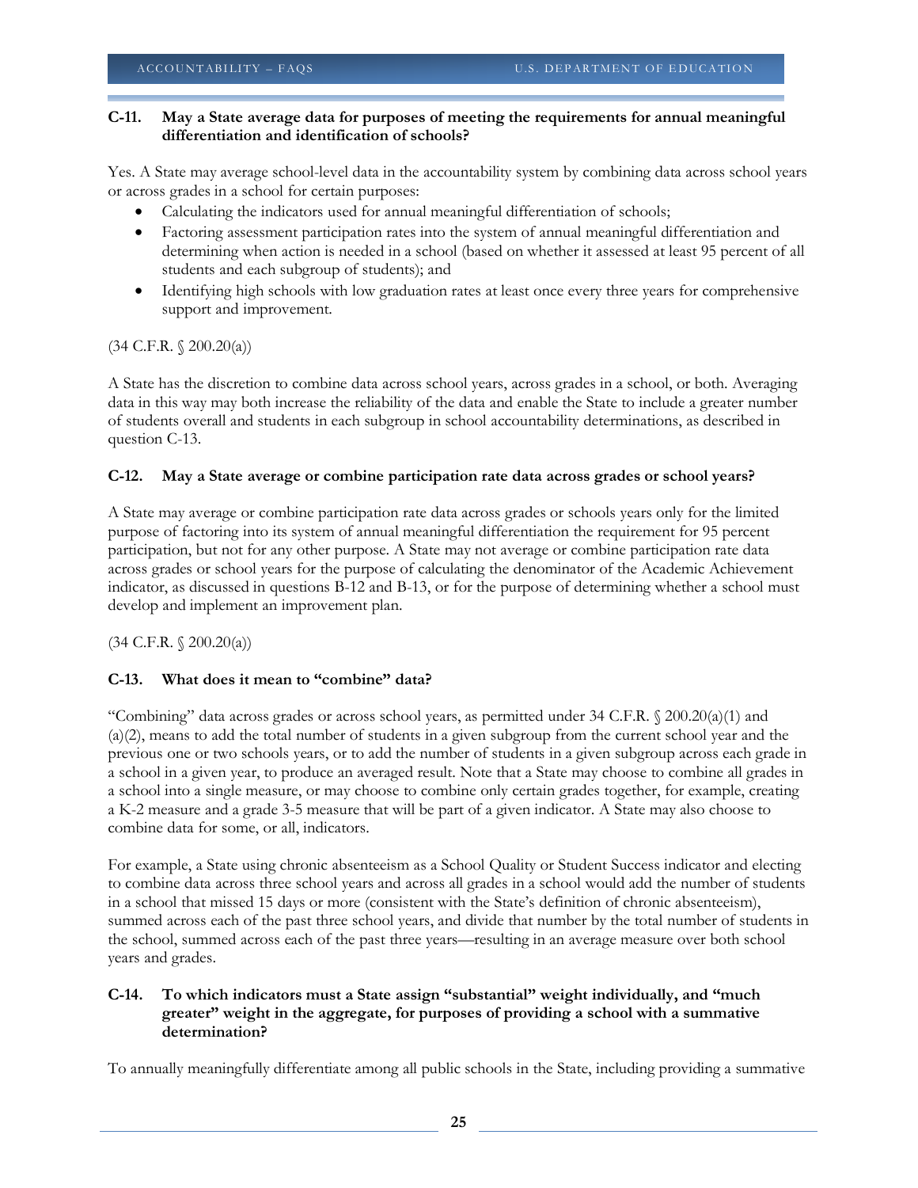**C-11. May a State average data for purposes of meeting the requirements for annual meaningful differentiation and identification of schools?**

Yes. A State may average school-level data in the accountability system by combining data across school years or across grades in a school for certain purposes:

- Calculating the indicators used for annual meaningful differentiation of schools;
- Factoring assessment participation rates into the system of annual meaningful differentiation and determining when action is needed in a school (based on whether it assessed at least 95 percent of all students and each subgroup of students); and
- Identifying high schools with low graduation rates at least once every three years for comprehensive support and improvement.

(34 C.F.R. § 200.20(a))

A State has the discretion to combine data across school years, across grades in a school, or both. Averaging data in this way may both increase the reliability of the data and enable the State to include a greater number of students overall and students in each subgroup in school accountability determinations, as described in question C-13.

**C-12. May a State average or combine participation rate data across grades or school years?**

A State may average or combine participation rate data across grades or schools years only for the limited purpose of factoring into its system of annual meaningful differentiation the requirement for 95 percent participation, but not for any other purpose. A State may not average or combine participation rate data across grades or school years for the purpose of calculating the denominator of the Academic Achievement indicator, as discussed in questions B-12 and B-13, or for the purpose of determining whether a school must develop and implement an improvement plan.

(34 C.F.R. § 200.20(a))

**C-13. What does it mean to "combine" data?**

"Combining" data across grades or across school years, as permitted under 34 C.F.R. § 200.20(a)(1) and (a)(2), means to add the total number of students in a given subgroup from the current school year and the previous one or two schools years, or to add the number of students in a given subgroup across each grade in a school in a given year, to produce an averaged result. Note that a State may choose to combine all grades in a school into a single measure, or may choose to combine only certain grades together, for example, creating a K-2 measure and a grade 3-5 measure that will be part of a given indicator. A State may also choose to combine data for some, or all, indicators.

For example, a State using chronic absenteeism as a School Quality or Student Success indicator and electing to combine data across three school years and across all grades in a school would add the number of students in a school that missed 15 days or more (consistent with the State's definition of chronic absenteeism), summed across each of the past three school years, and divide that number by the total number of students in the school, summed across each of the past three years—resulting in an average measure over both school years and grades.

**C-14. To which indicators must a State assign "substantial" weight individually, and "much greater" weight in the aggregate, for purposes of providing a school with a summative determination?**

To annually meaningfully differentiate among all public schools in the State, including providing a summative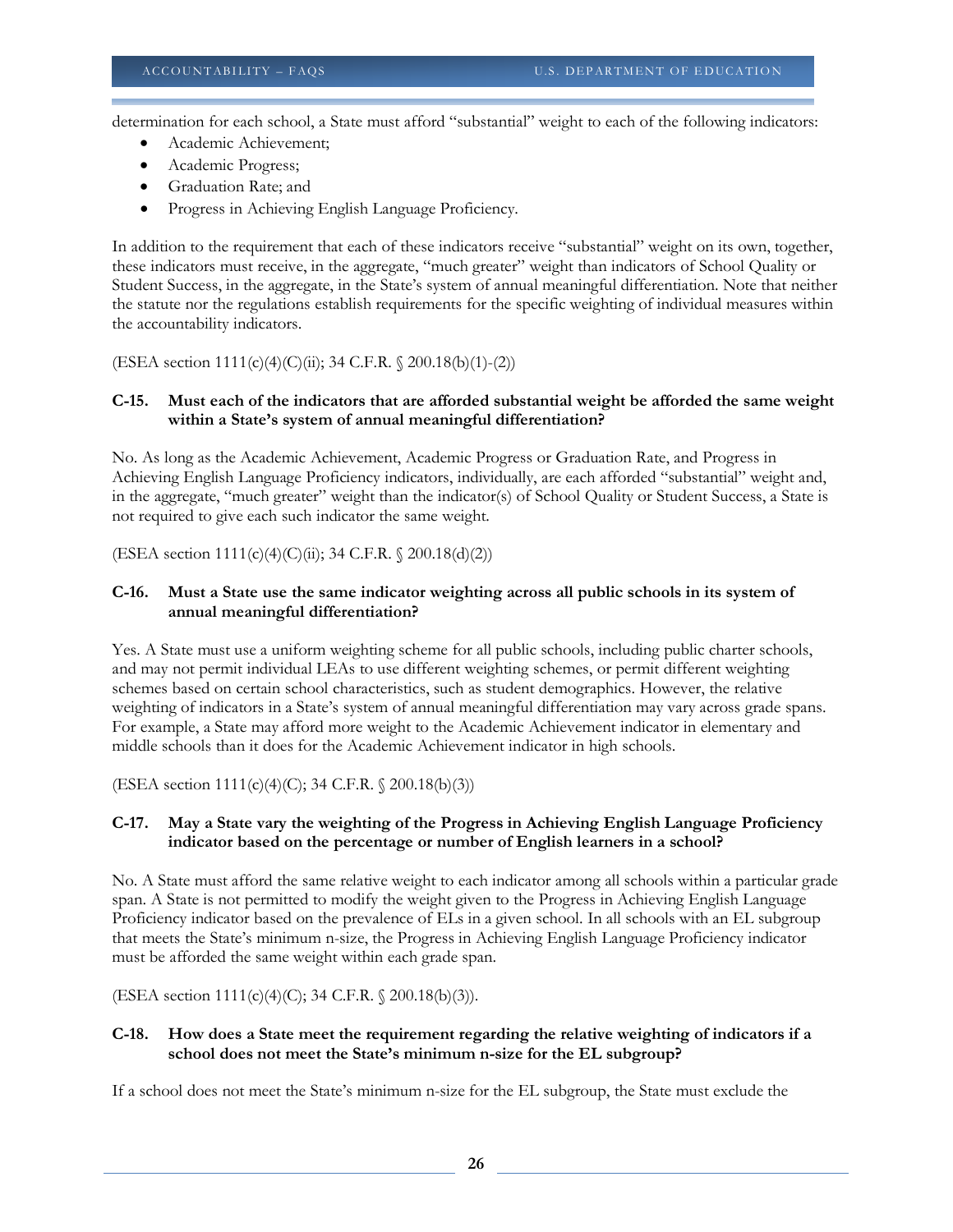determination for each school, a State must afford "substantial" weight to each of the following indicators:

- Academic Achievement;
- Academic Progress;
- Graduation Rate; and
- Progress in Achieving English Language Proficiency.

In addition to the requirement that each of these indicators receive "substantial" weight on its own, together, these indicators must receive, in the aggregate, "much greater" weight than indicators of School Quality or Student Success, in the aggregate, in the State's system of annual meaningful differentiation. Note that neither the statute nor the regulations establish requirements for the specific weighting of individual measures within the accountability indicators.

(ESEA section 1111(c)(4)(C)(ii); 34 C.F.R. § 200.18(b)(1)-(2))

**C-15. Must each of the indicators that are afforded substantial weight be afforded the same weight within a State's system of annual meaningful differentiation?**

No. As long as the Academic Achievement, Academic Progress or Graduation Rate, and Progress in Achieving English Language Proficiency indicators, individually, are each afforded "substantial" weight and, in the aggregate, "much greater" weight than the indicator(s) of School Quality or Student Success, a State is not required to give each such indicator the same weight.

(ESEA section 1111(c)(4)(C)(ii); 34 C.F.R. § 200.18(d)(2))

**C-16. Must a State use the same indicator weighting across all public schools in its system of annual meaningful differentiation?**

Yes. A State must use a uniform weighting scheme for all public schools, including public charter schools, and may not permit individual LEAs to use different weighting schemes, or permit different weighting schemes based on certain school characteristics, such as student demographics. However, the relative weighting of indicators in a State's system of annual meaningful differentiation may vary across grade spans. For example, a State may afford more weight to the Academic Achievement indicator in elementary and middle schools than it does for the Academic Achievement indicator in high schools.

(ESEA section 1111(c)(4)(C); 34 C.F.R. § 200.18(b)(3))

**C-17. May a State vary the weighting of the Progress in Achieving English Language Proficiency indicator based on the percentage or number of English learners in a school?**

No. A State must afford the same relative weight to each indicator among all schools within a particular grade span. A State is not permitted to modify the weight given to the Progress in Achieving English Language Proficiency indicator based on the prevalence of ELs in a given school. In all schools with an EL subgroup that meets the State's minimum n-size, the Progress in Achieving English Language Proficiency indicator must be afforded the same weight within each grade span.

(ESEA section 1111(c)(4)(C); 34 C.F.R. § 200.18(b)(3)).

**C-18. How does a State meet the requirement regarding the relative weighting of indicators if a school does not meet the State's minimum n-size for the EL subgroup?**

If a school does not meet the State's minimum n-size for the EL subgroup, the State must exclude the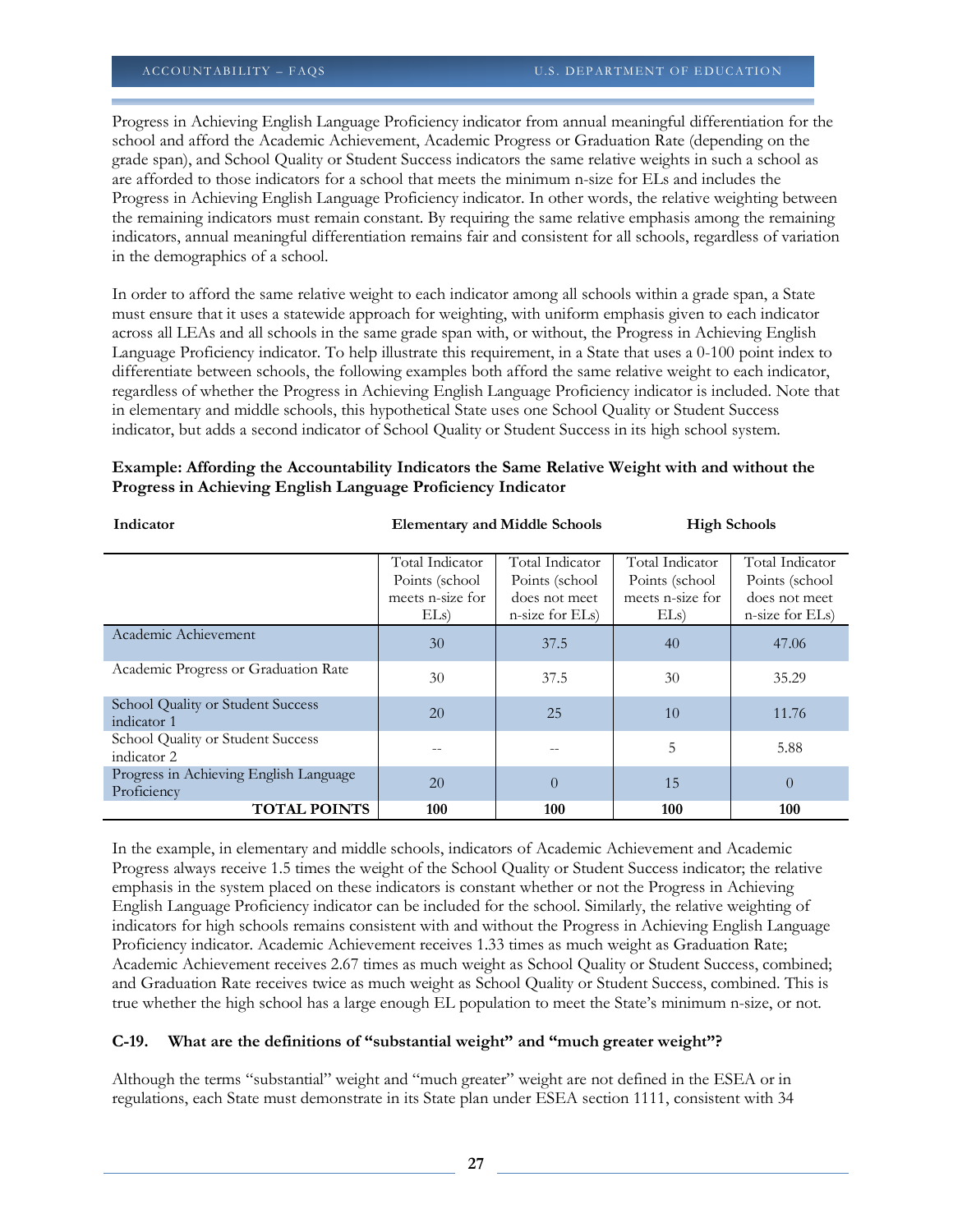Progress in Achieving English Language Proficiency indicator from annual meaningful differentiation for the school and afford the Academic Achievement, Academic Progress or Graduation Rate (depending on the grade span), and School Quality or Student Success indicators the same relative weights in such a school as are afforded to those indicators for a school that meets the minimum n-size for ELs and includes the Progress in Achieving English Language Proficiency indicator. In other words, the relative weighting between the remaining indicators must remain constant. By requiring the same relative emphasis among the remaining indicators, annual meaningful differentiation remains fair and consistent for all schools, regardless of variation in the demographics of a school.

In order to afford the same relative weight to each indicator among all schools within a grade span, a State must ensure that it uses a statewide approach for weighting, with uniform emphasis given to each indicator across all LEAs and all schools in the same grade span with, or without, the Progress in Achieving English Language Proficiency indicator. To help illustrate this requirement, in a State that uses a 0-100 point index to differentiate between schools, the following examples both afford the same relative weight to each indicator, regardless of whether the Progress in Achieving English Language Proficiency indicator is included. Note that in elementary and middle schools, this hypothetical State uses one School Quality or Student Success indicator, but adds a second indicator of School Quality or Student Success in its high school system.

**Example: Affording the Accountability Indicators the Same Relative Weight with and without the Progress in Achieving English Language Proficiency Indicator**

| **Indicator** | **Elementary and Middle Schools** | | **High Schools** | |
|---|---|---|---|---|
| | Total Indicator Points (school meets n-size for ELs) | Total Indicator Points (school does not meet n-size for ELs) | Total Indicator Points (school meets n-size for ELs) | Total Indicator Points (school does not meet n-size for ELs) |
| Academic Achievement | 30 | 37.5 | 40 | 47.06 |
| Academic Progress or Graduation Rate | 30 | 37.5 | 30 | 35.29 |
| School Quality or Student Success indicator 1 | 20 | 25 | 10 | 11.76 |
| School Quality or Student Success indicator 2 | -- | -- | 5 | 5.88 |
| Progress in Achieving English Language Proficiency | 20 | 0 | 15 | 0 |
| **TOTAL POINTS** | **100** | **100** | **100** | **100** |

In the example, in elementary and middle schools, indicators of Academic Achievement and Academic Progress always receive 1.5 times the weight of the School Quality or Student Success indicator; the relative emphasis in the system placed on these indicators is constant whether or not the Progress in Achieving English Language Proficiency indicator can be included for the school. Similarly, the relative weighting of indicators for high schools remains consistent with and without the Progress in Achieving English Language Proficiency indicator. Academic Achievement receives 1.33 times as much weight as Graduation Rate; Academic Achievement receives 2.67 times as much weight as School Quality or Student Success, combined; and Graduation Rate receives twice as much weight as School Quality or Student Success, combined. This is true whether the high school has a large enough EL population to meet the State's minimum n-size, or not.

### C-19. What are the definitions of "substantial weight" and "much greater weight"?

Although the terms "substantial" weight and "much greater" weight are not defined in the ESEA or in regulations, each State must demonstrate in its State plan under ESEA section 1111, consistent with 34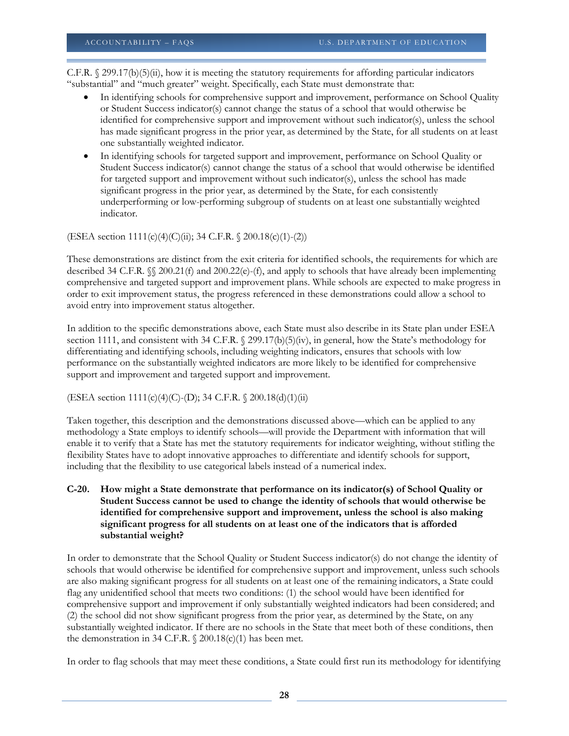C.F.R. § 299.17(b)(5)(ii), how it is meeting the statutory requirements for affording particular indicators "substantial" and "much greater" weight. Specifically, each State must demonstrate that:

- In identifying schools for comprehensive support and improvement, performance on School Quality or Student Success indicator(s) cannot change the status of a school that would otherwise be identified for comprehensive support and improvement without such indicator(s), unless the school has made significant progress in the prior year, as determined by the State, for all students on at least one substantially weighted indicator.
- In identifying schools for targeted support and improvement, performance on School Quality or Student Success indicator(s) cannot change the status of a school that would otherwise be identified for targeted support and improvement without such indicator(s), unless the school has made significant progress in the prior year, as determined by the State, for each consistently underperforming or low-performing subgroup of students on at least one substantially weighted indicator.

(ESEA section 1111(c)(4)(C)(ii); 34 C.F.R. § 200.18(c)(1)-(2))

These demonstrations are distinct from the exit criteria for identified schools, the requirements for which are described 34 C.F.R. §§ 200.21(f) and 200.22(e)-(f), and apply to schools that have already been implementing comprehensive and targeted support and improvement plans. While schools are expected to make progress in order to exit improvement status, the progress referenced in these demonstrations could allow a school to avoid entry into improvement status altogether.

In addition to the specific demonstrations above, each State must also describe in its State plan under ESEA section 1111, and consistent with 34 C.F.R. § 299.17(b)(5)(iv), in general, how the State's methodology for differentiating and identifying schools, including weighting indicators, ensures that schools with low performance on the substantially weighted indicators are more likely to be identified for comprehensive support and improvement and targeted support and improvement.

(ESEA section 1111(c)(4)(C)-(D); 34 C.F.R. § 200.18(d)(1)(ii)

Taken together, this description and the demonstrations discussed above—which can be applied to any methodology a State employs to identify schools—will provide the Department with information that will enable it to verify that a State has met the statutory requirements for indicator weighting, without stifling the flexibility States have to adopt innovative approaches to differentiate and identify schools for support, including that the flexibility to use categorical labels instead of a numerical index.

**C-20. How might a State demonstrate that performance on its indicator(s) of School Quality or Student Success cannot be used to change the identity of schools that would otherwise be identified for comprehensive support and improvement, unless the school is also making significant progress for all students on at least one of the indicators that is afforded substantial weight?**

In order to demonstrate that the School Quality or Student Success indicator(s) do not change the identity of schools that would otherwise be identified for comprehensive support and improvement, unless such schools are also making significant progress for all students on at least one of the remaining indicators, a State could flag any unidentified school that meets two conditions: (1) the school would have been identified for comprehensive support and improvement if only substantially weighted indicators had been considered; and (2) the school did not show significant progress from the prior year, as determined by the State, on any substantially weighted indicator. If there are no schools in the State that meet both of these conditions, then the demonstration in 34 C.F.R. § 200.18(c)(1) has been met.

In order to flag schools that may meet these conditions, a State could first run its methodology for identifying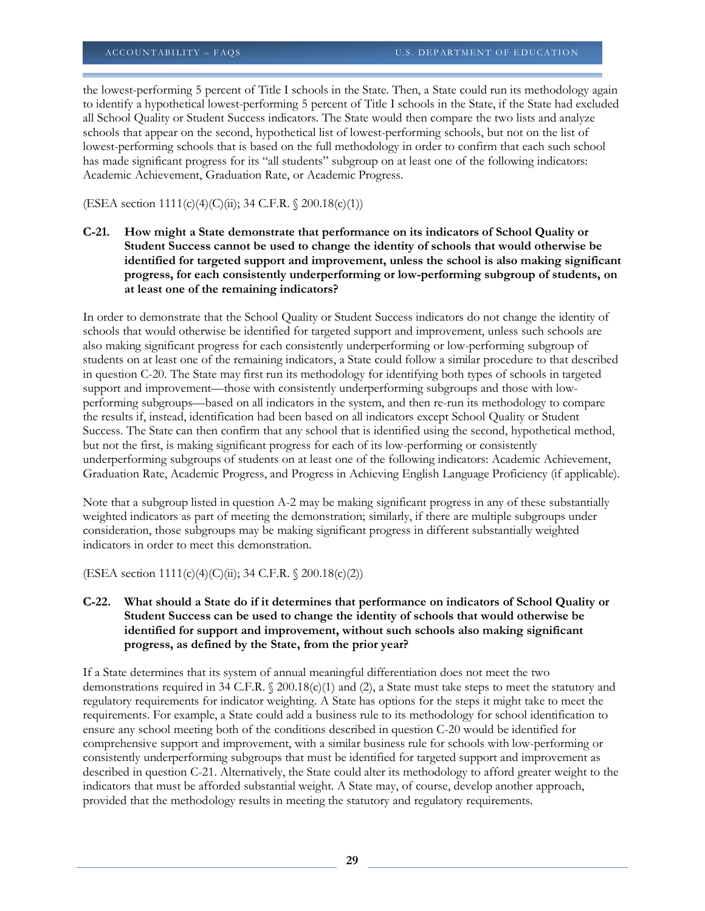the lowest-performing 5 percent of Title I schools in the State. Then, a State could run its methodology again to identify a hypothetical lowest-performing 5 percent of Title I schools in the State, if the State had excluded all School Quality or Student Success indicators. The State would then compare the two lists and analyze schools that appear on the second, hypothetical list of lowest-performing schools, but not on the list of lowest-performing schools that is based on the full methodology in order to confirm that each such school has made significant progress for its "all students" subgroup on at least one of the following indicators: Academic Achievement, Graduation Rate, or Academic Progress.

(ESEA section 1111(c)(4)(C)(ii); 34 C.F.R. § 200.18(c)(1))

**C-21. How might a State demonstrate that performance on its indicators of School Quality or Student Success cannot be used to change the identity of schools that would otherwise be identified for targeted support and improvement, unless the school is also making significant progress, for each consistently underperforming or low-performing subgroup of students, on at least one of the remaining indicators?**

In order to demonstrate that the School Quality or Student Success indicators do not change the identity of schools that would otherwise be identified for targeted support and improvement, unless such schools are also making significant progress for each consistently underperforming or low-performing subgroup of students on at least one of the remaining indicators, a State could follow a similar procedure to that described in question C-20. The State may first run its methodology for identifying both types of schools in targeted support and improvement—those with consistently underperforming subgroups and those with low-performing subgroups—based on all indicators in the system, and then re-run its methodology to compare the results if, instead, identification had been based on all indicators except School Quality or Student Success. The State can then confirm that any school that is identified using the second, hypothetical method, but not the first, is making significant progress for each of its low-performing or consistently underperforming subgroups of students on at least one of the following indicators: Academic Achievement, Graduation Rate, Academic Progress, and Progress in Achieving English Language Proficiency (if applicable).

Note that a subgroup listed in question A-2 may be making significant progress in any of these substantially weighted indicators as part of meeting the demonstration; similarly, if there are multiple subgroups under consideration, those subgroups may be making significant progress in different substantially weighted indicators in order to meet this demonstration.

(ESEA section 1111(c)(4)(C)(ii); 34 C.F.R. § 200.18(c)(2))

**C-22. What should a State do if it determines that performance on indicators of School Quality or Student Success can be used to change the identity of schools that would otherwise be identified for support and improvement, without such schools also making significant progress, as defined by the State, from the prior year?**

If a State determines that its system of annual meaningful differentiation does not meet the two demonstrations required in 34 C.F.R. § 200.18(c)(1) and (2), a State must take steps to meet the statutory and regulatory requirements for indicator weighting. A State has options for the steps it might take to meet the requirements. For example, a State could add a business rule to its methodology for school identification to ensure any school meeting both of the conditions described in question C-20 would be identified for comprehensive support and improvement, with a similar business rule for schools with low-performing or consistently underperforming subgroups that must be identified for targeted support and improvement as described in question C-21. Alternatively, the State could alter its methodology to afford greater weight to the indicators that must be afforded substantial weight. A State may, of course, develop another approach, provided that the methodology results in meeting the statutory and regulatory requirements.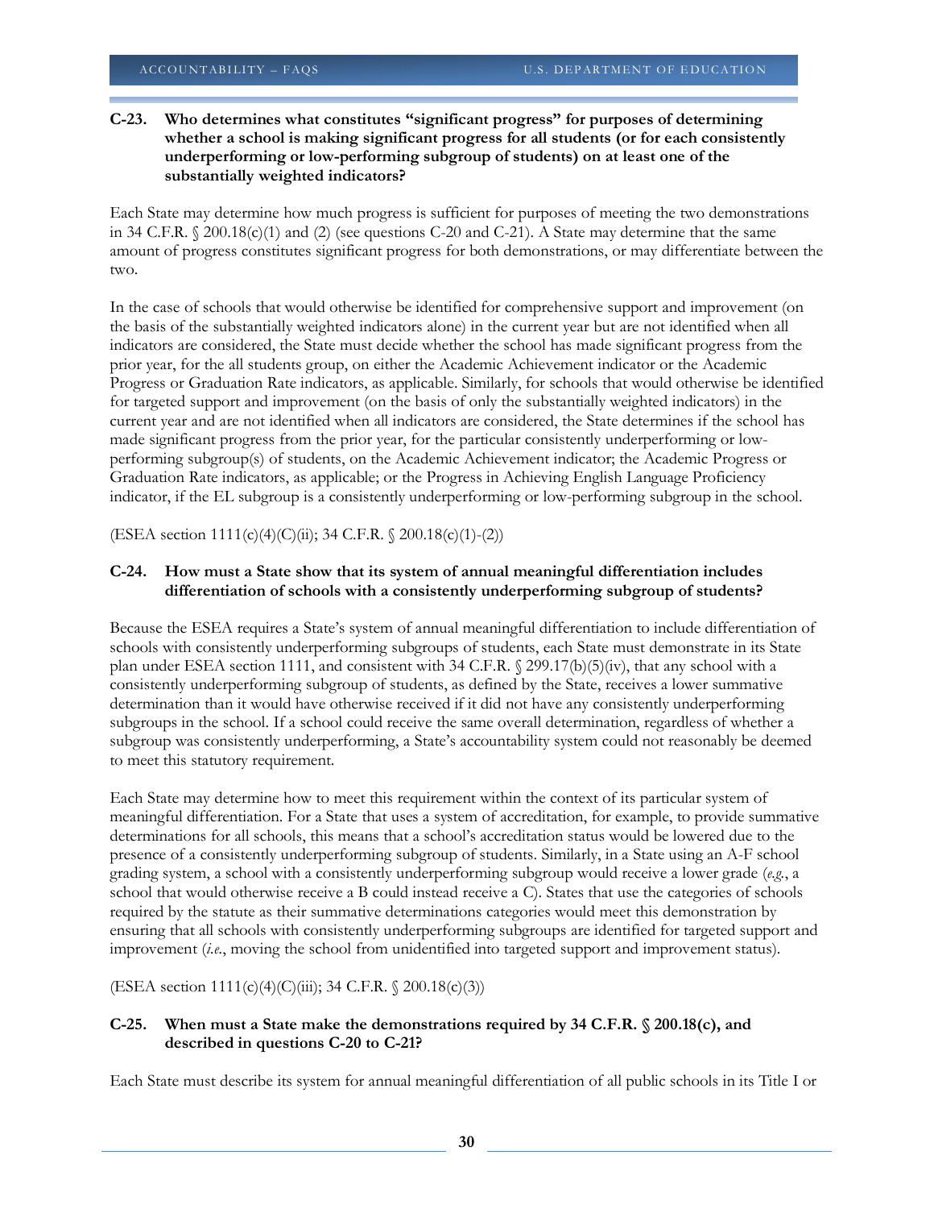**C-23. Who determines what constitutes "significant progress" for purposes of determining whether a school is making significant progress for all students (or for each consistently underperforming or low-performing subgroup of students) on at least one of the substantially weighted indicators?**

Each State may determine how much progress is sufficient for purposes of meeting the two demonstrations in 34 C.F.R. § 200.18(c)(1) and (2) (see questions C-20 and C-21). A State may determine that the same amount of progress constitutes significant progress for both demonstrations, or may differentiate between the two.

In the case of schools that would otherwise be identified for comprehensive support and improvement (on the basis of the substantially weighted indicators alone) in the current year but are not identified when all indicators are considered, the State must decide whether the school has made significant progress from the prior year, for the all students group, on either the Academic Achievement indicator or the Academic Progress or Graduation Rate indicators, as applicable. Similarly, for schools that would otherwise be identified for targeted support and improvement (on the basis of only the substantially weighted indicators) in the current year and are not identified when all indicators are considered, the State determines if the school has made significant progress from the prior year, for the particular consistently underperforming or low-performing subgroup(s) of students, on the Academic Achievement indicator; the Academic Progress or Graduation Rate indicators, as applicable; or the Progress in Achieving English Language Proficiency indicator, if the EL subgroup is a consistently underperforming or low-performing subgroup in the school.

(ESEA section 1111(c)(4)(C)(ii); 34 C.F.R. § 200.18(c)(1)-(2))

**C-24. How must a State show that its system of annual meaningful differentiation includes differentiation of schools with a consistently underperforming subgroup of students?**

Because the ESEA requires a State's system of annual meaningful differentiation to include differentiation of schools with consistently underperforming subgroups of students, each State must demonstrate in its State plan under ESEA section 1111, and consistent with 34 C.F.R. § 299.17(b)(5)(iv), that any school with a consistently underperforming subgroup of students, as defined by the State, receives a lower summative determination than it would have otherwise received if it did not have any consistently underperforming subgroups in the school. If a school could receive the same overall determination, regardless of whether a subgroup was consistently underperforming, a State's accountability system could not reasonably be deemed to meet this statutory requirement.

Each State may determine how to meet this requirement within the context of its particular system of meaningful differentiation. For a State that uses a system of accreditation, for example, to provide summative determinations for all schools, this means that a school's accreditation status would be lowered due to the presence of a consistently underperforming subgroup of students. Similarly, in a State using an A-F school grading system, a school with a consistently underperforming subgroup would receive a lower grade (*e.g.*, a school that would otherwise receive a B could instead receive a C). States that use the categories of schools required by the statute as their summative determinations categories would meet this demonstration by ensuring that all schools with consistently underperforming subgroups are identified for targeted support and improvement (*i.e.*, moving the school from unidentified into targeted support and improvement status).

(ESEA section 1111(c)(4)(C)(iii); 34 C.F.R. § 200.18(c)(3))

**C-25. When must a State make the demonstrations required by 34 C.F.R. § 200.18(c), and described in questions C-20 to C-21?**

Each State must describe its system for annual meaningful differentiation of all public schools in its Title I or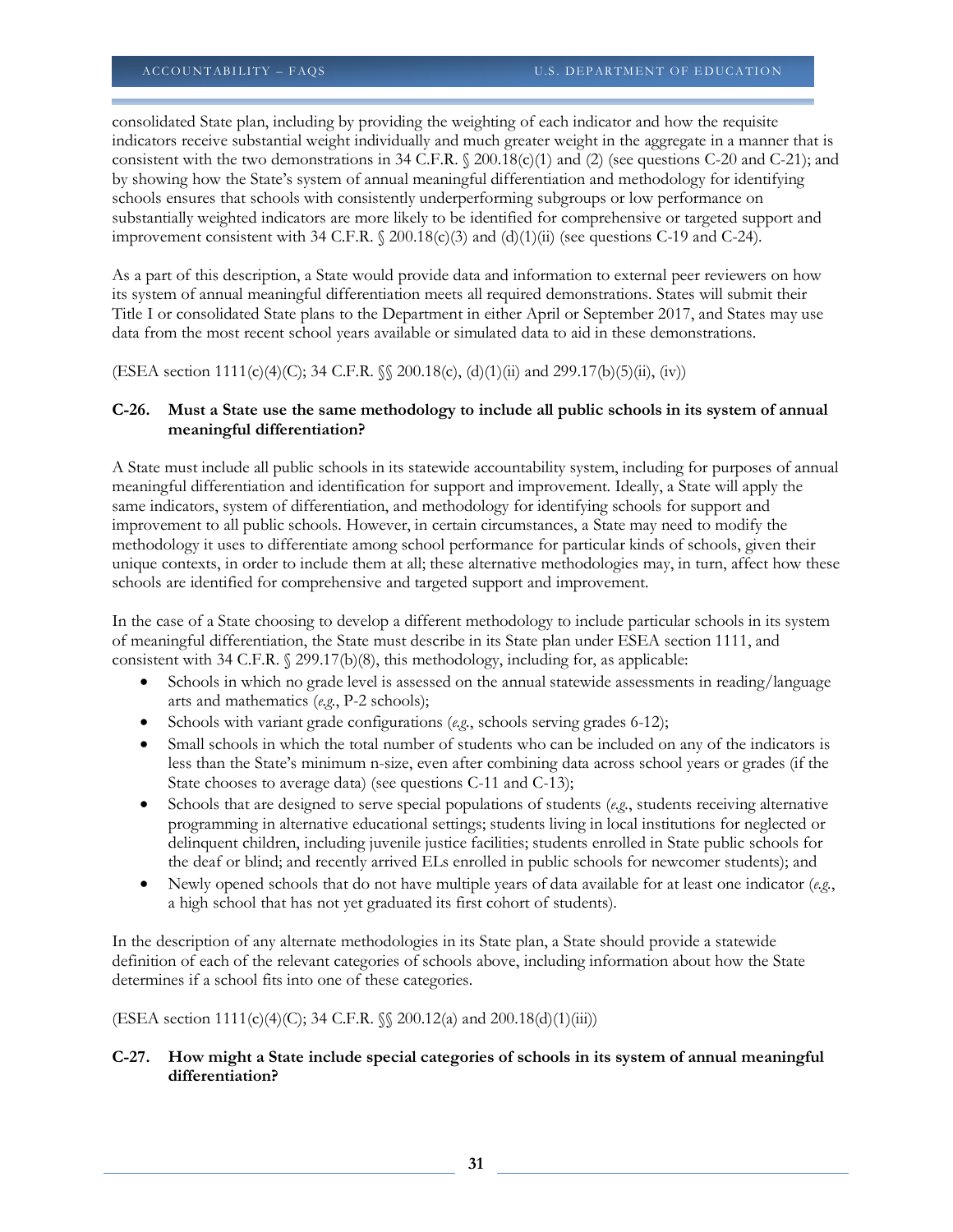consolidated State plan, including by providing the weighting of each indicator and how the requisite indicators receive substantial weight individually and much greater weight in the aggregate in a manner that is consistent with the two demonstrations in 34 C.F.R. § 200.18(c)(1) and (2) (see questions C-20 and C-21); and by showing how the State's system of annual meaningful differentiation and methodology for identifying schools ensures that schools with consistently underperforming subgroups or low performance on substantially weighted indicators are more likely to be identified for comprehensive or targeted support and improvement consistent with 34 C.F.R. § 200.18(c)(3) and (d)(1)(ii) (see questions C-19 and C-24).

As a part of this description, a State would provide data and information to external peer reviewers on how its system of annual meaningful differentiation meets all required demonstrations. States will submit their Title I or consolidated State plans to the Department in either April or September 2017, and States may use data from the most recent school years available or simulated data to aid in these demonstrations.

(ESEA section 1111(c)(4)(C); 34 C.F.R. §§ 200.18(c), (d)(1)(ii) and 299.17(b)(5)(ii), (iv))

**C-26. Must a State use the same methodology to include all public schools in its system of annual meaningful differentiation?**

A State must include all public schools in its statewide accountability system, including for purposes of annual meaningful differentiation and identification for support and improvement. Ideally, a State will apply the same indicators, system of differentiation, and methodology for identifying schools for support and improvement to all public schools. However, in certain circumstances, a State may need to modify the methodology it uses to differentiate among school performance for particular kinds of schools, given their unique contexts, in order to include them at all; these alternative methodologies may, in turn, affect how these schools are identified for comprehensive and targeted support and improvement.

In the case of a State choosing to develop a different methodology to include particular schools in its system of meaningful differentiation, the State must describe in its State plan under ESEA section 1111, and consistent with 34 C.F.R. § 299.17(b)(8), this methodology, including for, as applicable:

- Schools in which no grade level is assessed on the annual statewide assessments in reading/language arts and mathematics (*e.g.*, P-2 schools);
- Schools with variant grade configurations (*e.g.*, schools serving grades 6-12);
- Small schools in which the total number of students who can be included on any of the indicators is less than the State's minimum n-size, even after combining data across school years or grades (if the State chooses to average data) (see questions C-11 and C-13);
- Schools that are designed to serve special populations of students (*e.g.*, students receiving alternative programming in alternative educational settings; students living in local institutions for neglected or delinquent children, including juvenile justice facilities; students enrolled in State public schools for the deaf or blind; and recently arrived ELs enrolled in public schools for newcomer students); and
- Newly opened schools that do not have multiple years of data available for at least one indicator (*e.g.*, a high school that has not yet graduated its first cohort of students).

In the description of any alternate methodologies in its State plan, a State should provide a statewide definition of each of the relevant categories of schools above, including information about how the State determines if a school fits into one of these categories.

(ESEA section 1111(c)(4)(C); 34 C.F.R. §§ 200.12(a) and 200.18(d)(1)(iii))

**C-27. How might a State include special categories of schools in its system of annual meaningful differentiation?**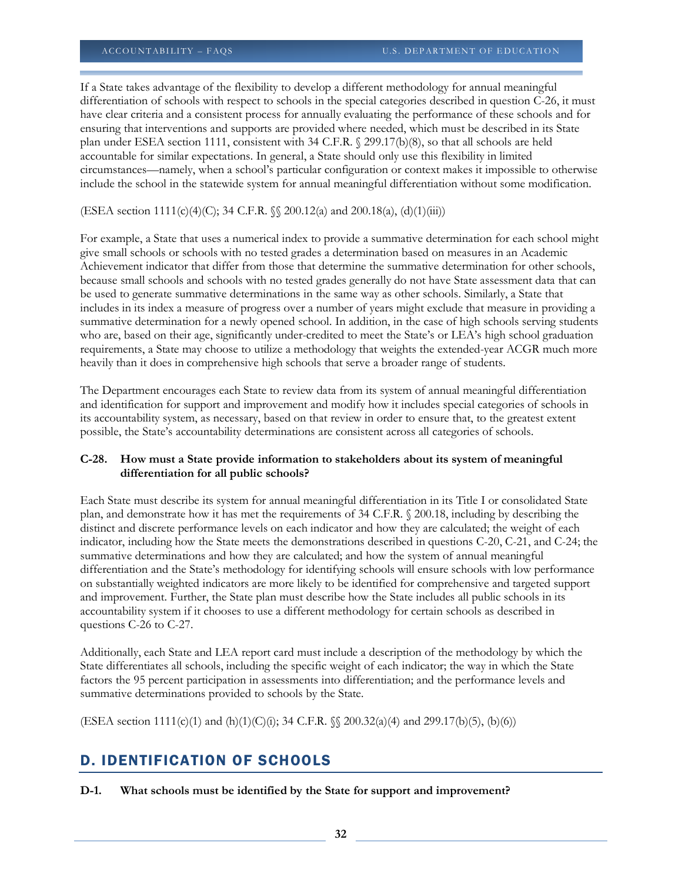If a State takes advantage of the flexibility to develop a different methodology for annual meaningful differentiation of schools with respect to schools in the special categories described in question C-26, it must have clear criteria and a consistent process for annually evaluating the performance of these schools and for ensuring that interventions and supports are provided where needed, which must be described in its State plan under ESEA section 1111, consistent with 34 C.F.R. § 299.17(b)(8), so that all schools are held accountable for similar expectations. In general, a State should only use this flexibility in limited circumstances—namely, when a school's particular configuration or context makes it impossible to otherwise include the school in the statewide system for annual meaningful differentiation without some modification.

(ESEA section 1111(c)(4)(C); 34 C.F.R. §§ 200.12(a) and 200.18(a), (d)(1)(iii))

For example, a State that uses a numerical index to provide a summative determination for each school might give small schools or schools with no tested grades a determination based on measures in an Academic Achievement indicator that differ from those that determine the summative determination for other schools, because small schools and schools with no tested grades generally do not have State assessment data that can be used to generate summative determinations in the same way as other schools. Similarly, a State that includes in its index a measure of progress over a number of years might exclude that measure in providing a summative determination for a newly opened school. In addition, in the case of high schools serving students who are, based on their age, significantly under-credited to meet the State's or LEA's high school graduation requirements, a State may choose to utilize a methodology that weights the extended-year ACGR much more heavily than it does in comprehensive high schools that serve a broader range of students.

The Department encourages each State to review data from its system of annual meaningful differentiation and identification for support and improvement and modify how it includes special categories of schools in its accountability system, as necessary, based on that review in order to ensure that, to the greatest extent possible, the State's accountability determinations are consistent across all categories of schools.

**C-28. How must a State provide information to stakeholders about its system of meaningful differentiation for all public schools?**

Each State must describe its system for annual meaningful differentiation in its Title I or consolidated State plan, and demonstrate how it has met the requirements of 34 C.F.R. § 200.18, including by describing the distinct and discrete performance levels on each indicator and how they are calculated; the weight of each indicator, including how the State meets the demonstrations described in questions C-20, C-21, and C-24; the summative determinations and how they are calculated; and how the system of annual meaningful differentiation and the State's methodology for identifying schools will ensure schools with low performance on substantially weighted indicators are more likely to be identified for comprehensive and targeted support and improvement. Further, the State plan must describe how the State includes all public schools in its accountability system if it chooses to use a different methodology for certain schools as described in questions C-26 to C-27.

Additionally, each State and LEA report card must include a description of the methodology by which the State differentiates all schools, including the specific weight of each indicator; the way in which the State factors the 95 percent participation in assessments into differentiation; and the performance levels and summative determinations provided to schools by the State.

(ESEA section 1111(c)(1) and (h)(1)(C)(i); 34 C.F.R. §§ 200.32(a)(4) and 299.17(b)(5), (b)(6))

## D. IDENTIFICATION OF SCHOOLS

**D-1. What schools must be identified by the State for support and improvement?**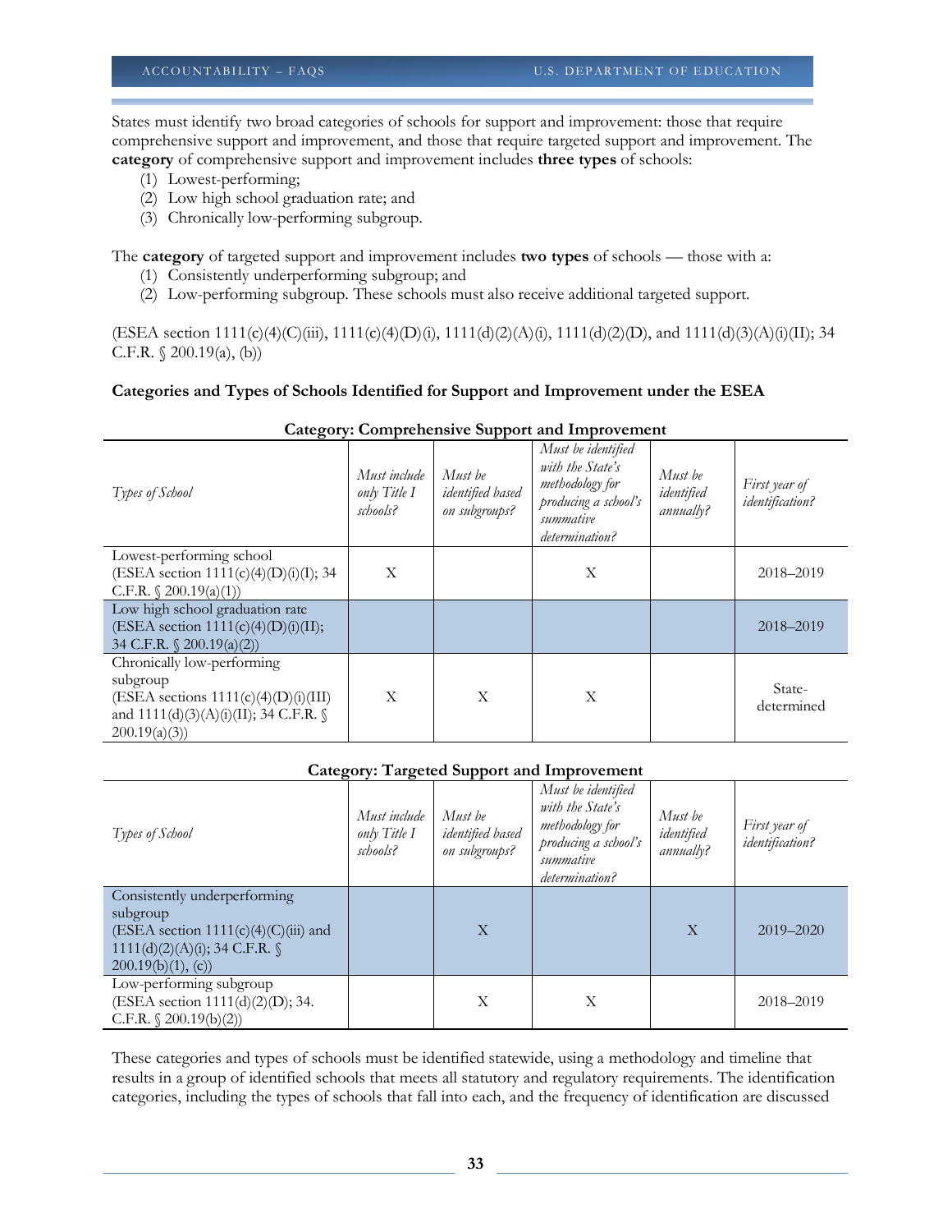States must identify two broad categories of schools for support and improvement: those that require comprehensive support and improvement, and those that require targeted support and improvement. The **category** of comprehensive support and improvement includes **three types** of schools:

(1) Lowest-performing;
(2) Low high school graduation rate; and
(3) Chronically low-performing subgroup.

The **category** of targeted support and improvement includes **two types** of schools — those with a:

(1) Consistently underperforming subgroup; and
(2) Low-performing subgroup. These schools must also receive additional targeted support.

(ESEA section 1111(c)(4)(C)(iii), 1111(c)(4)(D)(i), 1111(d)(2)(A)(i), 1111(d)(2)(D), and 1111(d)(3)(A)(i)(II); 34 C.F.R. § 200.19(a), (b))

**Categories and Types of Schools Identified for Support and Improvement under the ESEA**

**Category: Comprehensive Support and Improvement**

| *Types of School* | *Must include only Title I schools?* | *Must be identified based on subgroups?* | *Must be identified with the State's methodology for producing a school's summative determination?* | *Must be identified annually?* | *First year of identification?* |
|---|---|---|---|---|---|
| Lowest-performing school (ESEA section 1111(c)(4)(D)(i)(I); 34 C.F.R. § 200.19(a)(1)) | X | | X | | 2018–2019 |
| Low high school graduation rate (ESEA section 1111(c)(4)(D)(i)(II); 34 C.F.R. § 200.19(a)(2)) | | | | | 2018–2019 |
| Chronically low-performing subgroup (ESEA sections 1111(c)(4)(D)(i)(III) and 1111(d)(3)(A)(i)(II); 34 C.F.R. § 200.19(a)(3)) | X | X | X | | State-determined |

**Category: Targeted Support and Improvement**

| *Types of School* | *Must include only Title I schools?* | *Must be identified based on subgroups?* | *Must be identified with the State's methodology for producing a school's summative determination?* | *Must be identified annually?* | *First year of identification?* |
|---|---|---|---|---|---|
| Consistently underperforming subgroup (ESEA section 1111(c)(4)(C)(iii) and 1111(d)(2)(A)(i); 34 C.F.R. § 200.19(b)(1), (c)) | | X | | X | 2019–2020 |
| Low-performing subgroup (ESEA section 1111(d)(2)(D); 34. C.F.R. § 200.19(b)(2)) | | X | X | | 2018–2019 |

These categories and types of schools must be identified statewide, using a methodology and timeline that results in a group of identified schools that meets all statutory and regulatory requirements. The identification categories, including the types of schools that fall into each, and the frequency of identification are discussed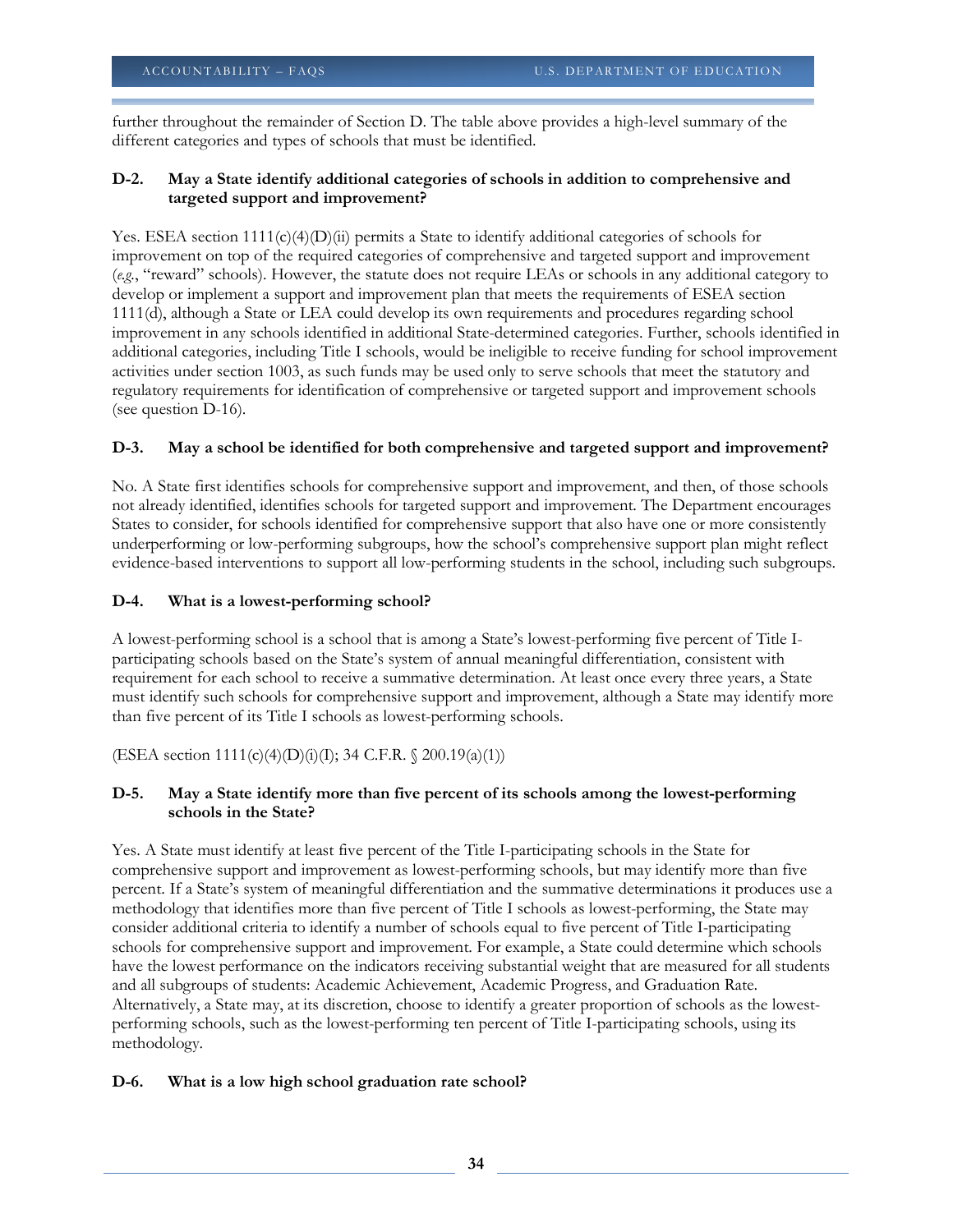further throughout the remainder of Section D. The table above provides a high-level summary of the different categories and types of schools that must be identified.

### D-2. May a State identify additional categories of schools in addition to comprehensive and targeted support and improvement?

Yes. ESEA section 1111(c)(4)(D)(ii) permits a State to identify additional categories of schools for improvement on top of the required categories of comprehensive and targeted support and improvement (*e.g.*, "reward" schools). However, the statute does not require LEAs or schools in any additional category to develop or implement a support and improvement plan that meets the requirements of ESEA section 1111(d), although a State or LEA could develop its own requirements and procedures regarding school improvement in any schools identified in additional State-determined categories. Further, schools identified in additional categories, including Title I schools, would be ineligible to receive funding for school improvement activities under section 1003, as such funds may be used only to serve schools that meet the statutory and regulatory requirements for identification of comprehensive or targeted support and improvement schools (see question D-16).

### D-3. May a school be identified for both comprehensive and targeted support and improvement?

No. A State first identifies schools for comprehensive support and improvement, and then, of those schools not already identified, identifies schools for targeted support and improvement. The Department encourages States to consider, for schools identified for comprehensive support that also have one or more consistently underperforming or low-performing subgroups, how the school's comprehensive support plan might reflect evidence-based interventions to support all low-performing students in the school, including such subgroups.

### D-4. What is a lowest-performing school?

A lowest-performing school is a school that is among a State's lowest-performing five percent of Title I-participating schools based on the State's system of annual meaningful differentiation, consistent with requirement for each school to receive a summative determination. At least once every three years, a State must identify such schools for comprehensive support and improvement, although a State may identify more than five percent of its Title I schools as lowest-performing schools.

(ESEA section 1111(c)(4)(D)(i)(I); 34 C.F.R. § 200.19(a)(1))

### D-5. May a State identify more than five percent of its schools among the lowest-performing schools in the State?

Yes. A State must identify at least five percent of the Title I-participating schools in the State for comprehensive support and improvement as lowest-performing schools, but may identify more than five percent. If a State's system of meaningful differentiation and the summative determinations it produces use a methodology that identifies more than five percent of Title I schools as lowest-performing, the State may consider additional criteria to identify a number of schools equal to five percent of Title I-participating schools for comprehensive support and improvement. For example, a State could determine which schools have the lowest performance on the indicators receiving substantial weight that are measured for all students and all subgroups of students: Academic Achievement, Academic Progress, and Graduation Rate. Alternatively, a State may, at its discretion, choose to identify a greater proportion of schools as the lowest-performing schools, such as the lowest-performing ten percent of Title I-participating schools, using its methodology.

### D-6. What is a low high school graduation rate school?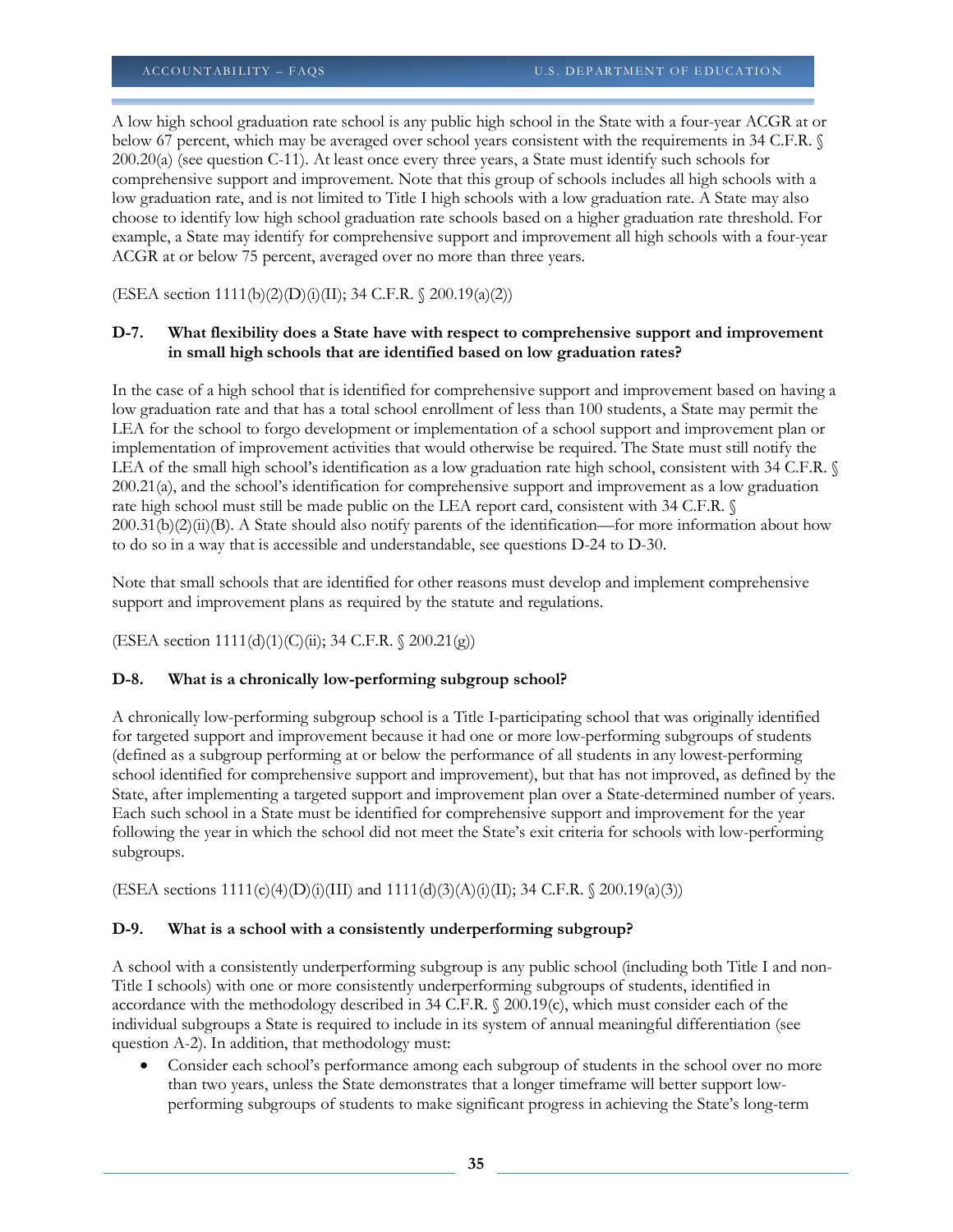A low high school graduation rate school is any public high school in the State with a four-year ACGR at or below 67 percent, which may be averaged over school years consistent with the requirements in 34 C.F.R. § 200.20(a) (see question C-11). At least once every three years, a State must identify such schools for comprehensive support and improvement. Note that this group of schools includes all high schools with a low graduation rate, and is not limited to Title I high schools with a low graduation rate. A State may also choose to identify low high school graduation rate schools based on a higher graduation rate threshold. For example, a State may identify for comprehensive support and improvement all high schools with a four-year ACGR at or below 75 percent, averaged over no more than three years.

(ESEA section 1111(b)(2)(D)(i)(II); 34 C.F.R. § 200.19(a)(2))

### D-7. What flexibility does a State have with respect to comprehensive support and improvement in small high schools that are identified based on low graduation rates?

In the case of a high school that is identified for comprehensive support and improvement based on having a low graduation rate and that has a total school enrollment of less than 100 students, a State may permit the LEA for the school to forgo development or implementation of a school support and improvement plan or implementation of improvement activities that would otherwise be required. The State must still notify the LEA of the small high school's identification as a low graduation rate high school, consistent with 34 C.F.R. § 200.21(a), and the school's identification for comprehensive support and improvement as a low graduation rate high school must still be made public on the LEA report card, consistent with 34 C.F.R. § 200.31(b)(2)(ii)(B). A State should also notify parents of the identification—for more information about how to do so in a way that is accessible and understandable, see questions D-24 to D-30.

Note that small schools that are identified for other reasons must develop and implement comprehensive support and improvement plans as required by the statute and regulations.

(ESEA section 1111(d)(1)(C)(ii); 34 C.F.R. § 200.21(g))

### D-8. What is a chronically low-performing subgroup school?

A chronically low-performing subgroup school is a Title I-participating school that was originally identified for targeted support and improvement because it had one or more low-performing subgroups of students (defined as a subgroup performing at or below the performance of all students in any lowest-performing school identified for comprehensive support and improvement), but that has not improved, as defined by the State, after implementing a targeted support and improvement plan over a State-determined number of years. Each such school in a State must be identified for comprehensive support and improvement for the year following the year in which the school did not meet the State's exit criteria for schools with low-performing subgroups.

(ESEA sections 1111(c)(4)(D)(i)(III) and 1111(d)(3)(A)(i)(II); 34 C.F.R. § 200.19(a)(3))

### D-9. What is a school with a consistently underperforming subgroup?

A school with a consistently underperforming subgroup is any public school (including both Title I and non-Title I schools) with one or more consistently underperforming subgroups of students, identified in accordance with the methodology described in 34 C.F.R. § 200.19(c), which must consider each of the individual subgroups a State is required to include in its system of annual meaningful differentiation (see question A-2). In addition, that methodology must:

- Consider each school's performance among each subgroup of students in the school over no more than two years, unless the State demonstrates that a longer timeframe will better support low-performing subgroups of students to make significant progress in achieving the State's long-term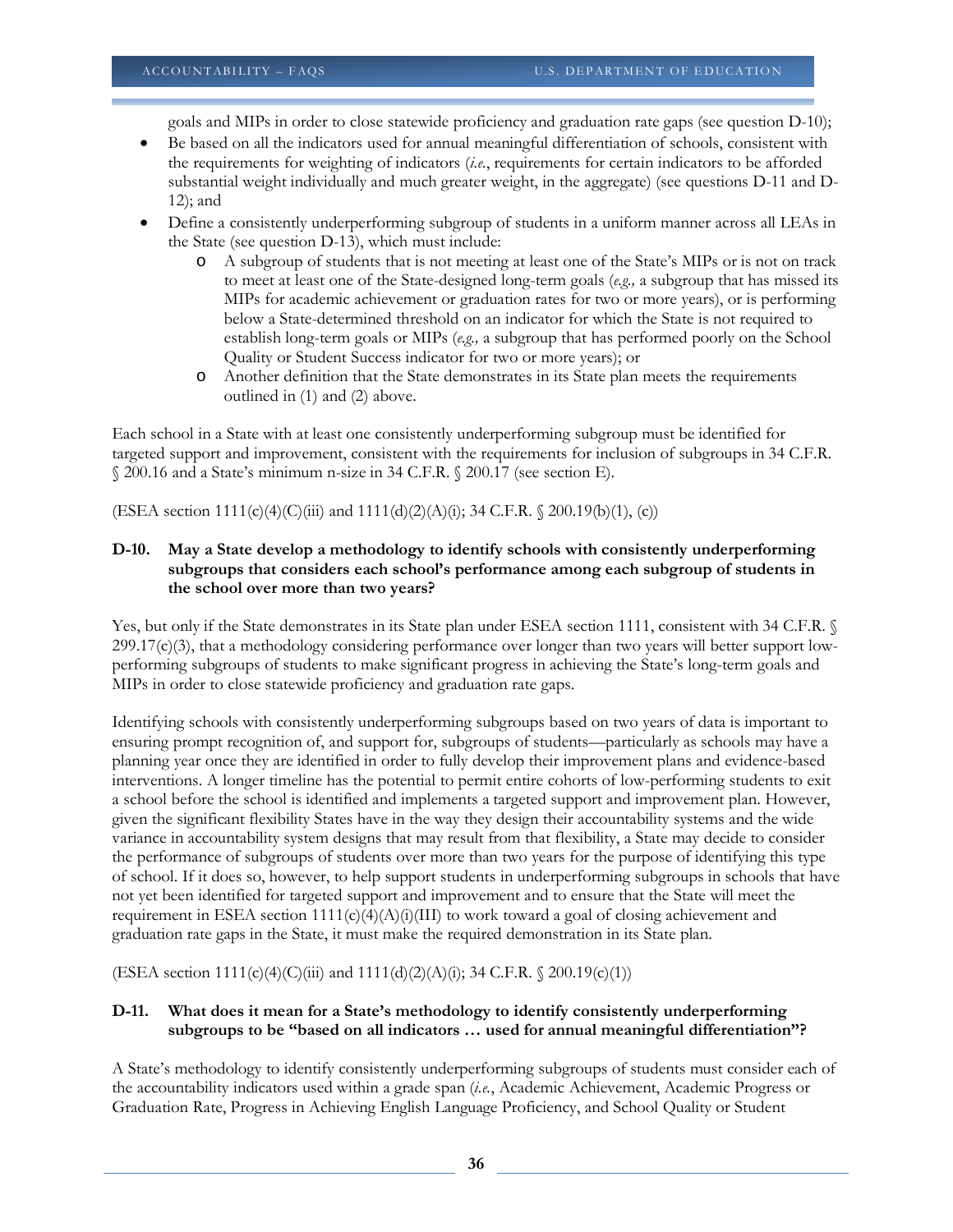goals and MIPs in order to close statewide proficiency and graduation rate gaps (see question D-10);

- Be based on all the indicators used for annual meaningful differentiation of schools, consistent with the requirements for weighting of indicators (*i.e.*, requirements for certain indicators to be afforded substantial weight individually and much greater weight, in the aggregate) (see questions D-11 and D-12); and
- Define a consistently underperforming subgroup of students in a uniform manner across all LEAs in the State (see question D-13), which must include:
  - A subgroup of students that is not meeting at least one of the State's MIPs or is not on track to meet at least one of the State-designed long-term goals (*e.g.,* a subgroup that has missed its MIPs for academic achievement or graduation rates for two or more years), or is performing below a State-determined threshold on an indicator for which the State is not required to establish long-term goals or MIPs (*e.g.,* a subgroup that has performed poorly on the School Quality or Student Success indicator for two or more years); or
  - Another definition that the State demonstrates in its State plan meets the requirements outlined in (1) and (2) above.

Each school in a State with at least one consistently underperforming subgroup must be identified for targeted support and improvement, consistent with the requirements for inclusion of subgroups in 34 C.F.R. § 200.16 and a State's minimum n-size in 34 C.F.R. § 200.17 (see section E).

(ESEA section 1111(c)(4)(C)(iii) and 1111(d)(2)(A)(i); 34 C.F.R. § 200.19(b)(1), (c))

**D-10. May a State develop a methodology to identify schools with consistently underperforming subgroups that considers each school's performance among each subgroup of students in the school over more than two years?**

Yes, but only if the State demonstrates in its State plan under ESEA section 1111, consistent with 34 C.F.R. § 299.17(c)(3), that a methodology considering performance over longer than two years will better support low-performing subgroups of students to make significant progress in achieving the State's long-term goals and MIPs in order to close statewide proficiency and graduation rate gaps.

Identifying schools with consistently underperforming subgroups based on two years of data is important to ensuring prompt recognition of, and support for, subgroups of students—particularly as schools may have a planning year once they are identified in order to fully develop their improvement plans and evidence-based interventions. A longer timeline has the potential to permit entire cohorts of low-performing students to exit a school before the school is identified and implements a targeted support and improvement plan. However, given the significant flexibility States have in the way they design their accountability systems and the wide variance in accountability system designs that may result from that flexibility, a State may decide to consider the performance of subgroups of students over more than two years for the purpose of identifying this type of school. If it does so, however, to help support students in underperforming subgroups in schools that have not yet been identified for targeted support and improvement and to ensure that the State will meet the requirement in ESEA section 1111(c)(4)(A)(i)(III) to work toward a goal of closing achievement and graduation rate gaps in the State, it must make the required demonstration in its State plan.

(ESEA section 1111(c)(4)(C)(iii) and 1111(d)(2)(A)(i); 34 C.F.R. § 200.19(c)(1))

**D-11. What does it mean for a State's methodology to identify consistently underperforming subgroups to be "based on all indicators … used for annual meaningful differentiation"?**

A State's methodology to identify consistently underperforming subgroups of students must consider each of the accountability indicators used within a grade span (*i.e.*, Academic Achievement, Academic Progress or Graduation Rate, Progress in Achieving English Language Proficiency, and School Quality or Student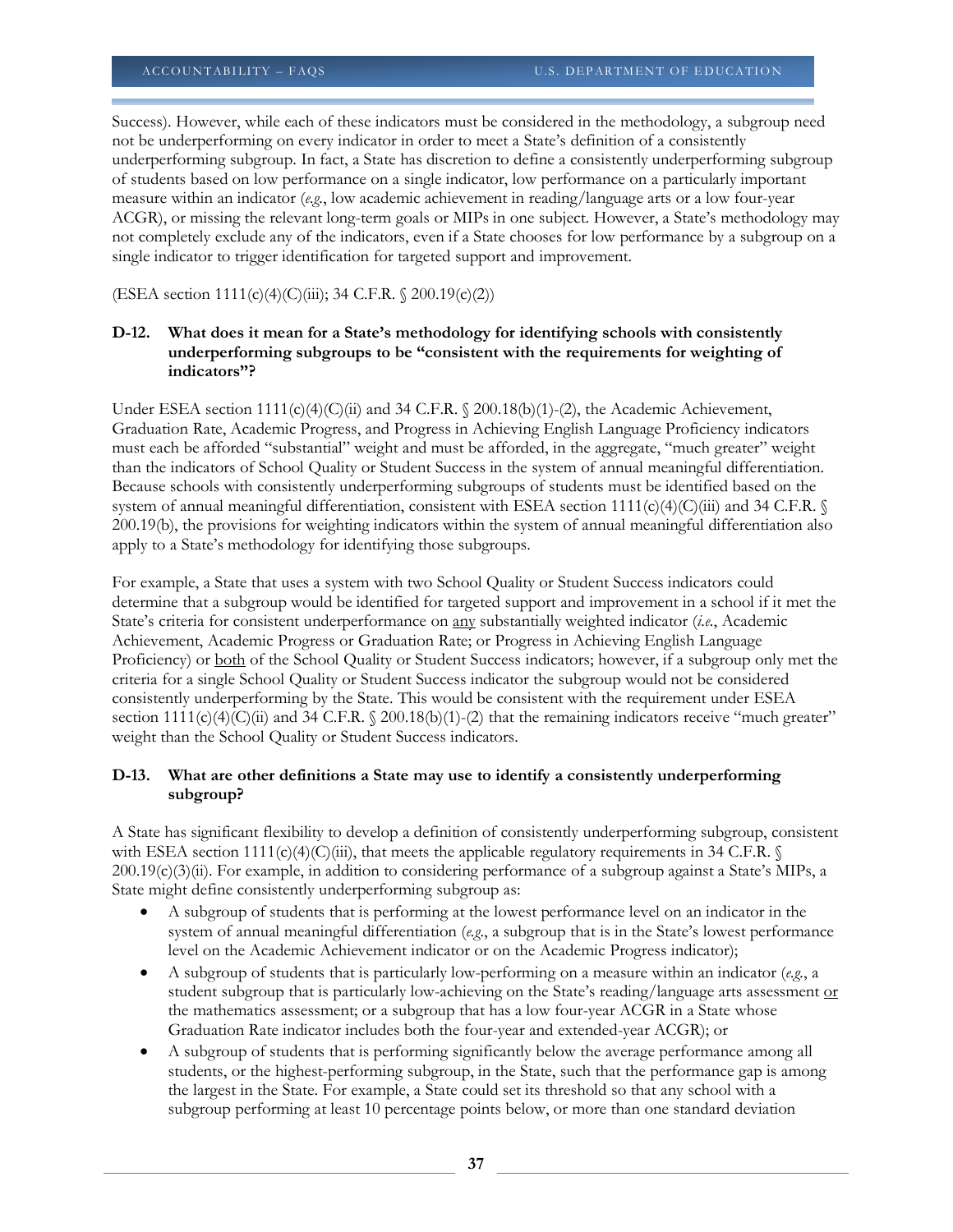Success). However, while each of these indicators must be considered in the methodology, a subgroup need not be underperforming on every indicator in order to meet a State's definition of a consistently underperforming subgroup. In fact, a State has discretion to define a consistently underperforming subgroup of students based on low performance on a single indicator, low performance on a particularly important measure within an indicator (*e.g.*, low academic achievement in reading/language arts or a low four-year ACGR), or missing the relevant long-term goals or MIPs in one subject. However, a State's methodology may not completely exclude any of the indicators, even if a State chooses for low performance by a subgroup on a single indicator to trigger identification for targeted support and improvement.

(ESEA section 1111(c)(4)(C)(iii); 34 C.F.R. § 200.19(c)(2))

### D-12. What does it mean for a State's methodology for identifying schools with consistently underperforming subgroups to be "consistent with the requirements for weighting of indicators"?

Under ESEA section 1111(c)(4)(C)(ii) and 34 C.F.R. § 200.18(b)(1)-(2), the Academic Achievement, Graduation Rate, Academic Progress, and Progress in Achieving English Language Proficiency indicators must each be afforded "substantial" weight and must be afforded, in the aggregate, "much greater" weight than the indicators of School Quality or Student Success in the system of annual meaningful differentiation. Because schools with consistently underperforming subgroups of students must be identified based on the system of annual meaningful differentiation, consistent with ESEA section 1111(c)(4)(C)(iii) and 34 C.F.R. § 200.19(b), the provisions for weighting indicators within the system of annual meaningful differentiation also apply to a State's methodology for identifying those subgroups.

For example, a State that uses a system with two School Quality or Student Success indicators could determine that a subgroup would be identified for targeted support and improvement in a school if it met the State's criteria for consistent underperformance on <u>any</u> substantially weighted indicator (*i.e.*, Academic Achievement, Academic Progress or Graduation Rate; or Progress in Achieving English Language Proficiency) or <u>both</u> of the School Quality or Student Success indicators; however, if a subgroup only met the criteria for a single School Quality or Student Success indicator the subgroup would not be considered consistently underperforming by the State. This would be consistent with the requirement under ESEA section 1111(c)(4)(C)(ii) and 34 C.F.R. § 200.18(b)(1)-(2) that the remaining indicators receive "much greater" weight than the School Quality or Student Success indicators.

### D-13. What are other definitions a State may use to identify a consistently underperforming subgroup?

A State has significant flexibility to develop a definition of consistently underperforming subgroup, consistent with ESEA section 1111(c)(4)(C)(iii), that meets the applicable regulatory requirements in 34 C.F.R. § 200.19(c)(3)(ii). For example, in addition to considering performance of a subgroup against a State's MIPs, a State might define consistently underperforming subgroup as:

- A subgroup of students that is performing at the lowest performance level on an indicator in the system of annual meaningful differentiation (*e.g.*, a subgroup that is in the State's lowest performance level on the Academic Achievement indicator or on the Academic Progress indicator);
- A subgroup of students that is particularly low-performing on a measure within an indicator (*e.g.*, a student subgroup that is particularly low-achieving on the State's reading/language arts assessment <u>or</u> the mathematics assessment; or a subgroup that has a low four-year ACGR in a State whose Graduation Rate indicator includes both the four-year and extended-year ACGR); or
- A subgroup of students that is performing significantly below the average performance among all students, or the highest-performing subgroup, in the State, such that the performance gap is among the largest in the State. For example, a State could set its threshold so that any school with a subgroup performing at least 10 percentage points below, or more than one standard deviation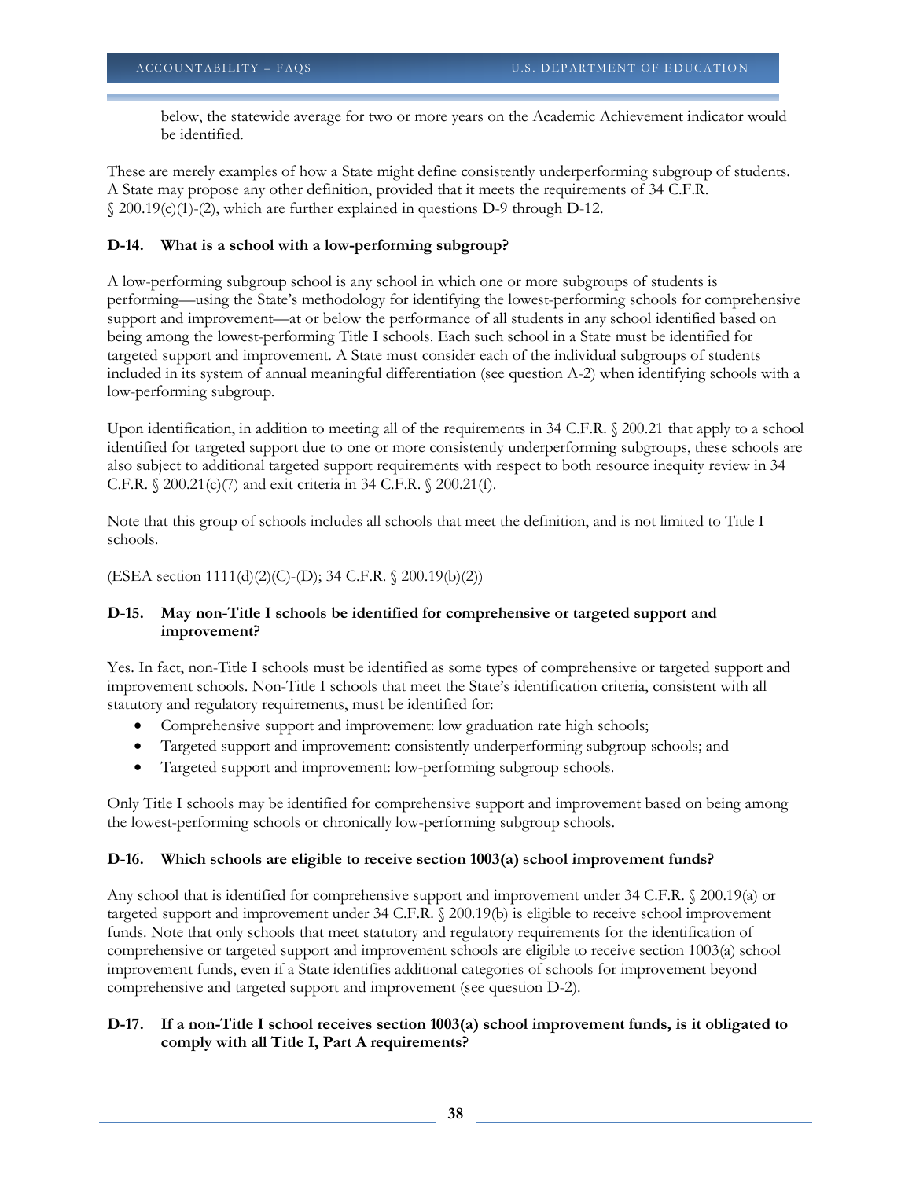below, the statewide average for two or more years on the Academic Achievement indicator would be identified.

These are merely examples of how a State might define consistently underperforming subgroup of students. A State may propose any other definition, provided that it meets the requirements of 34 C.F.R. § 200.19(c)(1)-(2), which are further explained in questions D-9 through D-12.

**D-14. What is a school with a low-performing subgroup?**

A low-performing subgroup school is any school in which one or more subgroups of students is performing—using the State's methodology for identifying the lowest-performing schools for comprehensive support and improvement—at or below the performance of all students in any school identified based on being among the lowest-performing Title I schools. Each such school in a State must be identified for targeted support and improvement. A State must consider each of the individual subgroups of students included in its system of annual meaningful differentiation (see question A-2) when identifying schools with a low-performing subgroup.

Upon identification, in addition to meeting all of the requirements in 34 C.F.R. § 200.21 that apply to a school identified for targeted support due to one or more consistently underperforming subgroups, these schools are also subject to additional targeted support requirements with respect to both resource inequity review in 34 C.F.R. § 200.21(c)(7) and exit criteria in 34 C.F.R. § 200.21(f).

Note that this group of schools includes all schools that meet the definition, and is not limited to Title I schools.

(ESEA section 1111(d)(2)(C)-(D); 34 C.F.R. § 200.19(b)(2))

**D-15. May non-Title I schools be identified for comprehensive or targeted support and improvement?**

Yes. In fact, non-Title I schools must be identified as some types of comprehensive or targeted support and improvement schools. Non-Title I schools that meet the State's identification criteria, consistent with all statutory and regulatory requirements, must be identified for:

- Comprehensive support and improvement: low graduation rate high schools;
- Targeted support and improvement: consistently underperforming subgroup schools; and
- Targeted support and improvement: low-performing subgroup schools.

Only Title I schools may be identified for comprehensive support and improvement based on being among the lowest-performing schools or chronically low-performing subgroup schools.

**D-16. Which schools are eligible to receive section 1003(a) school improvement funds?**

Any school that is identified for comprehensive support and improvement under 34 C.F.R. § 200.19(a) or targeted support and improvement under 34 C.F.R. § 200.19(b) is eligible to receive school improvement funds. Note that only schools that meet statutory and regulatory requirements for the identification of comprehensive or targeted support and improvement schools are eligible to receive section 1003(a) school improvement funds, even if a State identifies additional categories of schools for improvement beyond comprehensive and targeted support and improvement (see question D-2).

**D-17. If a non-Title I school receives section 1003(a) school improvement funds, is it obligated to comply with all Title I, Part A requirements?**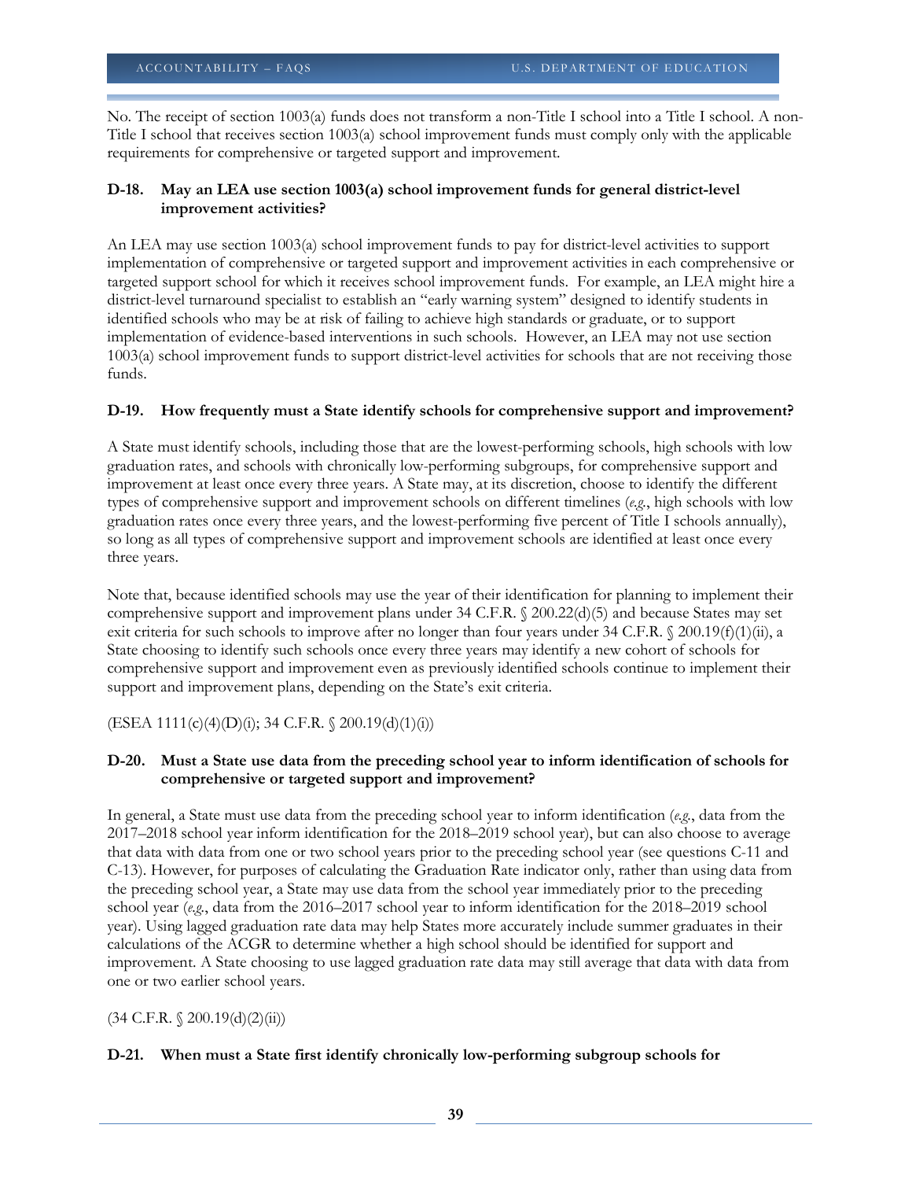No. The receipt of section 1003(a) funds does not transform a non-Title I school into a Title I school. A non-Title I school that receives section 1003(a) school improvement funds must comply only with the applicable requirements for comprehensive or targeted support and improvement.

### D-18. May an LEA use section 1003(a) school improvement funds for general district-level improvement activities?

An LEA may use section 1003(a) school improvement funds to pay for district-level activities to support implementation of comprehensive or targeted support and improvement activities in each comprehensive or targeted support school for which it receives school improvement funds. For example, an LEA might hire a district-level turnaround specialist to establish an "early warning system" designed to identify students in identified schools who may be at risk of failing to achieve high standards or graduate, or to support implementation of evidence-based interventions in such schools. However, an LEA may not use section 1003(a) school improvement funds to support district-level activities for schools that are not receiving those funds.

### D-19. How frequently must a State identify schools for comprehensive support and improvement?

A State must identify schools, including those that are the lowest-performing schools, high schools with low graduation rates, and schools with chronically low-performing subgroups, for comprehensive support and improvement at least once every three years. A State may, at its discretion, choose to identify the different types of comprehensive support and improvement schools on different timelines (*e.g.*, high schools with low graduation rates once every three years, and the lowest-performing five percent of Title I schools annually), so long as all types of comprehensive support and improvement schools are identified at least once every three years.

Note that, because identified schools may use the year of their identification for planning to implement their comprehensive support and improvement plans under 34 C.F.R. § 200.22(d)(5) and because States may set exit criteria for such schools to improve after no longer than four years under 34 C.F.R. § 200.19(f)(1)(ii), a State choosing to identify such schools once every three years may identify a new cohort of schools for comprehensive support and improvement even as previously identified schools continue to implement their support and improvement plans, depending on the State's exit criteria.

(ESEA 1111(c)(4)(D)(i); 34 C.F.R. § 200.19(d)(1)(i))

### D-20. Must a State use data from the preceding school year to inform identification of schools for comprehensive or targeted support and improvement?

In general, a State must use data from the preceding school year to inform identification (*e.g.*, data from the 2017–2018 school year inform identification for the 2018–2019 school year), but can also choose to average that data with data from one or two school years prior to the preceding school year (see questions C-11 and C-13). However, for purposes of calculating the Graduation Rate indicator only, rather than using data from the preceding school year, a State may use data from the school year immediately prior to the preceding school year (*e.g.*, data from the 2016–2017 school year to inform identification for the 2018–2019 school year). Using lagged graduation rate data may help States more accurately include summer graduates in their calculations of the ACGR to determine whether a high school should be identified for support and improvement. A State choosing to use lagged graduation rate data may still average that data with data from one or two earlier school years.

(34 C.F.R. § 200.19(d)(2)(ii))

### D-21. When must a State first identify chronically low-performing subgroup schools for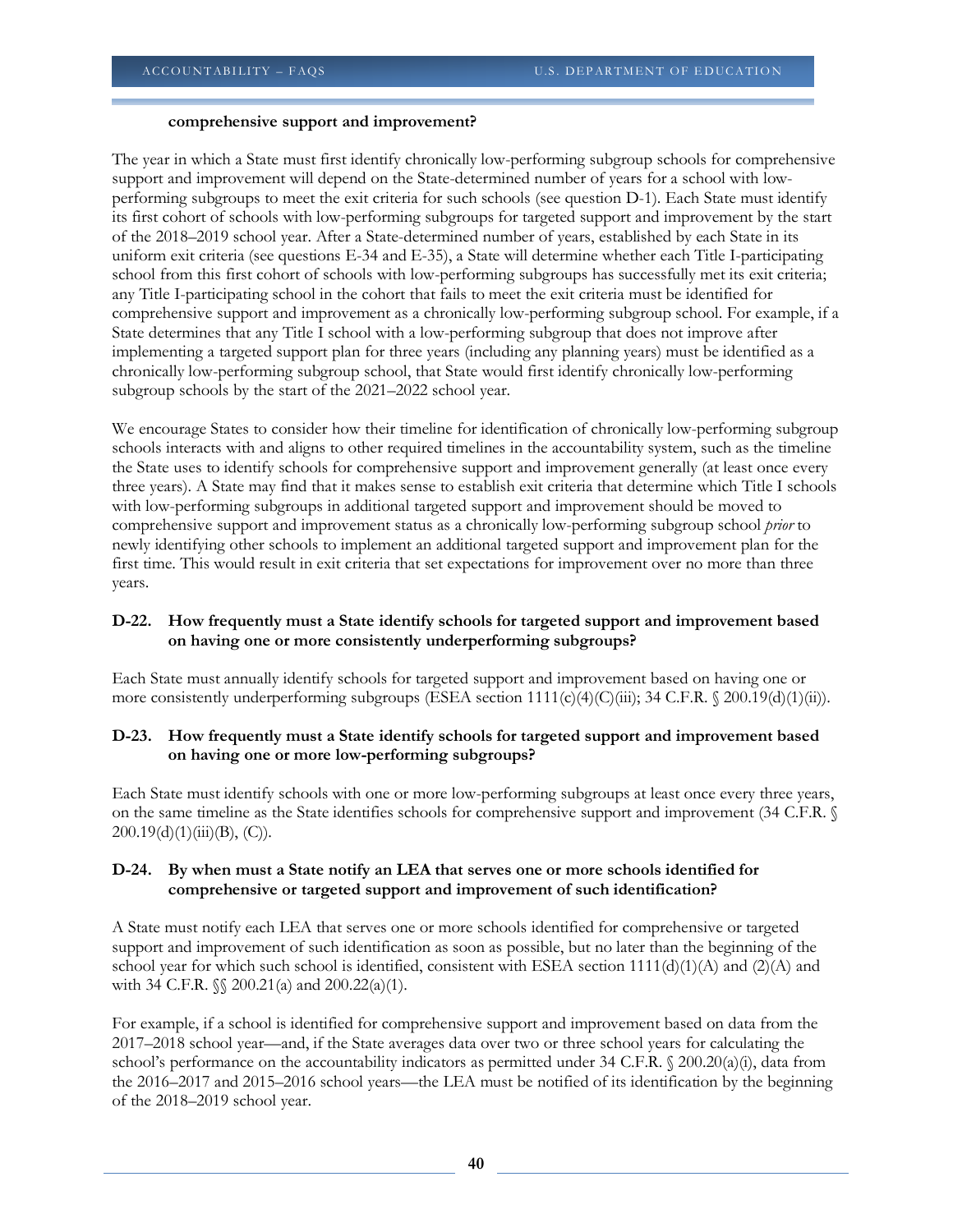**comprehensive support and improvement?**

The year in which a State must first identify chronically low-performing subgroup schools for comprehensive support and improvement will depend on the State-determined number of years for a school with low-performing subgroups to meet the exit criteria for such schools (see question D-1). Each State must identify its first cohort of schools with low-performing subgroups for targeted support and improvement by the start of the 2018–2019 school year. After a State-determined number of years, established by each State in its uniform exit criteria (see questions E-34 and E-35), a State will determine whether each Title I-participating school from this first cohort of schools with low-performing subgroups has successfully met its exit criteria; any Title I-participating school in the cohort that fails to meet the exit criteria must be identified for comprehensive support and improvement as a chronically low-performing subgroup school. For example, if a State determines that any Title I school with a low-performing subgroup that does not improve after implementing a targeted support plan for three years (including any planning years) must be identified as a chronically low-performing subgroup school, that State would first identify chronically low-performing subgroup schools by the start of the 2021–2022 school year.

We encourage States to consider how their timeline for identification of chronically low-performing subgroup schools interacts with and aligns to other required timelines in the accountability system, such as the timeline the State uses to identify schools for comprehensive support and improvement generally (at least once every three years). A State may find that it makes sense to establish exit criteria that determine which Title I schools with low-performing subgroups in additional targeted support and improvement should be moved to comprehensive support and improvement status as a chronically low-performing subgroup school *prior* to newly identifying other schools to implement an additional targeted support and improvement plan for the first time. This would result in exit criteria that set expectations for improvement over no more than three years.

**D-22. How frequently must a State identify schools for targeted support and improvement based on having one or more consistently underperforming subgroups?**

Each State must annually identify schools for targeted support and improvement based on having one or more consistently underperforming subgroups (ESEA section 1111(c)(4)(C)(iii); 34 C.F.R. § 200.19(d)(1)(ii)).

**D-23. How frequently must a State identify schools for targeted support and improvement based on having one or more low-performing subgroups?**

Each State must identify schools with one or more low-performing subgroups at least once every three years, on the same timeline as the State identifies schools for comprehensive support and improvement (34 C.F.R. § 200.19(d)(1)(iii)(B), (C)).

**D-24. By when must a State notify an LEA that serves one or more schools identified for comprehensive or targeted support and improvement of such identification?**

A State must notify each LEA that serves one or more schools identified for comprehensive or targeted support and improvement of such identification as soon as possible, but no later than the beginning of the school year for which such school is identified, consistent with ESEA section 1111(d)(1)(A) and (2)(A) and with 34 C.F.R. §§ 200.21(a) and 200.22(a)(1).

For example, if a school is identified for comprehensive support and improvement based on data from the 2017–2018 school year—and, if the State averages data over two or three school years for calculating the school's performance on the accountability indicators as permitted under 34 C.F.R. § 200.20(a)(i), data from the 2016–2017 and 2015–2016 school years—the LEA must be notified of its identification by the beginning of the 2018–2019 school year.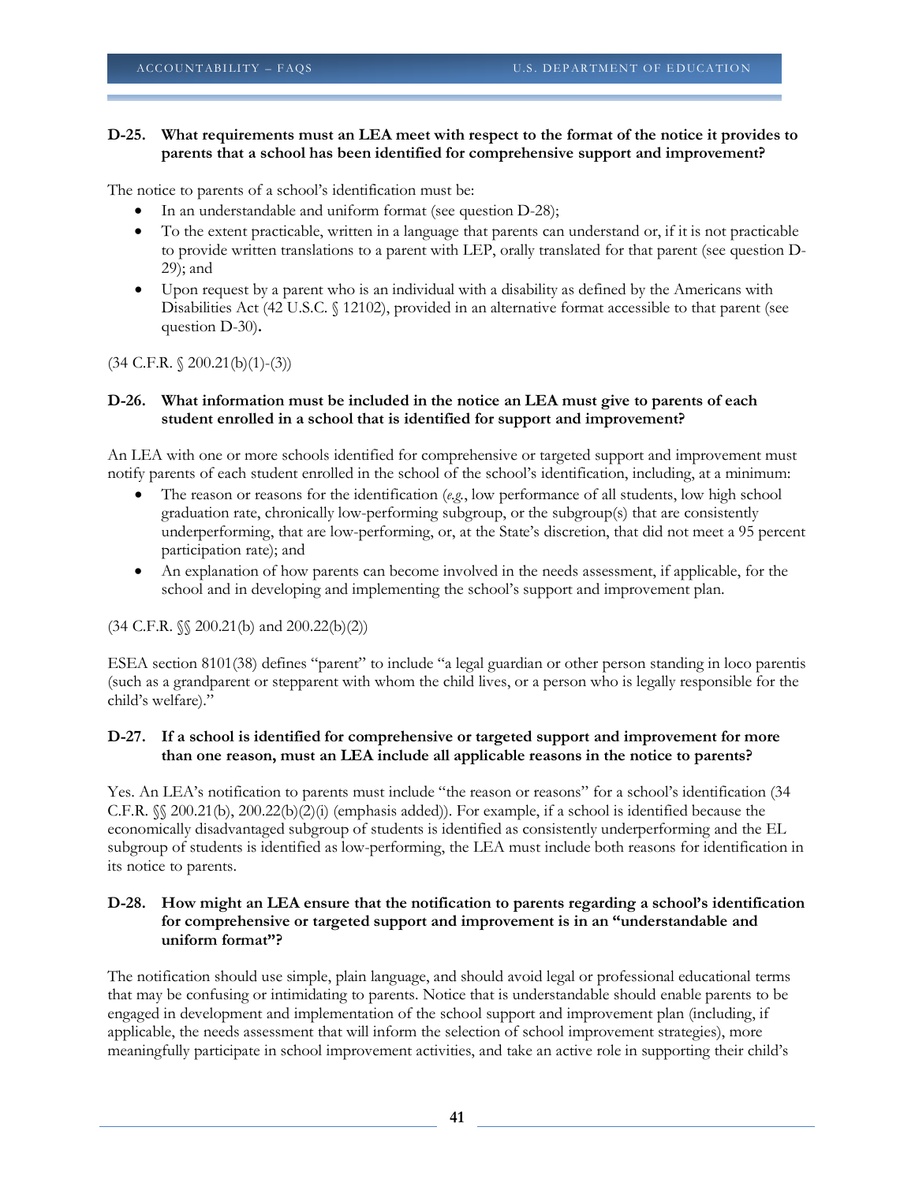**D-25. What requirements must an LEA meet with respect to the format of the notice it provides to parents that a school has been identified for comprehensive support and improvement?**

The notice to parents of a school's identification must be:

- In an understandable and uniform format (see question D-28);
- To the extent practicable, written in a language that parents can understand or, if it is not practicable to provide written translations to a parent with LEP, orally translated for that parent (see question D-29); and
- Upon request by a parent who is an individual with a disability as defined by the Americans with Disabilities Act (42 U.S.C. § 12102), provided in an alternative format accessible to that parent (see question D-30).

(34 C.F.R. § 200.21(b)(1)-(3))

**D-26. What information must be included in the notice an LEA must give to parents of each student enrolled in a school that is identified for support and improvement?**

An LEA with one or more schools identified for comprehensive or targeted support and improvement must notify parents of each student enrolled in the school of the school's identification, including, at a minimum:

- The reason or reasons for the identification (*e.g.*, low performance of all students, low high school graduation rate, chronically low-performing subgroup, or the subgroup(s) that are consistently underperforming, that are low-performing, or, at the State's discretion, that did not meet a 95 percent participation rate); and
- An explanation of how parents can become involved in the needs assessment, if applicable, for the school and in developing and implementing the school's support and improvement plan.

(34 C.F.R. §§ 200.21(b) and 200.22(b)(2))

ESEA section 8101(38) defines "parent" to include "a legal guardian or other person standing in loco parentis (such as a grandparent or stepparent with whom the child lives, or a person who is legally responsible for the child's welfare)."

**D-27. If a school is identified for comprehensive or targeted support and improvement for more than one reason, must an LEA include all applicable reasons in the notice to parents?**

Yes. An LEA's notification to parents must include "the reason or reasons" for a school's identification (34 C.F.R. §§ 200.21(b), 200.22(b)(2)(i) (emphasis added)). For example, if a school is identified because the economically disadvantaged subgroup of students is identified as consistently underperforming and the EL subgroup of students is identified as low-performing, the LEA must include both reasons for identification in its notice to parents.

**D-28. How might an LEA ensure that the notification to parents regarding a school's identification for comprehensive or targeted support and improvement is in an "understandable and uniform format"?**

The notification should use simple, plain language, and should avoid legal or professional educational terms that may be confusing or intimidating to parents. Notice that is understandable should enable parents to be engaged in development and implementation of the school support and improvement plan (including, if applicable, the needs assessment that will inform the selection of school improvement strategies), more meaningfully participate in school improvement activities, and take an active role in supporting their child's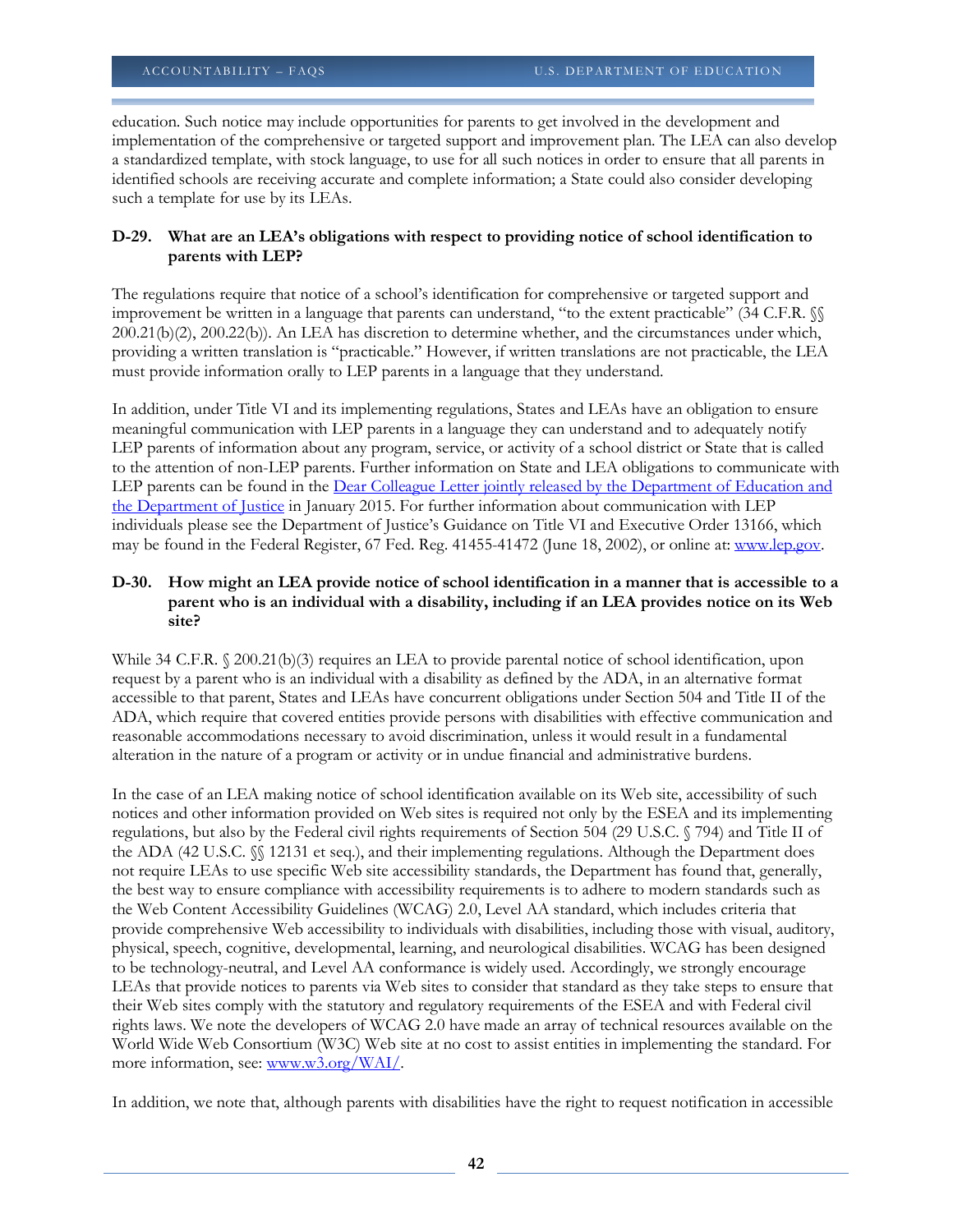education. Such notice may include opportunities for parents to get involved in the development and implementation of the comprehensive or targeted support and improvement plan. The LEA can also develop a standardized template, with stock language, to use for all such notices in order to ensure that all parents in identified schools are receiving accurate and complete information; a State could also consider developing such a template for use by its LEAs.

**D-29. What are an LEA's obligations with respect to providing notice of school identification to parents with LEP?**

The regulations require that notice of a school's identification for comprehensive or targeted support and improvement be written in a language that parents can understand, "to the extent practicable" (34 C.F.R. §§ 200.21(b)(2), 200.22(b)). An LEA has discretion to determine whether, and the circumstances under which, providing a written translation is "practicable." However, if written translations are not practicable, the LEA must provide information orally to LEP parents in a language that they understand.

In addition, under Title VI and its implementing regulations, States and LEAs have an obligation to ensure meaningful communication with LEP parents in a language they can understand and to adequately notify LEP parents of information about any program, service, or activity of a school district or State that is called to the attention of non-LEP parents. Further information on State and LEA obligations to communicate with LEP parents can be found in the Dear Colleague Letter jointly released by the Department of Education and the Department of Justice in January 2015. For further information about communication with LEP individuals please see the Department of Justice's Guidance on Title VI and Executive Order 13166, which may be found in the Federal Register, 67 Fed. Reg. 41455-41472 (June 18, 2002), or online at: www.lep.gov.

**D-30. How might an LEA provide notice of school identification in a manner that is accessible to a parent who is an individual with a disability, including if an LEA provides notice on its Web site?**

While 34 C.F.R. § 200.21(b)(3) requires an LEA to provide parental notice of school identification, upon request by a parent who is an individual with a disability as defined by the ADA, in an alternative format accessible to that parent, States and LEAs have concurrent obligations under Section 504 and Title II of the ADA, which require that covered entities provide persons with disabilities with effective communication and reasonable accommodations necessary to avoid discrimination, unless it would result in a fundamental alteration in the nature of a program or activity or in undue financial and administrative burdens.

In the case of an LEA making notice of school identification available on its Web site, accessibility of such notices and other information provided on Web sites is required not only by the ESEA and its implementing regulations, but also by the Federal civil rights requirements of Section 504 (29 U.S.C. § 794) and Title II of the ADA (42 U.S.C. §§ 12131 et seq.), and their implementing regulations. Although the Department does not require LEAs to use specific Web site accessibility standards, the Department has found that, generally, the best way to ensure compliance with accessibility requirements is to adhere to modern standards such as the Web Content Accessibility Guidelines (WCAG) 2.0, Level AA standard, which includes criteria that provide comprehensive Web accessibility to individuals with disabilities, including those with visual, auditory, physical, speech, cognitive, developmental, learning, and neurological disabilities. WCAG has been designed to be technology-neutral, and Level AA conformance is widely used. Accordingly, we strongly encourage LEAs that provide notices to parents via Web sites to consider that standard as they take steps to ensure that their Web sites comply with the statutory and regulatory requirements of the ESEA and with Federal civil rights laws. We note the developers of WCAG 2.0 have made an array of technical resources available on the World Wide Web Consortium (W3C) Web site at no cost to assist entities in implementing the standard. For more information, see: www.w3.org/WAI/.

In addition, we note that, although parents with disabilities have the right to request notification in accessible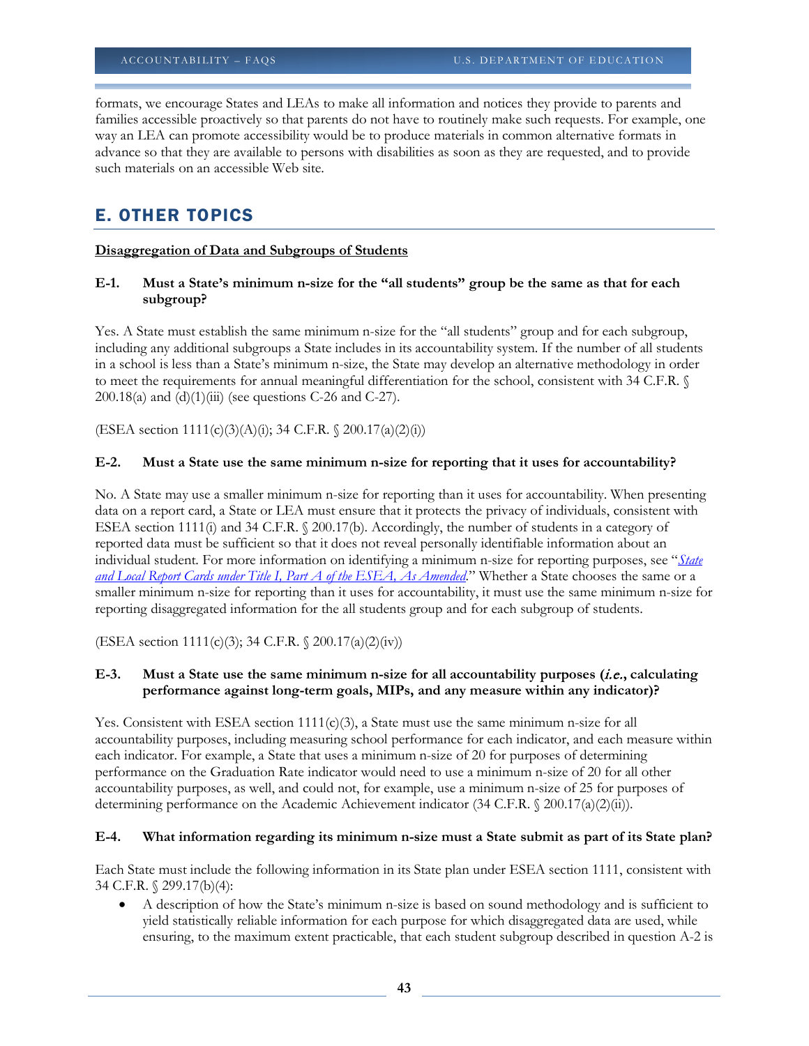formats, we encourage States and LEAs to make all information and notices they provide to parents and families accessible proactively so that parents do not have to routinely make such requests. For example, one way an LEA can promote accessibility would be to produce materials in common alternative formats in advance so that they are available to persons with disabilities as soon as they are requested, and to provide such materials on an accessible Web site.

## E. OTHER TOPICS

**Disaggregation of Data and Subgroups of Students**

**E-1. Must a State's minimum n-size for the "all students" group be the same as that for each subgroup?**

Yes. A State must establish the same minimum n-size for the "all students" group and for each subgroup, including any additional subgroups a State includes in its accountability system. If the number of all students in a school is less than a State's minimum n-size, the State may develop an alternative methodology in order to meet the requirements for annual meaningful differentiation for the school, consistent with 34 C.F.R. § 200.18(a) and (d)(1)(iii) (see questions C-26 and C-27).

(ESEA section 1111(c)(3)(A)(i); 34 C.F.R. § 200.17(a)(2)(i))

**E-2. Must a State use the same minimum n-size for reporting that it uses for accountability?**

No. A State may use a smaller minimum n-size for reporting than it uses for accountability. When presenting data on a report card, a State or LEA must ensure that it protects the privacy of individuals, consistent with ESEA section 1111(i) and 34 C.F.R. § 200.17(b). Accordingly, the number of students in a category of reported data must be sufficient so that it does not reveal personally identifiable information about an individual student. For more information on identifying a minimum n-size for reporting purposes, see "*State and Local Report Cards under Title I, Part A of the ESEA, As Amended*." Whether a State chooses the same or a smaller minimum n-size for reporting than it uses for accountability, it must use the same minimum n-size for reporting disaggregated information for the all students group and for each subgroup of students.

(ESEA section 1111(c)(3); 34 C.F.R. § 200.17(a)(2)(iv))

**E-3. Must a State use the same minimum n-size for all accountability purposes (*i.e.*, calculating performance against long-term goals, MIPs, and any measure within any indicator)?**

Yes. Consistent with ESEA section 1111(c)(3), a State must use the same minimum n-size for all accountability purposes, including measuring school performance for each indicator, and each measure within each indicator. For example, a State that uses a minimum n-size of 20 for purposes of determining performance on the Graduation Rate indicator would need to use a minimum n-size of 20 for all other accountability purposes, as well, and could not, for example, use a minimum n-size of 25 for purposes of determining performance on the Academic Achievement indicator (34 C.F.R. § 200.17(a)(2)(ii)).

**E-4. What information regarding its minimum n-size must a State submit as part of its State plan?**

Each State must include the following information in its State plan under ESEA section 1111, consistent with 34 C.F.R. § 299.17(b)(4):

- A description of how the State's minimum n-size is based on sound methodology and is sufficient to yield statistically reliable information for each purpose for which disaggregated data are used, while ensuring, to the maximum extent practicable, that each student subgroup described in question A-2 is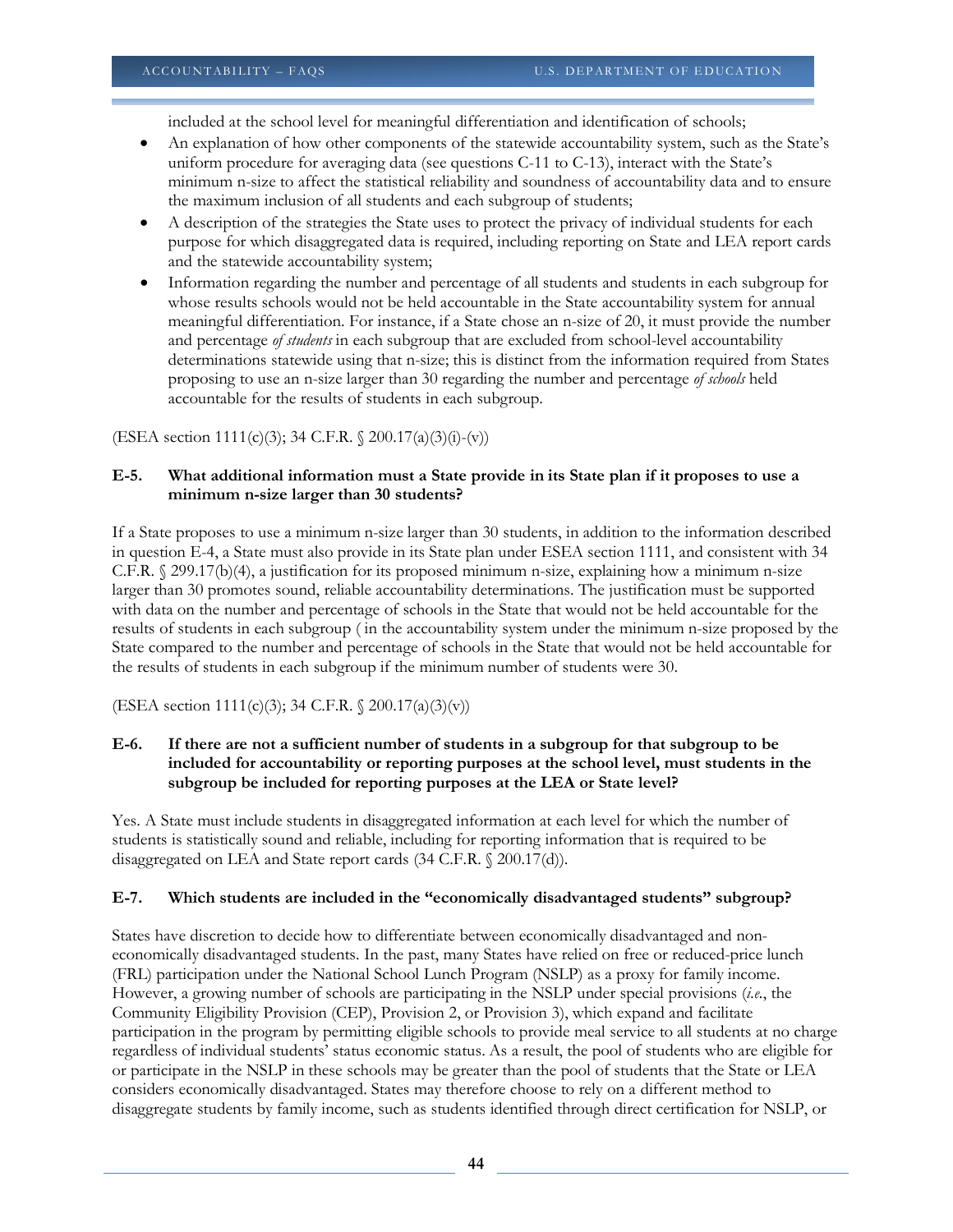included at the school level for meaningful differentiation and identification of schools;

- An explanation of how other components of the statewide accountability system, such as the State's uniform procedure for averaging data (see questions C-11 to C-13), interact with the State's minimum n-size to affect the statistical reliability and soundness of accountability data and to ensure the maximum inclusion of all students and each subgroup of students;
- A description of the strategies the State uses to protect the privacy of individual students for each purpose for which disaggregated data is required, including reporting on State and LEA report cards and the statewide accountability system;
- Information regarding the number and percentage of all students and students in each subgroup for whose results schools would not be held accountable in the State accountability system for annual meaningful differentiation. For instance, if a State chose an n-size of 20, it must provide the number and percentage *of students* in each subgroup that are excluded from school-level accountability determinations statewide using that n-size; this is distinct from the information required from States proposing to use an n-size larger than 30 regarding the number and percentage *of schools* held accountable for the results of students in each subgroup.

(ESEA section 1111(c)(3); 34 C.F.R. § 200.17(a)(3)(i)-(v))

**E-5. What additional information must a State provide in its State plan if it proposes to use a minimum n-size larger than 30 students?**

If a State proposes to use a minimum n-size larger than 30 students, in addition to the information described in question E-4, a State must also provide in its State plan under ESEA section 1111, and consistent with 34 C.F.R. § 299.17(b)(4), a justification for its proposed minimum n-size, explaining how a minimum n-size larger than 30 promotes sound, reliable accountability determinations. The justification must be supported with data on the number and percentage of schools in the State that would not be held accountable for the results of students in each subgroup ( in the accountability system under the minimum n-size proposed by the State compared to the number and percentage of schools in the State that would not be held accountable for the results of students in each subgroup if the minimum number of students were 30.

(ESEA section 1111(c)(3); 34 C.F.R. § 200.17(a)(3)(v))

**E-6. If there are not a sufficient number of students in a subgroup for that subgroup to be included for accountability or reporting purposes at the school level, must students in the subgroup be included for reporting purposes at the LEA or State level?**

Yes. A State must include students in disaggregated information at each level for which the number of students is statistically sound and reliable, including for reporting information that is required to be disaggregated on LEA and State report cards (34 C.F.R. § 200.17(d)).

**E-7. Which students are included in the "economically disadvantaged students" subgroup?**

States have discretion to decide how to differentiate between economically disadvantaged and non-economically disadvantaged students. In the past, many States have relied on free or reduced-price lunch (FRL) participation under the National School Lunch Program (NSLP) as a proxy for family income. However, a growing number of schools are participating in the NSLP under special provisions (*i.e.*, the Community Eligibility Provision (CEP), Provision 2, or Provision 3), which expand and facilitate participation in the program by permitting eligible schools to provide meal service to all students at no charge regardless of individual students' status economic status. As a result, the pool of students who are eligible for or participate in the NSLP in these schools may be greater than the pool of students that the State or LEA considers economically disadvantaged. States may therefore choose to rely on a different method to disaggregate students by family income, such as students identified through direct certification for NSLP, or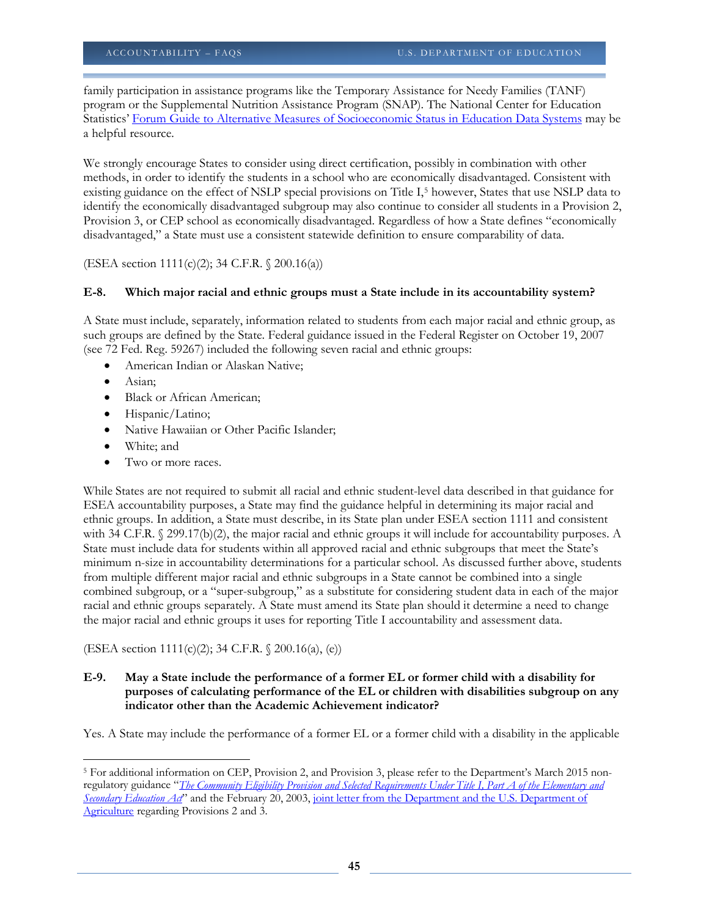family participation in assistance programs like the Temporary Assistance for Needy Families (TANF) program or the Supplemental Nutrition Assistance Program (SNAP). The National Center for Education Statistics' [Forum Guide to Alternative Measures of Socioeconomic Status in Education Data Systems]() may be a helpful resource.

We strongly encourage States to consider using direct certification, possibly in combination with other methods, in order to identify the students in a school who are economically disadvantaged. Consistent with existing guidance on the effect of NSLP special provisions on Title I,[5] however, States that use NSLP data to identify the economically disadvantaged subgroup may also continue to consider all students in a Provision 2, Provision 3, or CEP school as economically disadvantaged. Regardless of how a State defines "economically disadvantaged," a State must use a consistent statewide definition to ensure comparability of data.

(ESEA section 1111(c)(2); 34 C.F.R. § 200.16(a))

**E-8. Which major racial and ethnic groups must a State include in its accountability system?**

A State must include, separately, information related to students from each major racial and ethnic group, as such groups are defined by the State. Federal guidance issued in the Federal Register on October 19, 2007 (see 72 Fed. Reg. 59267) included the following seven racial and ethnic groups:

- American Indian or Alaskan Native;
- Asian;
- Black or African American;
- Hispanic/Latino;
- Native Hawaiian or Other Pacific Islander;
- White; and
- Two or more races.

While States are not required to submit all racial and ethnic student-level data described in that guidance for ESEA accountability purposes, a State may find the guidance helpful in determining its major racial and ethnic groups. In addition, a State must describe, in its State plan under ESEA section 1111 and consistent with 34 C.F.R. § 299.17(b)(2), the major racial and ethnic groups it will include for accountability purposes. A State must include data for students within all approved racial and ethnic subgroups that meet the State's minimum n-size in accountability determinations for a particular school. As discussed further above, students from multiple different major racial and ethnic subgroups in a State cannot be combined into a single combined subgroup, or a "super-subgroup," as a substitute for considering student data in each of the major racial and ethnic groups separately. A State must amend its State plan should it determine a need to change the major racial and ethnic groups it uses for reporting Title I accountability and assessment data.

(ESEA section 1111(c)(2); 34 C.F.R. § 200.16(a), (e))

**E-9. May a State include the performance of a former EL or former child with a disability for purposes of calculating performance of the EL or children with disabilities subgroup on any indicator other than the Academic Achievement indicator?**

Yes. A State may include the performance of a former EL or a former child with a disability in the applicable

---

[5] For additional information on CEP, Provision 2, and Provision 3, please refer to the Department's March 2015 non-regulatory guidance "*[The Community Eligibility Provision and Selected Requirements Under Title I, Part A of the Elementary and Secondary Education Act]()*" and the February 20, 2003, [joint letter from the Department and the U.S. Department of Agriculture]() regarding Provisions 2 and 3.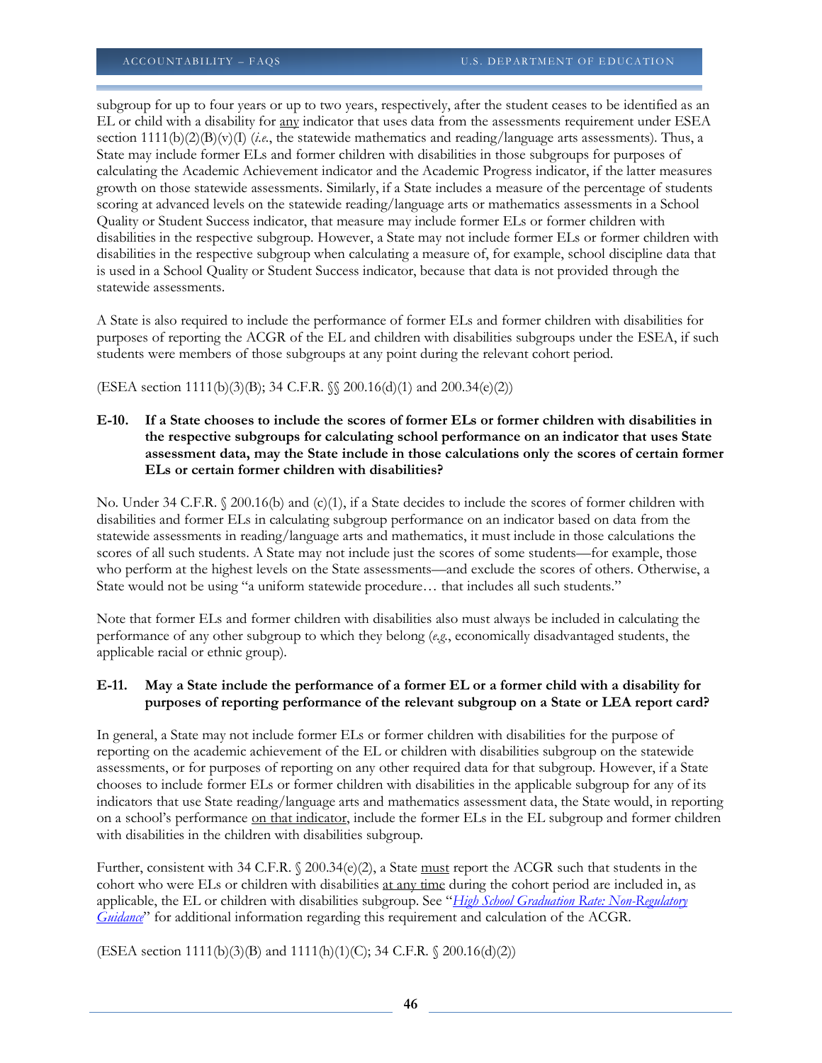subgroup for up to four years or up to two years, respectively, after the student ceases to be identified as an EL or child with a disability for <u>any</u> indicator that uses data from the assessments requirement under ESEA section 1111(b)(2)(B)(v)(I) (*i.e.*, the statewide mathematics and reading/language arts assessments). Thus, a State may include former ELs and former children with disabilities in those subgroups for purposes of calculating the Academic Achievement indicator and the Academic Progress indicator, if the latter measures growth on those statewide assessments. Similarly, if a State includes a measure of the percentage of students scoring at advanced levels on the statewide reading/language arts or mathematics assessments in a School Quality or Student Success indicator, that measure may include former ELs or former children with disabilities in the respective subgroup. However, a State may not include former ELs or former children with disabilities in the respective subgroup when calculating a measure of, for example, school discipline data that is used in a School Quality or Student Success indicator, because that data is not provided through the statewide assessments.

A State is also required to include the performance of former ELs and former children with disabilities for purposes of reporting the ACGR of the EL and children with disabilities subgroups under the ESEA, if such students were members of those subgroups at any point during the relevant cohort period.

(ESEA section 1111(b)(3)(B); 34 C.F.R. §§ 200.16(d)(1) and 200.34(e)(2))

**E-10. If a State chooses to include the scores of former ELs or former children with disabilities in the respective subgroups for calculating school performance on an indicator that uses State assessment data, may the State include in those calculations only the scores of certain former ELs or certain former children with disabilities?**

No. Under 34 C.F.R. § 200.16(b) and (c)(1), if a State decides to include the scores of former children with disabilities and former ELs in calculating subgroup performance on an indicator based on data from the statewide assessments in reading/language arts and mathematics, it must include in those calculations the scores of all such students. A State may not include just the scores of some students—for example, those who perform at the highest levels on the State assessments—and exclude the scores of others. Otherwise, a State would not be using "a uniform statewide procedure… that includes all such students."

Note that former ELs and former children with disabilities also must always be included in calculating the performance of any other subgroup to which they belong (*e.g.*, economically disadvantaged students, the applicable racial or ethnic group).

**E-11. May a State include the performance of a former EL or a former child with a disability for purposes of reporting performance of the relevant subgroup on a State or LEA report card?**

In general, a State may not include former ELs or former children with disabilities for the purpose of reporting on the academic achievement of the EL or children with disabilities subgroup on the statewide assessments, or for purposes of reporting on any other required data for that subgroup. However, if a State chooses to include former ELs or former children with disabilities in the applicable subgroup for any of its indicators that use State reading/language arts and mathematics assessment data, the State would, in reporting on a school's performance <u>on that indicator</u>, include the former ELs in the EL subgroup and former children with disabilities in the children with disabilities subgroup.

Further, consistent with 34 C.F.R. § 200.34(e)(2), a State <u>must</u> report the ACGR such that students in the cohort who were ELs or children with disabilities <u>at any time</u> during the cohort period are included in, as applicable, the EL or children with disabilities subgroup. See "*High School Graduation Rate: Non-Regulatory Guidance*" for additional information regarding this requirement and calculation of the ACGR.

(ESEA section 1111(b)(3)(B) and 1111(h)(1)(C); 34 C.F.R. § 200.16(d)(2))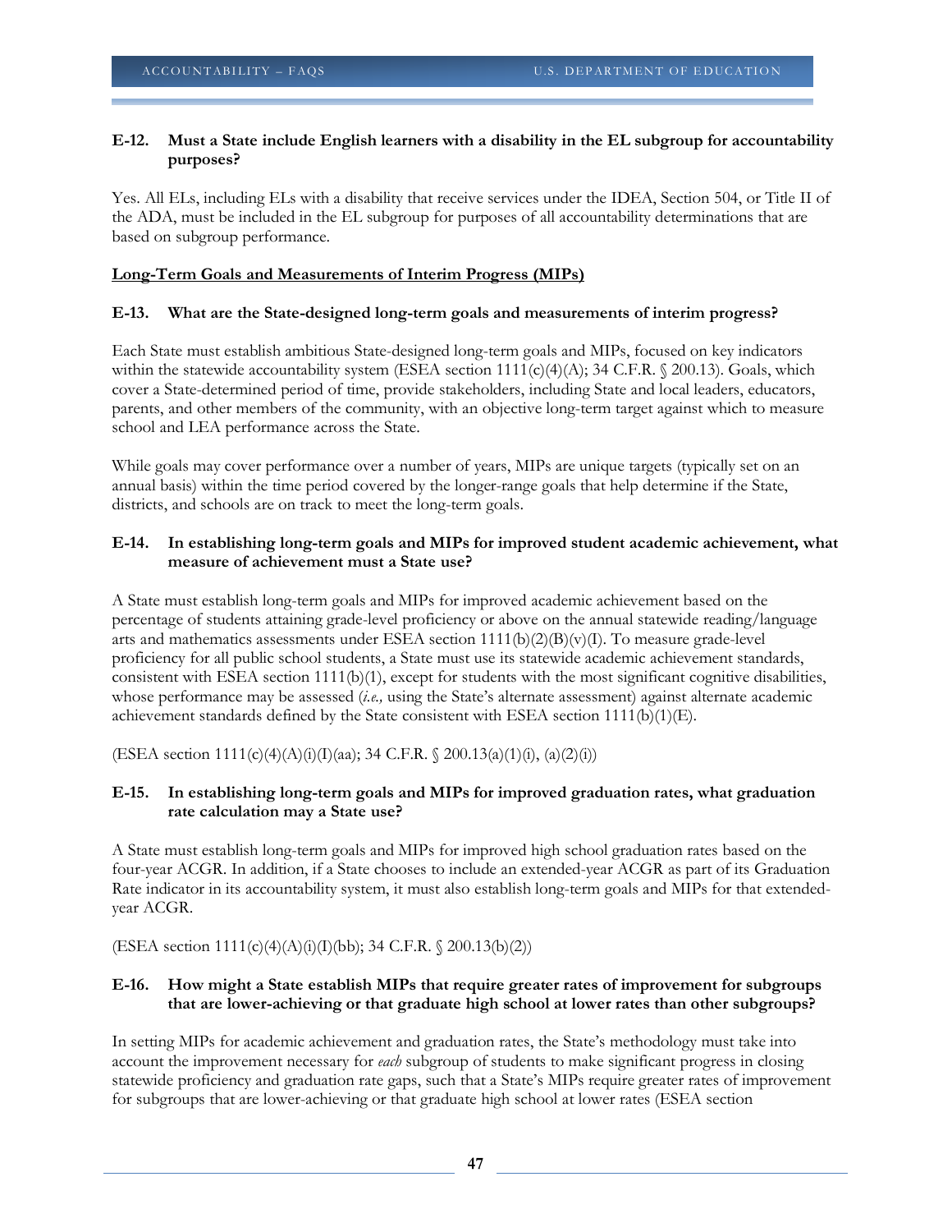**E-12. Must a State include English learners with a disability in the EL subgroup for accountability purposes?**

Yes. All ELs, including ELs with a disability that receive services under the IDEA, Section 504, or Title II of the ADA, must be included in the EL subgroup for purposes of all accountability determinations that are based on subgroup performance.

<u>**Long-Term Goals and Measurements of Interim Progress (MIPs)**</u>

**E-13. What are the State-designed long-term goals and measurements of interim progress?**

Each State must establish ambitious State-designed long-term goals and MIPs, focused on key indicators within the statewide accountability system (ESEA section 1111(c)(4)(A); 34 C.F.R. § 200.13). Goals, which cover a State-determined period of time, provide stakeholders, including State and local leaders, educators, parents, and other members of the community, with an objective long-term target against which to measure school and LEA performance across the State.

While goals may cover performance over a number of years, MIPs are unique targets (typically set on an annual basis) within the time period covered by the longer-range goals that help determine if the State, districts, and schools are on track to meet the long-term goals.

**E-14. In establishing long-term goals and MIPs for improved student academic achievement, what measure of achievement must a State use?**

A State must establish long-term goals and MIPs for improved academic achievement based on the percentage of students attaining grade-level proficiency or above on the annual statewide reading/language arts and mathematics assessments under ESEA section 1111(b)(2)(B)(v)(I). To measure grade-level proficiency for all public school students, a State must use its statewide academic achievement standards, consistent with ESEA section 1111(b)(1), except for students with the most significant cognitive disabilities, whose performance may be assessed (*i.e.,* using the State's alternate assessment) against alternate academic achievement standards defined by the State consistent with ESEA section 1111(b)(1)(E).

(ESEA section 1111(c)(4)(A)(i)(I)(aa); 34 C.F.R. § 200.13(a)(1)(i), (a)(2)(i))

**E-15. In establishing long-term goals and MIPs for improved graduation rates, what graduation rate calculation may a State use?**

A State must establish long-term goals and MIPs for improved high school graduation rates based on the four-year ACGR. In addition, if a State chooses to include an extended-year ACGR as part of its Graduation Rate indicator in its accountability system, it must also establish long-term goals and MIPs for that extended-year ACGR.

(ESEA section 1111(c)(4)(A)(i)(I)(bb); 34 C.F.R. § 200.13(b)(2))

**E-16. How might a State establish MIPs that require greater rates of improvement for subgroups that are lower-achieving or that graduate high school at lower rates than other subgroups?**

In setting MIPs for academic achievement and graduation rates, the State's methodology must take into account the improvement necessary for *each* subgroup of students to make significant progress in closing statewide proficiency and graduation rate gaps, such that a State's MIPs require greater rates of improvement for subgroups that are lower-achieving or that graduate high school at lower rates (ESEA section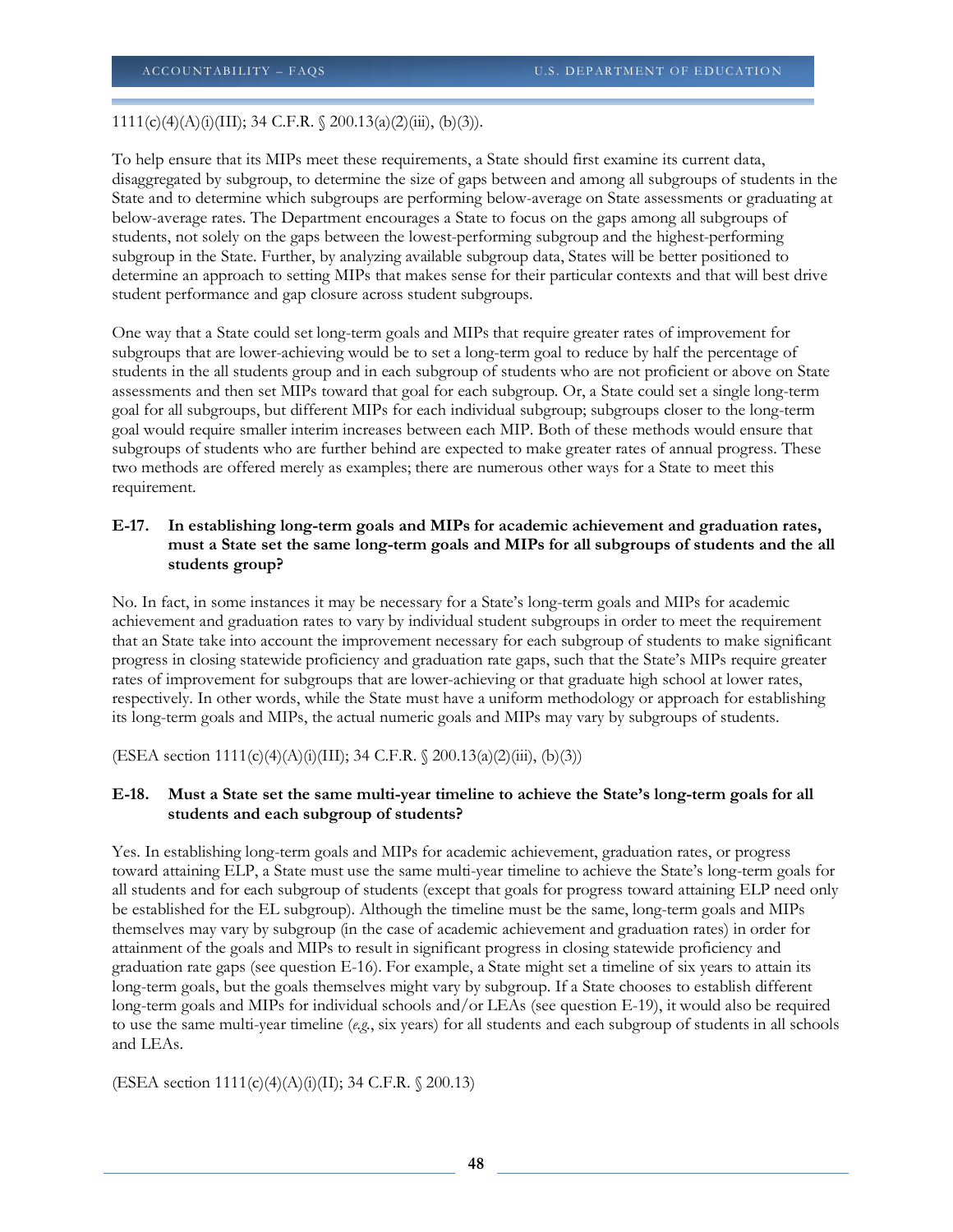1111(c)(4)(A)(i)(III); 34 C.F.R. § 200.13(a)(2)(iii), (b)(3)).

To help ensure that its MIPs meet these requirements, a State should first examine its current data, disaggregated by subgroup, to determine the size of gaps between and among all subgroups of students in the State and to determine which subgroups are performing below-average on State assessments or graduating at below-average rates. The Department encourages a State to focus on the gaps among all subgroups of students, not solely on the gaps between the lowest-performing subgroup and the highest-performing subgroup in the State. Further, by analyzing available subgroup data, States will be better positioned to determine an approach to setting MIPs that makes sense for their particular contexts and that will best drive student performance and gap closure across student subgroups.

One way that a State could set long-term goals and MIPs that require greater rates of improvement for subgroups that are lower-achieving would be to set a long-term goal to reduce by half the percentage of students in the all students group and in each subgroup of students who are not proficient or above on State assessments and then set MIPs toward that goal for each subgroup. Or, a State could set a single long-term goal for all subgroups, but different MIPs for each individual subgroup; subgroups closer to the long-term goal would require smaller interim increases between each MIP. Both of these methods would ensure that subgroups of students who are further behind are expected to make greater rates of annual progress. These two methods are offered merely as examples; there are numerous other ways for a State to meet this requirement.

**E-17. In establishing long-term goals and MIPs for academic achievement and graduation rates, must a State set the same long-term goals and MIPs for all subgroups of students and the all students group?**

No. In fact, in some instances it may be necessary for a State's long-term goals and MIPs for academic achievement and graduation rates to vary by individual student subgroups in order to meet the requirement that an State take into account the improvement necessary for each subgroup of students to make significant progress in closing statewide proficiency and graduation rate gaps, such that the State's MIPs require greater rates of improvement for subgroups that are lower-achieving or that graduate high school at lower rates, respectively. In other words, while the State must have a uniform methodology or approach for establishing its long-term goals and MIPs, the actual numeric goals and MIPs may vary by subgroups of students.

(ESEA section 1111(c)(4)(A)(i)(III); 34 C.F.R. § 200.13(a)(2)(iii), (b)(3))

**E-18. Must a State set the same multi-year timeline to achieve the State's long-term goals for all students and each subgroup of students?**

Yes. In establishing long-term goals and MIPs for academic achievement, graduation rates, or progress toward attaining ELP, a State must use the same multi-year timeline to achieve the State's long-term goals for all students and for each subgroup of students (except that goals for progress toward attaining ELP need only be established for the EL subgroup). Although the timeline must be the same, long-term goals and MIPs themselves may vary by subgroup (in the case of academic achievement and graduation rates) in order for attainment of the goals and MIPs to result in significant progress in closing statewide proficiency and graduation rate gaps (see question E-16). For example, a State might set a timeline of six years to attain its long-term goals, but the goals themselves might vary by subgroup. If a State chooses to establish different long-term goals and MIPs for individual schools and/or LEAs (see question E-19), it would also be required to use the same multi-year timeline (*e.g.*, six years) for all students and each subgroup of students in all schools and LEAs.

(ESEA section 1111(c)(4)(A)(i)(II); 34 C.F.R. § 200.13)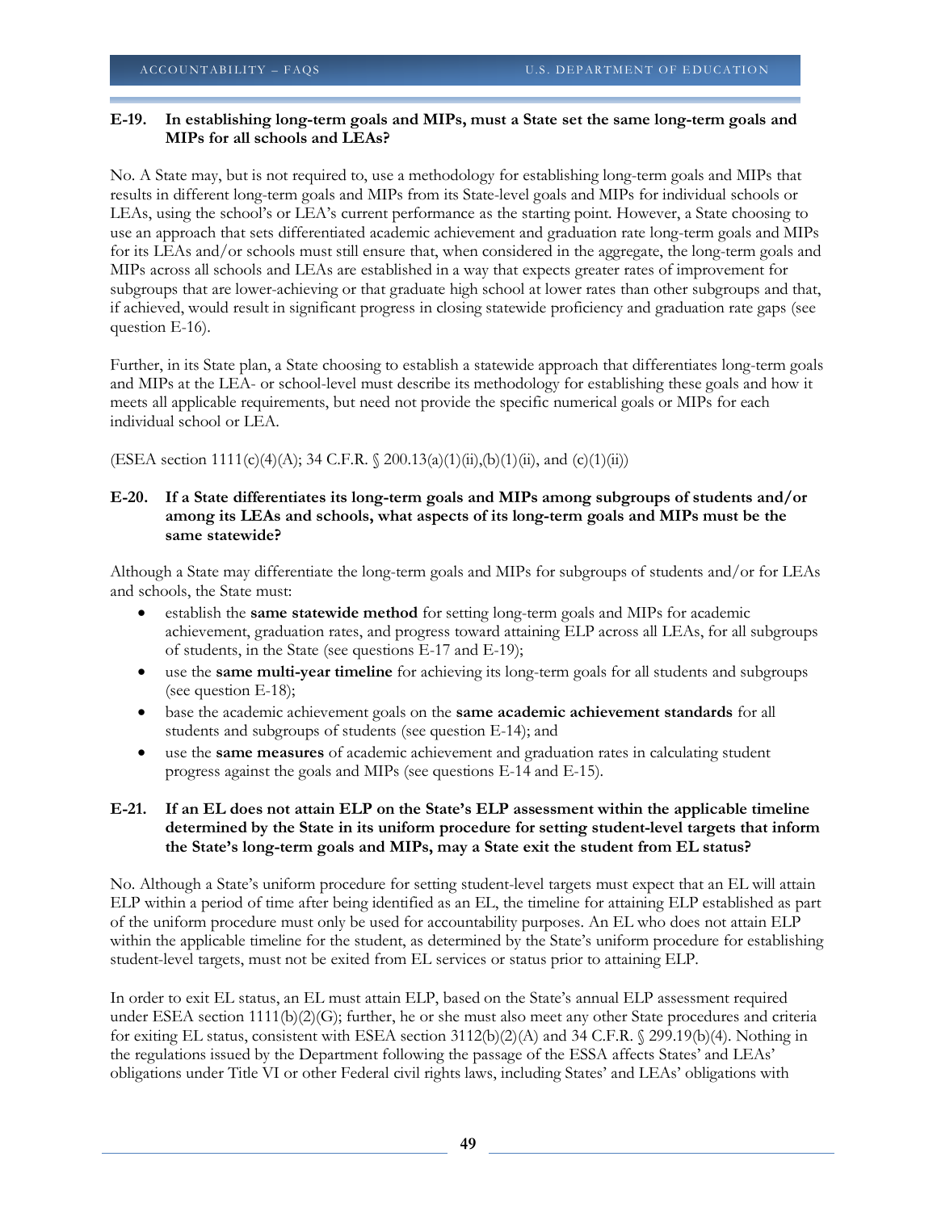**E-19. In establishing long-term goals and MIPs, must a State set the same long-term goals and MIPs for all schools and LEAs?**

No. A State may, but is not required to, use a methodology for establishing long-term goals and MIPs that results in different long-term goals and MIPs from its State-level goals and MIPs for individual schools or LEAs, using the school's or LEA's current performance as the starting point. However, a State choosing to use an approach that sets differentiated academic achievement and graduation rate long-term goals and MIPs for its LEAs and/or schools must still ensure that, when considered in the aggregate, the long-term goals and MIPs across all schools and LEAs are established in a way that expects greater rates of improvement for subgroups that are lower-achieving or that graduate high school at lower rates than other subgroups and that, if achieved, would result in significant progress in closing statewide proficiency and graduation rate gaps (see question E-16).

Further, in its State plan, a State choosing to establish a statewide approach that differentiates long-term goals and MIPs at the LEA- or school-level must describe its methodology for establishing these goals and how it meets all applicable requirements, but need not provide the specific numerical goals or MIPs for each individual school or LEA.

(ESEA section 1111(c)(4)(A); 34 C.F.R. § 200.13(a)(1)(ii),(b)(1)(ii), and (c)(1)(ii))

**E-20. If a State differentiates its long-term goals and MIPs among subgroups of students and/or among its LEAs and schools, what aspects of its long-term goals and MIPs must be the same statewide?**

Although a State may differentiate the long-term goals and MIPs for subgroups of students and/or for LEAs and schools, the State must:

- establish the **same statewide method** for setting long-term goals and MIPs for academic achievement, graduation rates, and progress toward attaining ELP across all LEAs, for all subgroups of students, in the State (see questions E-17 and E-19);
- use the **same multi-year timeline** for achieving its long-term goals for all students and subgroups (see question E-18);
- base the academic achievement goals on the **same academic achievement standards** for all students and subgroups of students (see question E-14); and
- use the **same measures** of academic achievement and graduation rates in calculating student progress against the goals and MIPs (see questions E-14 and E-15).

**E-21. If an EL does not attain ELP on the State's ELP assessment within the applicable timeline determined by the State in its uniform procedure for setting student-level targets that inform the State's long-term goals and MIPs, may a State exit the student from EL status?**

No. Although a State's uniform procedure for setting student-level targets must expect that an EL will attain ELP within a period of time after being identified as an EL, the timeline for attaining ELP established as part of the uniform procedure must only be used for accountability purposes. An EL who does not attain ELP within the applicable timeline for the student, as determined by the State's uniform procedure for establishing student-level targets, must not be exited from EL services or status prior to attaining ELP.

In order to exit EL status, an EL must attain ELP, based on the State's annual ELP assessment required under ESEA section 1111(b)(2)(G); further, he or she must also meet any other State procedures and criteria for exiting EL status, consistent with ESEA section 3112(b)(2)(A) and 34 C.F.R. § 299.19(b)(4). Nothing in the regulations issued by the Department following the passage of the ESSA affects States' and LEAs' obligations under Title VI or other Federal civil rights laws, including States' and LEAs' obligations with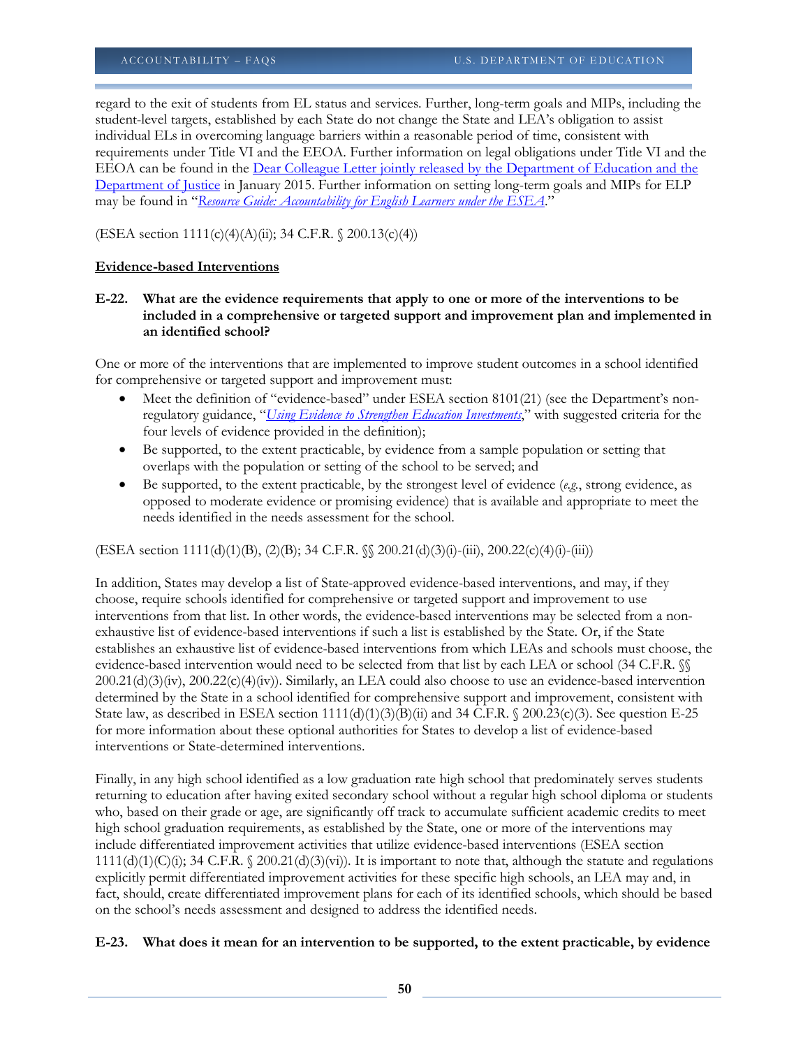regard to the exit of students from EL status and services. Further, long-term goals and MIPs, including the student-level targets, established by each State do not change the State and LEA's obligation to assist individual ELs in overcoming language barriers within a reasonable period of time, consistent with requirements under Title VI and the EEOA. Further information on legal obligations under Title VI and the EEOA can be found in the Dear Colleague Letter jointly released by the Department of Education and the Department of Justice in January 2015. Further information on setting long-term goals and MIPs for ELP may be found in "*Resource Guide: Accountability for English Learners under the ESEA*."

(ESEA section 1111(c)(4)(A)(ii); 34 C.F.R. § 200.13(c)(4))

**Evidence-based Interventions**

**E-22. What are the evidence requirements that apply to one or more of the interventions to be included in a comprehensive or targeted support and improvement plan and implemented in an identified school?**

One or more of the interventions that are implemented to improve student outcomes in a school identified for comprehensive or targeted support and improvement must:

- Meet the definition of "evidence-based" under ESEA section 8101(21) (see the Department's non-regulatory guidance, "*Using Evidence to Strengthen Education Investments*," with suggested criteria for the four levels of evidence provided in the definition);
- Be supported, to the extent practicable, by evidence from a sample population or setting that overlaps with the population or setting of the school to be served; and
- Be supported, to the extent practicable, by the strongest level of evidence (*e.g.*, strong evidence, as opposed to moderate evidence or promising evidence) that is available and appropriate to meet the needs identified in the needs assessment for the school.

(ESEA section 1111(d)(1)(B), (2)(B); 34 C.F.R. §§ 200.21(d)(3)(i)-(iii), 200.22(c)(4)(i)-(iii))

In addition, States may develop a list of State-approved evidence-based interventions, and may, if they choose, require schools identified for comprehensive or targeted support and improvement to use interventions from that list. In other words, the evidence-based interventions may be selected from a non-exhaustive list of evidence-based interventions if such a list is established by the State. Or, if the State establishes an exhaustive list of evidence-based interventions from which LEAs and schools must choose, the evidence-based intervention would need to be selected from that list by each LEA or school (34 C.F.R. §§ 200.21(d)(3)(iv), 200.22(c)(4)(iv)). Similarly, an LEA could also choose to use an evidence-based intervention determined by the State in a school identified for comprehensive support and improvement, consistent with State law, as described in ESEA section 1111(d)(1)(3)(B)(ii) and 34 C.F.R. § 200.23(c)(3). See question E-25 for more information about these optional authorities for States to develop a list of evidence-based interventions or State-determined interventions.

Finally, in any high school identified as a low graduation rate high school that predominately serves students returning to education after having exited secondary school without a regular high school diploma or students who, based on their grade or age, are significantly off track to accumulate sufficient academic credits to meet high school graduation requirements, as established by the State, one or more of the interventions may include differentiated improvement activities that utilize evidence-based interventions (ESEA section 1111(d)(1)(C)(i); 34 C.F.R. § 200.21(d)(3)(vi)). It is important to note that, although the statute and regulations explicitly permit differentiated improvement activities for these specific high schools, an LEA may and, in fact, should, create differentiated improvement plans for each of its identified schools, which should be based on the school's needs assessment and designed to address the identified needs.

**E-23. What does it mean for an intervention to be supported, to the extent practicable, by evidence**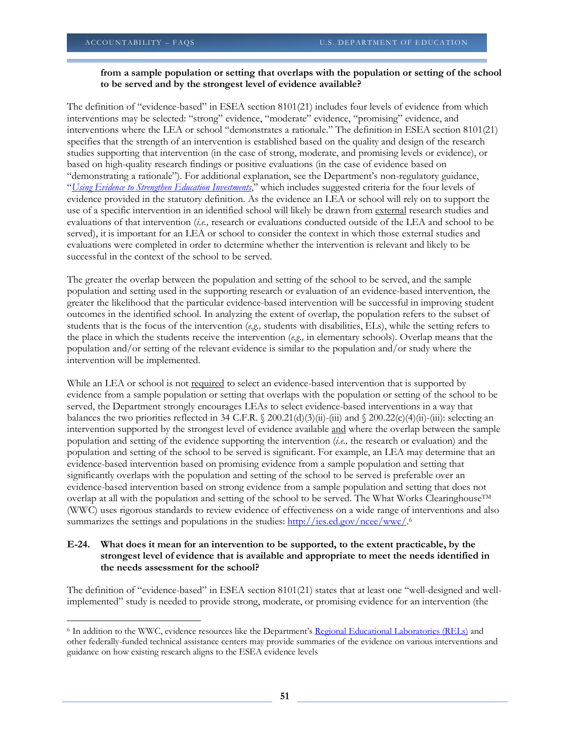**from a sample population or setting that overlaps with the population or setting of the school to be served and by the strongest level of evidence available?**

The definition of "evidence-based" in ESEA section 8101(21) includes four levels of evidence from which interventions may be selected: "strong" evidence, "moderate" evidence, "promising" evidence, and interventions where the LEA or school "demonstrates a rationale." The definition in ESEA section 8101(21) specifies that the strength of an intervention is established based on the quality and design of the research studies supporting that intervention (in the case of strong, moderate, and promising levels or evidence), or based on high-quality research findings or positive evaluations (in the case of evidence based on "demonstrating a rationale"). For additional explanation, see the Department's non-regulatory guidance, "*Using Evidence to Strengthen Education Investments*," which includes suggested criteria for the four levels of evidence provided in the statutory definition. As the evidence an LEA or school will rely on to support the use of a specific intervention in an identified school will likely be drawn from external research studies and evaluations of that intervention (*i.e.,* research or evaluations conducted outside of the LEA and school to be served), it is important for an LEA or school to consider the context in which those external studies and evaluations were completed in order to determine whether the intervention is relevant and likely to be successful in the context of the school to be served.

The greater the overlap between the population and setting of the school to be served, and the sample population and setting used in the supporting research or evaluation of an evidence-based intervention, the greater the likelihood that the particular evidence-based intervention will be successful in improving student outcomes in the identified school. In analyzing the extent of overlap, the population refers to the subset of students that is the focus of the intervention (*e.g.,* students with disabilities, ELs), while the setting refers to the place in which the students receive the intervention (*e.g.,* in elementary schools). Overlap means that the population and/or setting of the relevant evidence is similar to the population and/or study where the intervention will be implemented.

While an LEA or school is not required to select an evidence-based intervention that is supported by evidence from a sample population or setting that overlaps with the population or setting of the school to be served, the Department strongly encourages LEAs to select evidence-based interventions in a way that balances the two priorities reflected in 34 C.F.R. § 200.21(d)(3)(ii)-(iii) and § 200.22(c)(4)(ii)-(iii): selecting an intervention supported by the strongest level of evidence available and where the overlap between the sample population and setting of the evidence supporting the intervention (*i.e.,* the research or evaluation) and the population and setting of the school to be served is significant. For example, an LEA may determine that an evidence-based intervention based on promising evidence from a sample population and setting that significantly overlaps with the population and setting of the school to be served is preferable over an evidence-based intervention based on strong evidence from a sample population and setting that does not overlap at all with the population and setting of the school to be served. The What Works Clearinghouse™ (WWC) uses rigorous standards to review evidence of effectiveness on a wide range of interventions and also summarizes the settings and populations in the studies: http://ies.ed.gov/ncee/wwc/.[6]

**E-24. What does it mean for an intervention to be supported, to the extent practicable, by the strongest level of evidence that is available and appropriate to meet the needs identified in the needs assessment for the school?**

The definition of "evidence-based" in ESEA section 8101(21) states that at least one "well-designed and well-implemented" study is needed to provide strong, moderate, or promising evidence for an intervention (the

[6] In addition to the WWC, evidence resources like the Department's Regional Educational Laboratories (RELs) and other federally-funded technical assistance centers may provide summaries of the evidence on various interventions and guidance on how existing research aligns to the ESEA evidence levels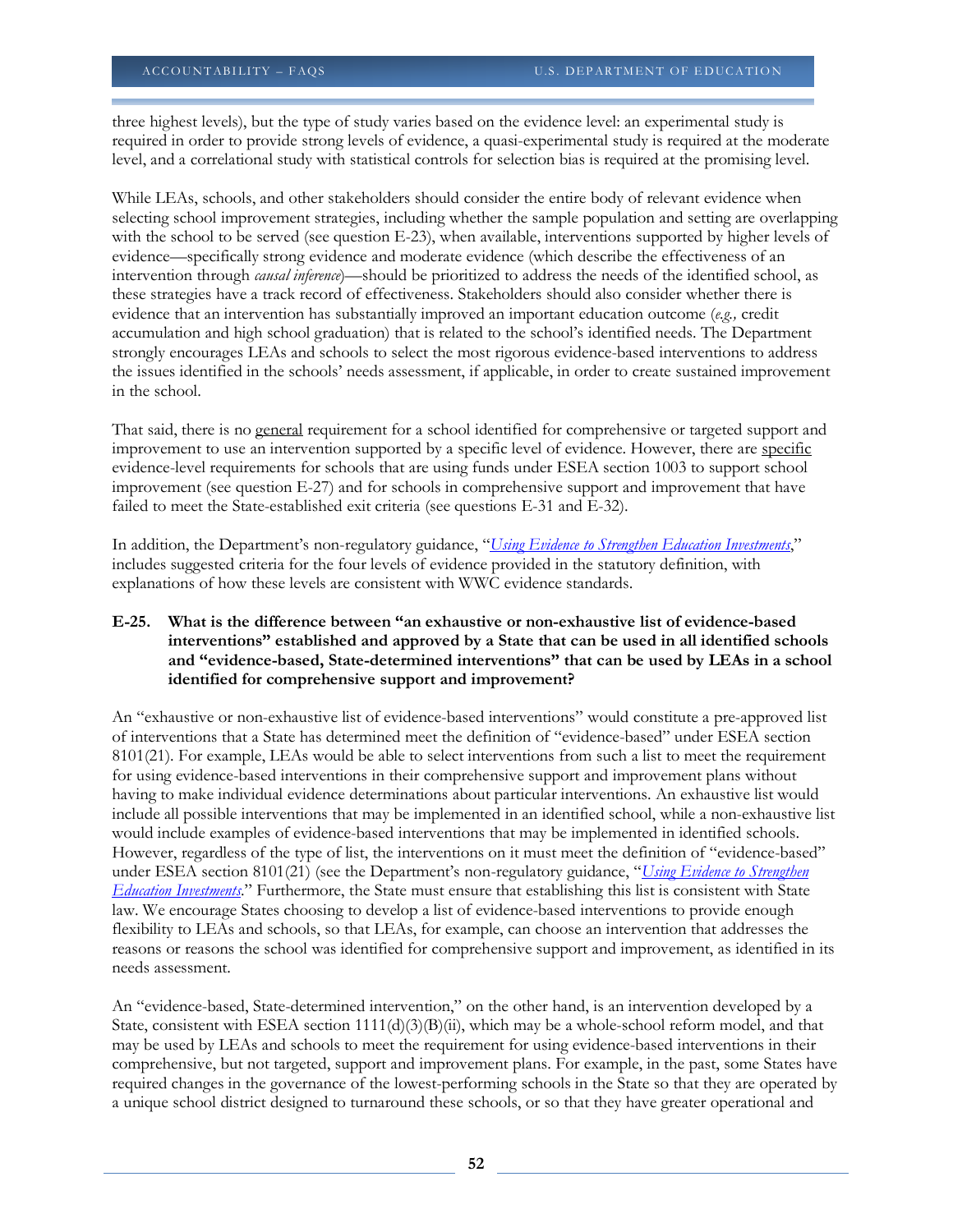three highest levels), but the type of study varies based on the evidence level: an experimental study is required in order to provide strong levels of evidence, a quasi-experimental study is required at the moderate level, and a correlational study with statistical controls for selection bias is required at the promising level.

While LEAs, schools, and other stakeholders should consider the entire body of relevant evidence when selecting school improvement strategies, including whether the sample population and setting are overlapping with the school to be served (see question E-23), when available, interventions supported by higher levels of evidence—specifically strong evidence and moderate evidence (which describe the effectiveness of an intervention through *causal inference*)—should be prioritized to address the needs of the identified school, as these strategies have a track record of effectiveness. Stakeholders should also consider whether there is evidence that an intervention has substantially improved an important education outcome (*e.g.,* credit accumulation and high school graduation) that is related to the school's identified needs. The Department strongly encourages LEAs and schools to select the most rigorous evidence-based interventions to address the issues identified in the schools' needs assessment, if applicable, in order to create sustained improvement in the school.

That said, there is no <u>general</u> requirement for a school identified for comprehensive or targeted support and improvement to use an intervention supported by a specific level of evidence. However, there are <u>specific</u> evidence-level requirements for schools that are using funds under ESEA section 1003 to support school improvement (see question E-27) and for schools in comprehensive support and improvement that have failed to meet the State-established exit criteria (see questions E-31 and E-32).

In addition, the Department's non-regulatory guidance, "*Using Evidence to Strengthen Education Investments*," includes suggested criteria for the four levels of evidence provided in the statutory definition, with explanations of how these levels are consistent with WWC evidence standards.

**E-25. What is the difference between "an exhaustive or non-exhaustive list of evidence-based interventions" established and approved by a State that can be used in all identified schools and "evidence-based, State-determined interventions" that can be used by LEAs in a school identified for comprehensive support and improvement?**

An "exhaustive or non-exhaustive list of evidence-based interventions" would constitute a pre-approved list of interventions that a State has determined meet the definition of "evidence-based" under ESEA section 8101(21). For example, LEAs would be able to select interventions from such a list to meet the requirement for using evidence-based interventions in their comprehensive support and improvement plans without having to make individual evidence determinations about particular interventions. An exhaustive list would include all possible interventions that may be implemented in an identified school, while a non-exhaustive list would include examples of evidence-based interventions that may be implemented in identified schools. However, regardless of the type of list, the interventions on it must meet the definition of "evidence-based" under ESEA section 8101(21) (see the Department's non-regulatory guidance, "*Using Evidence to Strengthen Education Investments*." Furthermore, the State must ensure that establishing this list is consistent with State law. We encourage States choosing to develop a list of evidence-based interventions to provide enough flexibility to LEAs and schools, so that LEAs, for example, can choose an intervention that addresses the reasons or reasons the school was identified for comprehensive support and improvement, as identified in its needs assessment.

An "evidence-based, State-determined intervention," on the other hand, is an intervention developed by a State, consistent with ESEA section 1111(d)(3)(B)(ii), which may be a whole-school reform model, and that may be used by LEAs and schools to meet the requirement for using evidence-based interventions in their comprehensive, but not targeted, support and improvement plans. For example, in the past, some States have required changes in the governance of the lowest-performing schools in the State so that they are operated by a unique school district designed to turnaround these schools, or so that they have greater operational and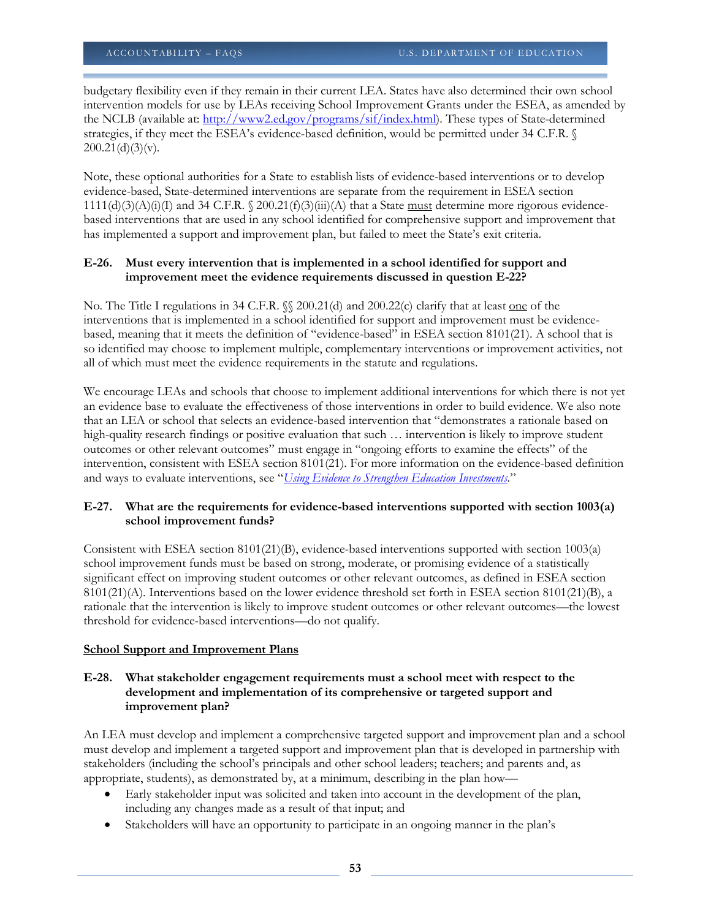budgetary flexibility even if they remain in their current LEA. States have also determined their own school intervention models for use by LEAs receiving School Improvement Grants under the ESEA, as amended by the NCLB (available at: http://www2.ed.gov/programs/sif/index.html). These types of State-determined strategies, if they meet the ESEA's evidence-based definition, would be permitted under 34 C.F.R. § 200.21(d)(3)(v).

Note, these optional authorities for a State to establish lists of evidence-based interventions or to develop evidence-based, State-determined interventions are separate from the requirement in ESEA section 1111(d)(3)(A)(i)(I) and 34 C.F.R. § 200.21(f)(3)(iii)(A) that a State must determine more rigorous evidence-based interventions that are used in any school identified for comprehensive support and improvement that has implemented a support and improvement plan, but failed to meet the State's exit criteria.

**E-26. Must every intervention that is implemented in a school identified for support and improvement meet the evidence requirements discussed in question E-22?**

No. The Title I regulations in 34 C.F.R. §§ 200.21(d) and 200.22(c) clarify that at least one of the interventions that is implemented in a school identified for support and improvement must be evidence-based, meaning that it meets the definition of "evidence-based" in ESEA section 8101(21). A school that is so identified may choose to implement multiple, complementary interventions or improvement activities, not all of which must meet the evidence requirements in the statute and regulations.

We encourage LEAs and schools that choose to implement additional interventions for which there is not yet an evidence base to evaluate the effectiveness of those interventions in order to build evidence. We also note that an LEA or school that selects an evidence-based intervention that "demonstrates a rationale based on high-quality research findings or positive evaluation that such … intervention is likely to improve student outcomes or other relevant outcomes" must engage in "ongoing efforts to examine the effects" of the intervention, consistent with ESEA section 8101(21). For more information on the evidence-based definition and ways to evaluate interventions, see "*Using Evidence to Strengthen Education Investments*."

**E-27. What are the requirements for evidence-based interventions supported with section 1003(a) school improvement funds?**

Consistent with ESEA section 8101(21)(B), evidence-based interventions supported with section 1003(a) school improvement funds must be based on strong, moderate, or promising evidence of a statistically significant effect on improving student outcomes or other relevant outcomes, as defined in ESEA section 8101(21)(A). Interventions based on the lower evidence threshold set forth in ESEA section 8101(21)(B), a rationale that the intervention is likely to improve student outcomes or other relevant outcomes—the lowest threshold for evidence-based interventions—do not qualify.

## School Support and Improvement Plans

**E-28. What stakeholder engagement requirements must a school meet with respect to the development and implementation of its comprehensive or targeted support and improvement plan?**

An LEA must develop and implement a comprehensive targeted support and improvement plan and a school must develop and implement a targeted support and improvement plan that is developed in partnership with stakeholders (including the school's principals and other school leaders; teachers; and parents and, as appropriate, students), as demonstrated by, at a minimum, describing in the plan how—

- Early stakeholder input was solicited and taken into account in the development of the plan, including any changes made as a result of that input; and
- Stakeholders will have an opportunity to participate in an ongoing manner in the plan's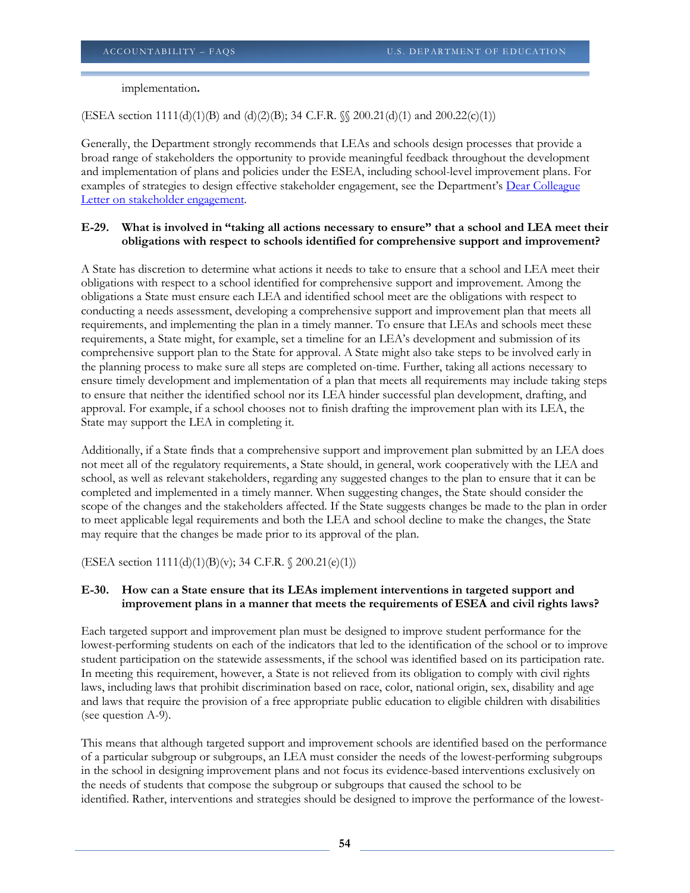implementation**.**

(ESEA section 1111(d)(1)(B) and (d)(2)(B); 34 C.F.R. §§ 200.21(d)(1) and 200.22(c)(1))

Generally, the Department strongly recommends that LEAs and schools design processes that provide a broad range of stakeholders the opportunity to provide meaningful feedback throughout the development and implementation of plans and policies under the ESEA, including school-level improvement plans. For examples of strategies to design effective stakeholder engagement, see the Department's Dear Colleague Letter on stakeholder engagement.

**E-29. What is involved in "taking all actions necessary to ensure" that a school and LEA meet their obligations with respect to schools identified for comprehensive support and improvement?**

A State has discretion to determine what actions it needs to take to ensure that a school and LEA meet their obligations with respect to a school identified for comprehensive support and improvement. Among the obligations a State must ensure each LEA and identified school meet are the obligations with respect to conducting a needs assessment, developing a comprehensive support and improvement plan that meets all requirements, and implementing the plan in a timely manner. To ensure that LEAs and schools meet these requirements, a State might, for example, set a timeline for an LEA's development and submission of its comprehensive support plan to the State for approval. A State might also take steps to be involved early in the planning process to make sure all steps are completed on-time. Further, taking all actions necessary to ensure timely development and implementation of a plan that meets all requirements may include taking steps to ensure that neither the identified school nor its LEA hinder successful plan development, drafting, and approval. For example, if a school chooses not to finish drafting the improvement plan with its LEA, the State may support the LEA in completing it.

Additionally, if a State finds that a comprehensive support and improvement plan submitted by an LEA does not meet all of the regulatory requirements, a State should, in general, work cooperatively with the LEA and school, as well as relevant stakeholders, regarding any suggested changes to the plan to ensure that it can be completed and implemented in a timely manner. When suggesting changes, the State should consider the scope of the changes and the stakeholders affected. If the State suggests changes be made to the plan in order to meet applicable legal requirements and both the LEA and school decline to make the changes, the State may require that the changes be made prior to its approval of the plan.

(ESEA section 1111(d)(1)(B)(v); 34 C.F.R. § 200.21(e)(1))

**E-30. How can a State ensure that its LEAs implement interventions in targeted support and improvement plans in a manner that meets the requirements of ESEA and civil rights laws?**

Each targeted support and improvement plan must be designed to improve student performance for the lowest-performing students on each of the indicators that led to the identification of the school or to improve student participation on the statewide assessments, if the school was identified based on its participation rate. In meeting this requirement, however, a State is not relieved from its obligation to comply with civil rights laws, including laws that prohibit discrimination based on race, color, national origin, sex, disability and age and laws that require the provision of a free appropriate public education to eligible children with disabilities (see question A-9).

This means that although targeted support and improvement schools are identified based on the performance of a particular subgroup or subgroups, an LEA must consider the needs of the lowest-performing subgroups in the school in designing improvement plans and not focus its evidence-based interventions exclusively on the needs of students that compose the subgroup or subgroups that caused the school to be identified. Rather, interventions and strategies should be designed to improve the performance of the lowest-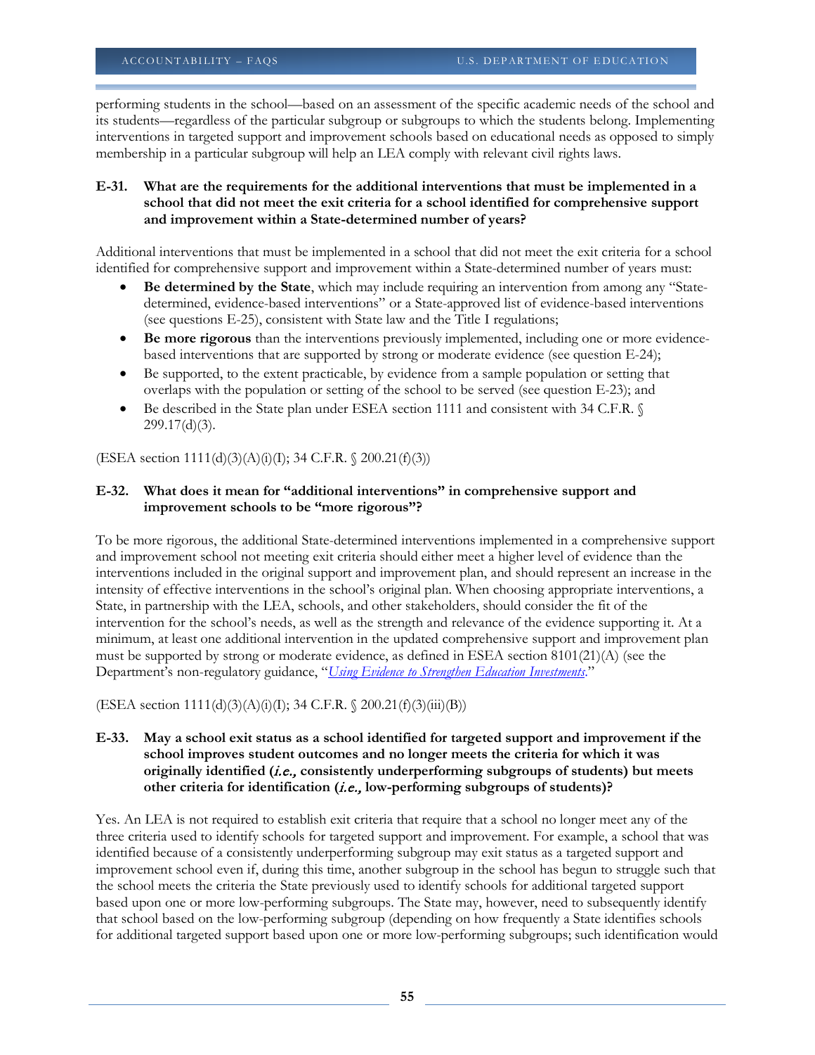performing students in the school—based on an assessment of the specific academic needs of the school and its students—regardless of the particular subgroup or subgroups to which the students belong. Implementing interventions in targeted support and improvement schools based on educational needs as opposed to simply membership in a particular subgroup will help an LEA comply with relevant civil rights laws.

**E-31. What are the requirements for the additional interventions that must be implemented in a school that did not meet the exit criteria for a school identified for comprehensive support and improvement within a State-determined number of years?**

Additional interventions that must be implemented in a school that did not meet the exit criteria for a school identified for comprehensive support and improvement within a State-determined number of years must:

- **Be determined by the State**, which may include requiring an intervention from among any "State-determined, evidence-based interventions" or a State-approved list of evidence-based interventions (see questions E-25), consistent with State law and the Title I regulations;
- **Be more rigorous** than the interventions previously implemented, including one or more evidence-based interventions that are supported by strong or moderate evidence (see question E-24);
- Be supported, to the extent practicable, by evidence from a sample population or setting that overlaps with the population or setting of the school to be served (see question E-23); and
- Be described in the State plan under ESEA section 1111 and consistent with 34 C.F.R. § 299.17(d)(3).

(ESEA section 1111(d)(3)(A)(i)(I); 34 C.F.R. § 200.21(f)(3))

**E-32. What does it mean for "additional interventions" in comprehensive support and improvement schools to be "more rigorous"?**

To be more rigorous, the additional State-determined interventions implemented in a comprehensive support and improvement school not meeting exit criteria should either meet a higher level of evidence than the interventions included in the original support and improvement plan, and should represent an increase in the intensity of effective interventions in the school's original plan. When choosing appropriate interventions, a State, in partnership with the LEA, schools, and other stakeholders, should consider the fit of the intervention for the school's needs, as well as the strength and relevance of the evidence supporting it. At a minimum, at least one additional intervention in the updated comprehensive support and improvement plan must be supported by strong or moderate evidence, as defined in ESEA section 8101(21)(A) (see the Department's non-regulatory guidance, "*Using Evidence to Strengthen Education Investments*."

(ESEA section 1111(d)(3)(A)(i)(I); 34 C.F.R. § 200.21(f)(3)(iii)(B))

**E-33. May a school exit status as a school identified for targeted support and improvement if the school improves student outcomes and no longer meets the criteria for which it was originally identified (*i.e.,* consistently underperforming subgroups of students) but meets other criteria for identification (*i.e.,* low-performing subgroups of students)?**

Yes. An LEA is not required to establish exit criteria that require that a school no longer meet any of the three criteria used to identify schools for targeted support and improvement. For example, a school that was identified because of a consistently underperforming subgroup may exit status as a targeted support and improvement school even if, during this time, another subgroup in the school has begun to struggle such that the school meets the criteria the State previously used to identify schools for additional targeted support based upon one or more low-performing subgroups. The State may, however, need to subsequently identify that school based on the low-performing subgroup (depending on how frequently a State identifies schools for additional targeted support based upon one or more low-performing subgroups; such identification would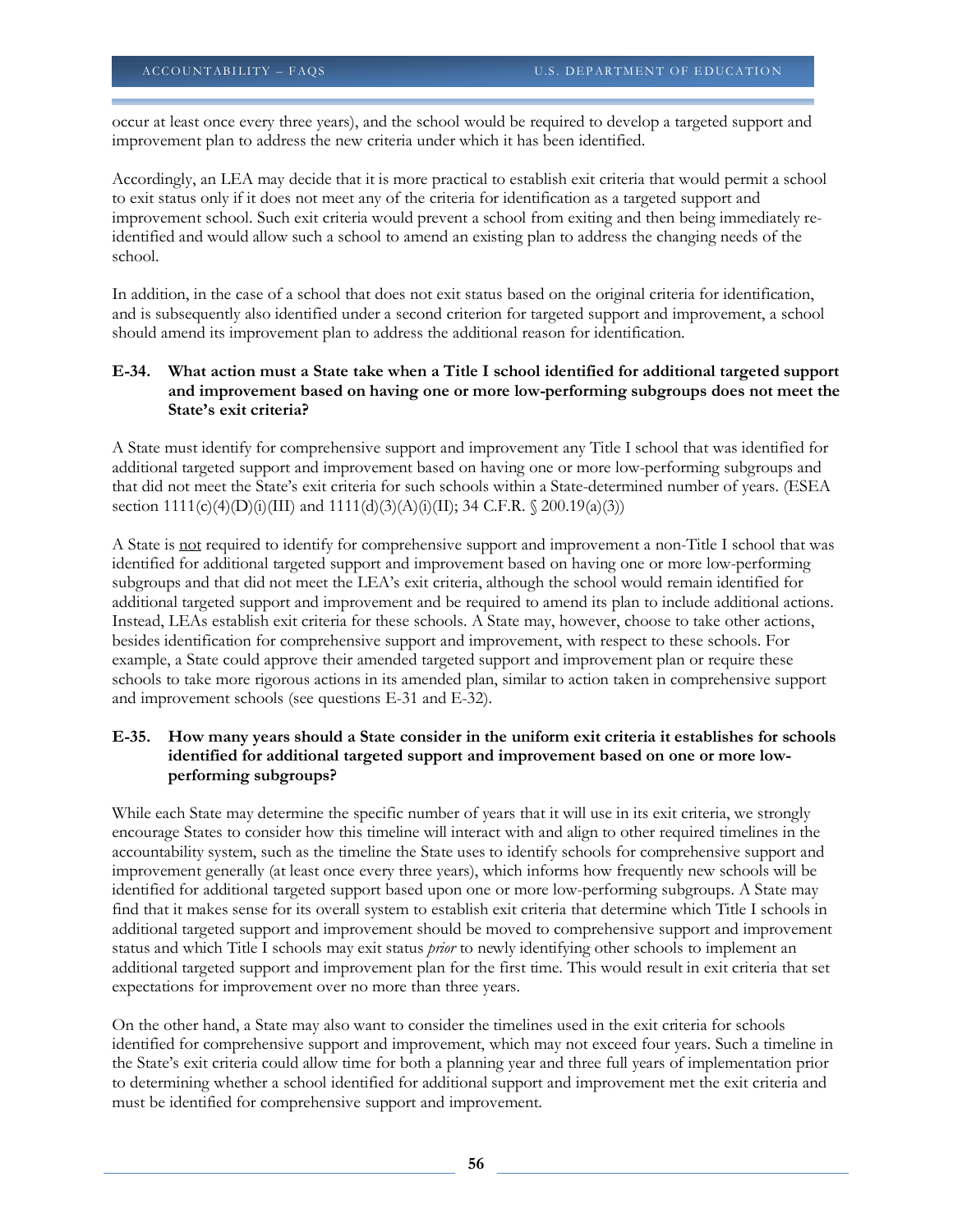occur at least once every three years), and the school would be required to develop a targeted support and improvement plan to address the new criteria under which it has been identified.

Accordingly, an LEA may decide that it is more practical to establish exit criteria that would permit a school to exit status only if it does not meet any of the criteria for identification as a targeted support and improvement school. Such exit criteria would prevent a school from exiting and then being immediately re-identified and would allow such a school to amend an existing plan to address the changing needs of the school.

In addition, in the case of a school that does not exit status based on the original criteria for identification, and is subsequently also identified under a second criterion for targeted support and improvement, a school should amend its improvement plan to address the additional reason for identification.

#### E-34. What action must a State take when a Title I school identified for additional targeted support and improvement based on having one or more low-performing subgroups does not meet the State's exit criteria?

A State must identify for comprehensive support and improvement any Title I school that was identified for additional targeted support and improvement based on having one or more low-performing subgroups and that did not meet the State's exit criteria for such schools within a State-determined number of years. (ESEA section 1111(c)(4)(D)(i)(III) and 1111(d)(3)(A)(i)(II); 34 C.F.R. § 200.19(a)(3))

A State is <u>not</u> required to identify for comprehensive support and improvement a non-Title I school that was identified for additional targeted support and improvement based on having one or more low-performing subgroups and that did not meet the LEA's exit criteria, although the school would remain identified for additional targeted support and improvement and be required to amend its plan to include additional actions. Instead, LEAs establish exit criteria for these schools. A State may, however, choose to take other actions, besides identification for comprehensive support and improvement, with respect to these schools. For example, a State could approve their amended targeted support and improvement plan or require these schools to take more rigorous actions in its amended plan, similar to action taken in comprehensive support and improvement schools (see questions E-31 and E-32).

#### E-35. How many years should a State consider in the uniform exit criteria it establishes for schools identified for additional targeted support and improvement based on one or more low-performing subgroups?

While each State may determine the specific number of years that it will use in its exit criteria, we strongly encourage States to consider how this timeline will interact with and align to other required timelines in the accountability system, such as the timeline the State uses to identify schools for comprehensive support and improvement generally (at least once every three years), which informs how frequently new schools will be identified for additional targeted support based upon one or more low-performing subgroups. A State may find that it makes sense for its overall system to establish exit criteria that determine which Title I schools in additional targeted support and improvement should be moved to comprehensive support and improvement status and which Title I schools may exit status *prior* to newly identifying other schools to implement an additional targeted support and improvement plan for the first time. This would result in exit criteria that set expectations for improvement over no more than three years.

On the other hand, a State may also want to consider the timelines used in the exit criteria for schools identified for comprehensive support and improvement, which may not exceed four years. Such a timeline in the State's exit criteria could allow time for both a planning year and three full years of implementation prior to determining whether a school identified for additional support and improvement met the exit criteria and must be identified for comprehensive support and improvement.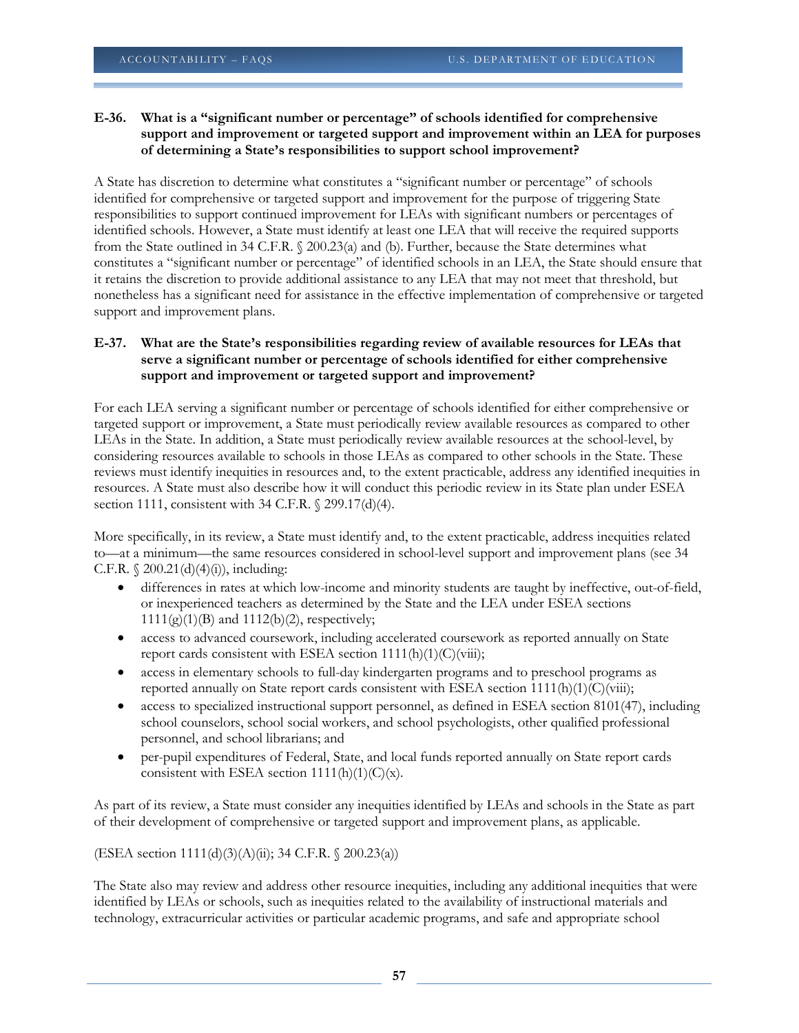### E-36. What is a "significant number or percentage" of schools identified for comprehensive support and improvement or targeted support and improvement within an LEA for purposes of determining a State's responsibilities to support school improvement?

A State has discretion to determine what constitutes a "significant number or percentage" of schools identified for comprehensive or targeted support and improvement for the purpose of triggering State responsibilities to support continued improvement for LEAs with significant numbers or percentages of identified schools. However, a State must identify at least one LEA that will receive the required supports from the State outlined in 34 C.F.R. § 200.23(a) and (b). Further, because the State determines what constitutes a "significant number or percentage" of identified schools in an LEA, the State should ensure that it retains the discretion to provide additional assistance to any LEA that may not meet that threshold, but nonetheless has a significant need for assistance in the effective implementation of comprehensive or targeted support and improvement plans.

### E-37. What are the State's responsibilities regarding review of available resources for LEAs that serve a significant number or percentage of schools identified for either comprehensive support and improvement or targeted support and improvement?

For each LEA serving a significant number or percentage of schools identified for either comprehensive or targeted support or improvement, a State must periodically review available resources as compared to other LEAs in the State. In addition, a State must periodically review available resources at the school-level, by considering resources available to schools in those LEAs as compared to other schools in the State. These reviews must identify inequities in resources and, to the extent practicable, address any identified inequities in resources. A State must also describe how it will conduct this periodic review in its State plan under ESEA section 1111, consistent with 34 C.F.R. § 299.17(d)(4).

More specifically, in its review, a State must identify and, to the extent practicable, address inequities related to—at a minimum—the same resources considered in school-level support and improvement plans (see 34 C.F.R. § 200.21(d)(4)(i)), including:

- differences in rates at which low-income and minority students are taught by ineffective, out-of-field, or inexperienced teachers as determined by the State and the LEA under ESEA sections 1111(g)(1)(B) and 1112(b)(2), respectively;
- access to advanced coursework, including accelerated coursework as reported annually on State report cards consistent with ESEA section 1111(h)(1)(C)(viii);
- access in elementary schools to full-day kindergarten programs and to preschool programs as reported annually on State report cards consistent with ESEA section 1111(h)(1)(C)(viii);
- access to specialized instructional support personnel, as defined in ESEA section 8101(47), including school counselors, school social workers, and school psychologists, other qualified professional personnel, and school librarians; and
- per-pupil expenditures of Federal, State, and local funds reported annually on State report cards consistent with ESEA section 1111(h)(1)(C)(x).

As part of its review, a State must consider any inequities identified by LEAs and schools in the State as part of their development of comprehensive or targeted support and improvement plans, as applicable.

(ESEA section 1111(d)(3)(A)(ii); 34 C.F.R. § 200.23(a))

The State also may review and address other resource inequities, including any additional inequities that were identified by LEAs or schools, such as inequities related to the availability of instructional materials and technology, extracurricular activities or particular academic programs, and safe and appropriate school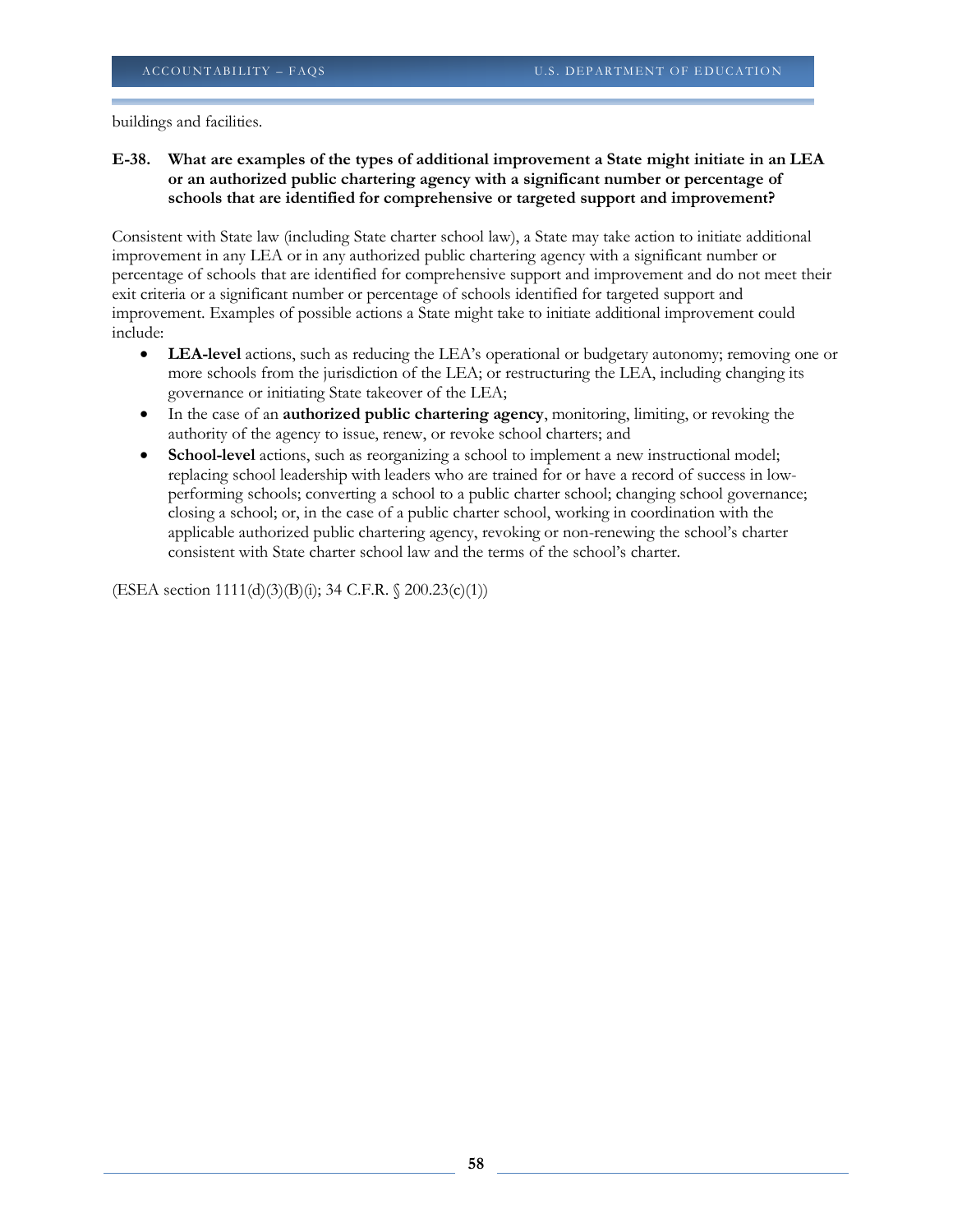buildings and facilities.

**E-38. What are examples of the types of additional improvement a State might initiate in an LEA or an authorized public chartering agency with a significant number or percentage of schools that are identified for comprehensive or targeted support and improvement?**

Consistent with State law (including State charter school law), a State may take action to initiate additional improvement in any LEA or in any authorized public chartering agency with a significant number or percentage of schools that are identified for comprehensive support and improvement and do not meet their exit criteria or a significant number or percentage of schools identified for targeted support and improvement. Examples of possible actions a State might take to initiate additional improvement could include:

- **LEA-level** actions, such as reducing the LEA's operational or budgetary autonomy; removing one or more schools from the jurisdiction of the LEA; or restructuring the LEA, including changing its governance or initiating State takeover of the LEA;
- In the case of an **authorized public chartering agency**, monitoring, limiting, or revoking the authority of the agency to issue, renew, or revoke school charters; and
- **School-level** actions, such as reorganizing a school to implement a new instructional model; replacing school leadership with leaders who are trained for or have a record of success in low-performing schools; converting a school to a public charter school; changing school governance; closing a school; or, in the case of a public charter school, working in coordination with the applicable authorized public chartering agency, revoking or non-renewing the school's charter consistent with State charter school law and the terms of the school's charter.

(ESEA section 1111(d)(3)(B)(i); 34 C.F.R. § 200.23(c)(1))